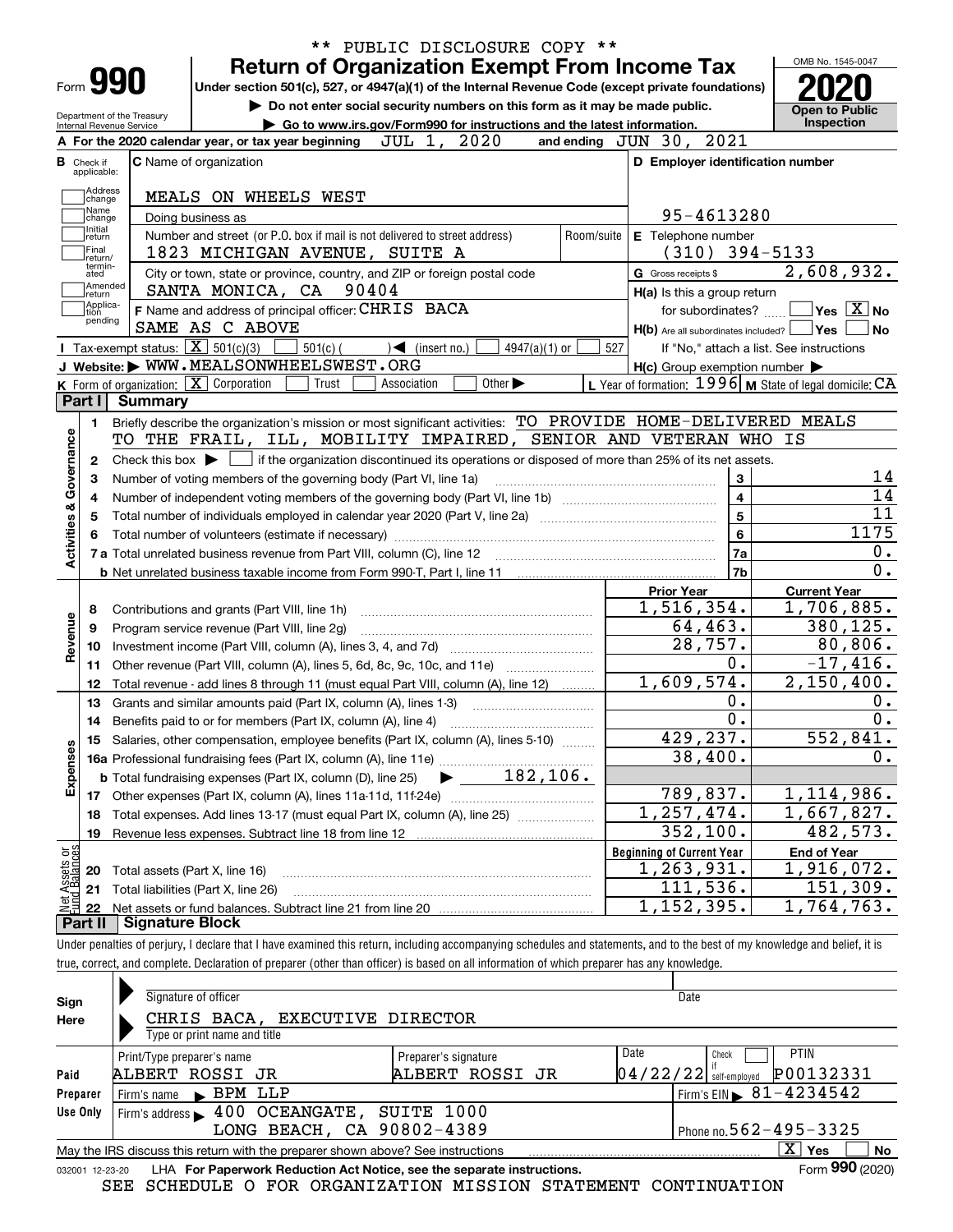** PUBLIC DISCLOSURE COPY **

# Form 990 — Return of Organization Exempt From Income Tax

Under section 501(c), 527, or 4947(a)(1) of the Internal Revenue Code (except private foundations)

▶ Do not enter social security numbers on this form as it may be made public.

▶ Go to www.irs.gov/Form990 for instructions and the latest information.

Department of the Treasury
Internal Revenue Service

OMB No. 1545-0047

**2020**

**Open to Public Inspection**

**A** For the 2020 calendar year, or tax year beginning JUL 1, 2020 and ending JUN 30, 2021

**B** Check if applicable: Address change, Name change, Initial return, Final return/terminated, Amended return, Application pending

**C** Name of organization: MEALS ON WHEELS WEST

Doing business as

Number and street (or P.O. box if mail is not delivered to street address): 1823 MICHIGAN AVENUE, SUITE A — Room/suite

City or town, state or province, country, and ZIP or foreign postal code: SANTA MONICA, CA 90404

**D** Employer identification number: 95-4613280

**E** Telephone number: (310) 394-5133

**G** Gross receipts $ 2,608,932.

**F** Name and address of principal officer: CHRIS BACA
SAME AS C ABOVE

**H(a)** Is this a group return for subordinates? ☐ Yes ☒ No

**H(b)** Are all subordinates included? ☐ Yes ☐ No
If "No," attach a list. See instructions

**H(c)** Group exemption number ▶

**I** Tax-exempt status: ☒ 501(c)(3) ☐ 501(c) ( ) ◀ (insert no.) ☐ 4947(a)(1) or ☐ 527

**J** Website: ▶ WWW.MEALSONWHEELSWEST.ORG

**K** Form of organization: ☒ Corporation ☐ Trust ☐ Association ☐ Other ▶

**L** Year of formation: 1996 **M** State of legal domicile: CA

## Part I Summary

**Activities & Governance**

1 Briefly describe the organization's mission or most significant activities: TO PROVIDE HOME-DELIVERED MEALS TO THE FRAIL, ILL, MOBILITY IMPAIRED, SENIOR AND VETERAN WHO IS

2 Check this box ▶ ☐ if the organization discontinued its operations or disposed of more than 25% of its net assets.

| Line | Description | | Value |
|---|---|---|---|
| 3 | Number of voting members of the governing body (Part VI, line 1a) | 3 | 14 |
| 4 | Number of independent voting members of the governing body (Part VI, line 1b) | 4 | 14 |
| 5 | Total number of individuals employed in calendar year 2020 (Part V, line 2a) | 5 | 11 |
| 6 | Total number of volunteers (estimate if necessary) | 6 | 1175 |
| 7a | Total unrelated business revenue from Part VIII, column (C), line 12 | 7a | 0. |
| 7b | Net unrelated business taxable income from Form 990-T, Part I, line 11 | 7b | 0. |

| Section | Line | Description | Prior Year | Current Year |
|---|---|---|---|---|
| Revenue | 8 | Contributions and grants (Part VIII, line 1h) | 1,516,354. | 1,706,885. |
| | 9 | Program service revenue (Part VIII, line 2g) | 64,463. | 380,125. |
| | 10 | Investment income (Part VIII, column (A), lines 3, 4, and 7d) | 28,757. | 80,806. |
| | 11 | Other revenue (Part VIII, column (A), lines 5, 6d, 8c, 9c, 10c, and 11e) | 0. | -17,416. |
| | 12 | Total revenue - add lines 8 through 11 (must equal Part VIII, column (A), line 12) | 1,609,574. | 2,150,400. |
| Expenses | 13 | Grants and similar amounts paid (Part IX, column (A), lines 1-3) | 0. | 0. |
| | 14 | Benefits paid to or for members (Part IX, column (A), line 4) | 0. | 0. |
| | 15 | Salaries, other compensation, employee benefits (Part IX, column (A), lines 5-10) | 429,237. | 552,841. |
| | 16a | Professional fundraising fees (Part IX, column (A), line 11e) | 38,400. | 0. |
| | b | Total fundraising expenses (Part IX, column (D), line 25) ▶ 182,106. | | |
| | 17 | Other expenses (Part IX, column (A), lines 11a-11d, 11f-24e) | 789,837. | 1,114,986. |
| | 18 | Total expenses. Add lines 13-17 (must equal Part IX, column (A), line 25) | 1,257,474. | 1,667,827. |
| | 19 | Revenue less expenses. Subtract line 18 from line 12 | 352,100. | 482,573. |

| Section | Line | Description | Beginning of Current Year | End of Year |
|---|---|---|---|---|
| Net Assets or Fund Balances | 20 | Total assets (Part X, line 16) | 1,263,931. | 1,916,072. |
| | 21 | Total liabilities (Part X, line 26) | 111,536. | 151,309. |
| | 22 | Net assets or fund balances. Subtract line 21 from line 20 | 1,152,395. | 1,764,763. |

## Part II Signature Block

Under penalties of perjury, I declare that I have examined this return, including accompanying schedules and statements, and to the best of my knowledge and belief, it is true, correct, and complete. Declaration of preparer (other than officer) is based on all information of which preparer has any knowledge.

**Sign Here**

Signature of officer — Date

CHRIS BACA, EXECUTIVE DIRECTOR
Type or print name and title

**Paid Preparer Use Only**

| Print/Type preparer's name | Preparer's signature | Date | Check if self-employed | PTIN |
|---|---|---|---|---|
| ALBERT ROSSI JR | ALBERT ROSSI JR | 04/22/22 | ☐ | P00132331 |

Firm's name ▶ BPM LLP — Firm's EIN ▶ 81-4234542

Firm's address ▶ 400 OCEANGATE, SUITE 1000, LONG BEACH, CA 90802-4389 — Phone no. 562-495-3325

May the IRS discuss this return with the preparer shown above? See instructions ☒ Yes ☐ No

032001 12-23-20 LHA For Paperwork Reduction Act Notice, see the separate instructions. Form **990** (2020)

SEE SCHEDULE O FOR ORGANIZATION MISSION STATEMENT CONTINUATION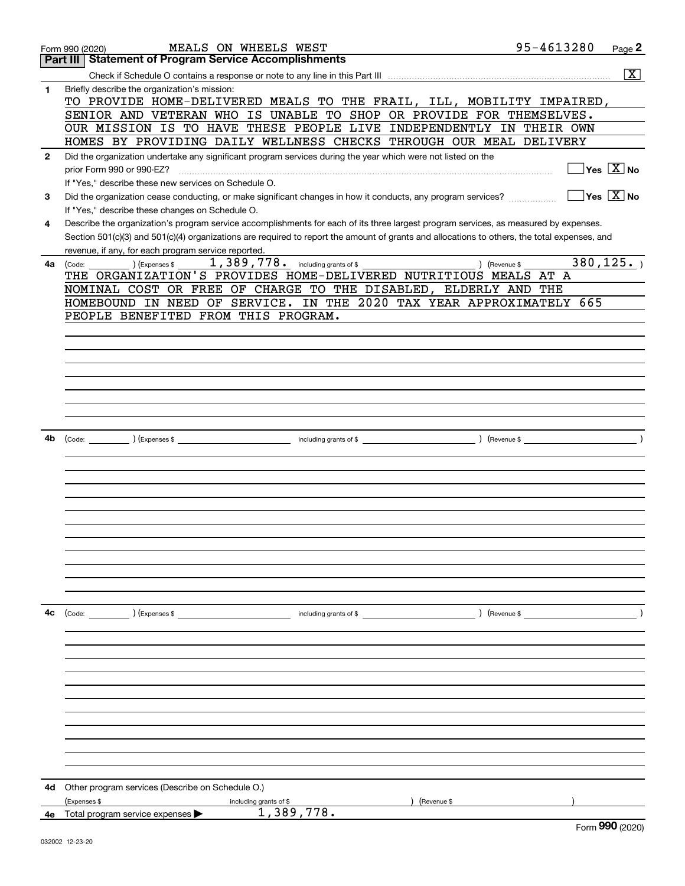Form 990 (2020) MEALS ON WHEELS WEST 95-4613280 Page 2

## Part III Statement of Program Service Accomplishments

Check if Schedule O contains a response or note to any line in this Part III .......... [X]

**1** Briefly describe the organization's mission:

TO PROVIDE HOME-DELIVERED MEALS TO THE FRAIL, ILL, MOBILITY IMPAIRED, SENIOR AND VETERAN WHO IS UNABLE TO SHOP OR PROVIDE FOR THEMSELVES. OUR MISSION IS TO HAVE THESE PEOPLE LIVE INDEPENDENTLY IN THEIR OWN HOMES BY PROVIDING DAILY WELLNESS CHECKS THROUGH OUR MEAL DELIVERY

**2** Did the organization undertake any significant program services during the year which were not listed on the prior Form 990 or 990-EZ? .......... [ ] Yes [X] No

If "Yes," describe these new services on Schedule O.

**3** Did the organization cease conducting, or make significant changes in how it conducts, any program services? .......... [ ] Yes [X] No

If "Yes," describe these changes on Schedule O.

**4** Describe the organization's program service accomplishments for each of its three largest program services, as measured by expenses. Section 501(c)(3) and 501(c)(4) organizations are required to report the amount of grants and allocations to others, the total expenses, and revenue, if any, for each program service reported.

**4a** (Code: ) (Expenses $ 1,389,778. including grants of $ ) (Revenue $ 380,125. )

THE ORGANIZATION'S PROVIDES HOME-DELIVERED NUTRITIOUS MEALS AT A NOMINAL COST OR FREE OF CHARGE TO THE DISABLED, ELDERLY AND THE HOMEBOUND IN NEED OF SERVICE. IN THE 2020 TAX YEAR APPROXIMATELY 665 PEOPLE BENEFITED FROM THIS PROGRAM.

**4b** (Code: ) (Expenses $ including grants of $ ) (Revenue $ )

**4c** (Code: ) (Expenses $ including grants of $ ) (Revenue $ )

**4d** Other program services (Describe on Schedule O.)

(Expenses $ including grants of $ ) (Revenue $ )

**4e** Total program service expenses ▶ 1,389,778.

Form **990** (2020)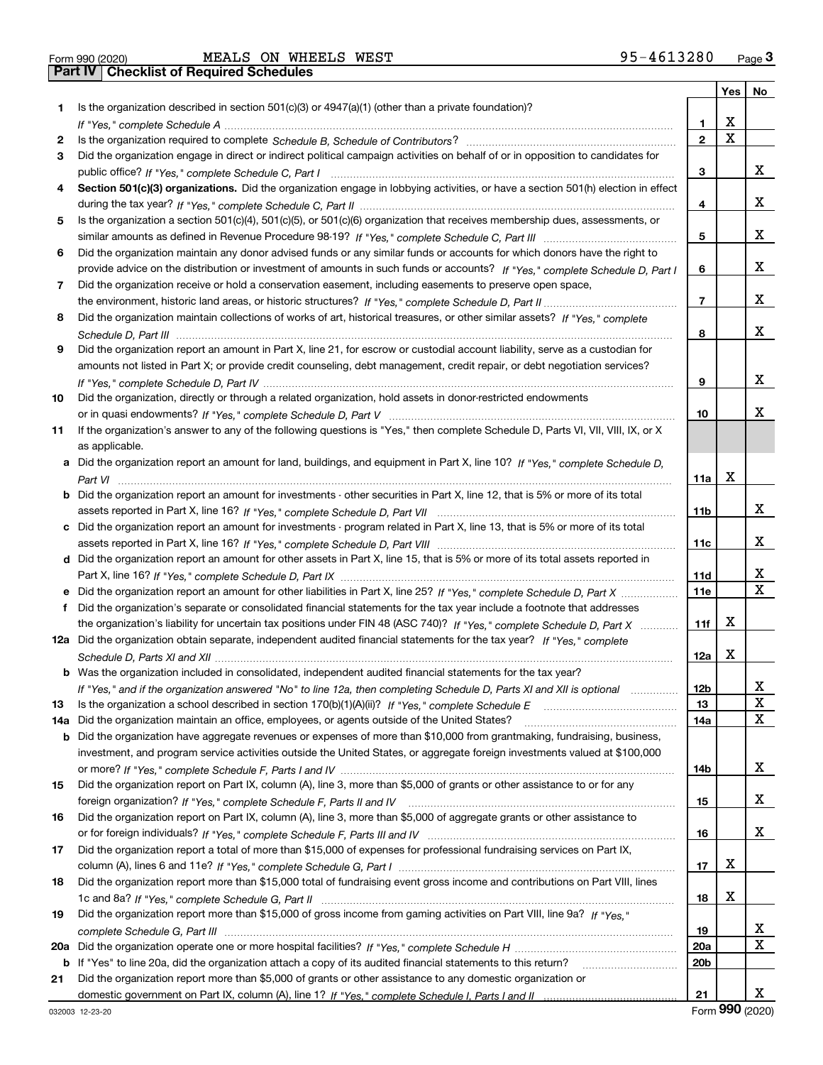Form 990 (2020) MEALS ON WHEELS WEST 95-4613280

## Part IV Checklist of Required Schedules

| | | | Yes | No |
|---|---|---|---|---|
| 1 | Is the organization described in section 501(c)(3) or 4947(a)(1) (other than a private foundation)? *If "Yes," complete Schedule A* | 1 | X | |
| 2 | Is the organization required to complete *Schedule B, Schedule of Contributors*? | 2 | X | |
| 3 | Did the organization engage in direct or indirect political campaign activities on behalf of or in opposition to candidates for public office? *If "Yes," complete Schedule C, Part I* | 3 | | X |
| 4 | **Section 501(c)(3) organizations.** Did the organization engage in lobbying activities, or have a section 501(h) election in effect during the tax year? *If "Yes," complete Schedule C, Part II* | 4 | | X |
| 5 | Is the organization a section 501(c)(4), 501(c)(5), or 501(c)(6) organization that receives membership dues, assessments, or similar amounts as defined in Revenue Procedure 98-19? *If "Yes," complete Schedule C, Part III* | 5 | | X |
| 6 | Did the organization maintain any donor advised funds or any similar funds or accounts for which donors have the right to provide advice on the distribution or investment of amounts in such funds or accounts? *If "Yes," complete Schedule D, Part I* | 6 | | X |
| 7 | Did the organization receive or hold a conservation easement, including easements to preserve open space, the environment, historic land areas, or historic structures? *If "Yes," complete Schedule D, Part II* | 7 | | X |
| 8 | Did the organization maintain collections of works of art, historical treasures, or other similar assets? *If "Yes," complete Schedule D, Part III* | 8 | | X |
| 9 | Did the organization report an amount in Part X, line 21, for escrow or custodial account liability, serve as a custodian for amounts not listed in Part X; or provide credit counseling, debt management, credit repair, or debt negotiation services? *If "Yes," complete Schedule D, Part IV* | 9 | | X |
| 10 | Did the organization, directly or through a related organization, hold assets in donor-restricted endowments or in quasi endowments? *If "Yes," complete Schedule D, Part V* | 10 | | X |
| 11 | If the organization's answer to any of the following questions is "Yes," then complete Schedule D, Parts VI, VII, VIII, IX, or X as applicable. | | | |
| a | Did the organization report an amount for land, buildings, and equipment in Part X, line 10? *If "Yes," complete Schedule D, Part VI* | 11a | X | |
| b | Did the organization report an amount for investments - other securities in Part X, line 12, that is 5% or more of its total assets reported in Part X, line 16? *If "Yes," complete Schedule D, Part VII* | 11b | | X |
| c | Did the organization report an amount for investments - program related in Part X, line 13, that is 5% or more of its total assets reported in Part X, line 16? *If "Yes," complete Schedule D, Part VIII* | 11c | | X |
| d | Did the organization report an amount for other assets in Part X, line 15, that is 5% or more of its total assets reported in Part X, line 16? *If "Yes," complete Schedule D, Part IX* | 11d | | X |
| e | Did the organization report an amount for other liabilities in Part X, line 25? *If "Yes," complete Schedule D, Part X* | 11e | | X |
| f | Did the organization's separate or consolidated financial statements for the tax year include a footnote that addresses the organization's liability for uncertain tax positions under FIN 48 (ASC 740)? *If "Yes," complete Schedule D, Part X* | 11f | X | |
| 12a | Did the organization obtain separate, independent audited financial statements for the tax year? *If "Yes," complete Schedule D, Parts XI and XII* | 12a | X | |
| b | Was the organization included in consolidated, independent audited financial statements for the tax year? *If "Yes," and if the organization answered "No" to line 12a, then completing Schedule D, Parts XI and XII is optional* | 12b | | X |
| 13 | Is the organization a school described in section 170(b)(1)(A)(ii)? *If "Yes," complete Schedule E* | 13 | | X |
| 14a | Did the organization maintain an office, employees, or agents outside of the United States? | 14a | | X |
| b | Did the organization have aggregate revenues or expenses of more than $10,000 from grantmaking, fundraising, business, investment, and program service activities outside the United States, or aggregate foreign investments valued at $100,000 or more? *If "Yes," complete Schedule F, Parts I and IV* | 14b | | X |
| 15 | Did the organization report on Part IX, column (A), line 3, more than $5,000 of grants or other assistance to or for any foreign organization? *If "Yes," complete Schedule F, Parts II and IV* | 15 | | X |
| 16 | Did the organization report on Part IX, column (A), line 3, more than $5,000 of aggregate grants or other assistance to or for foreign individuals? *If "Yes," complete Schedule F, Parts III and IV* | 16 | | X |
| 17 | Did the organization report a total of more than $15,000 of expenses for professional fundraising services on Part IX, column (A), lines 6 and 11e? *If "Yes," complete Schedule G, Part I* | 17 | X | |
| 18 | Did the organization report more than $15,000 total of fundraising event gross income and contributions on Part VIII, lines 1c and 8a? *If "Yes," complete Schedule G, Part II* | 18 | X | |
| 19 | Did the organization report more than $15,000 of gross income from gaming activities on Part VIII, line 9a? *If "Yes," complete Schedule G, Part III* | 19 | | X |
| 20a | Did the organization operate one or more hospital facilities? *If "Yes," complete Schedule H* | 20a | | X |
| b | If "Yes" to line 20a, did the organization attach a copy of its audited financial statements to this return? | 20b | | |
| 21 | Did the organization report more than $5,000 of grants or other assistance to any domestic organization or domestic government on Part IX, column (A), line 1? *If "Yes," complete Schedule I, Parts I and II* | 21 | | X |

032003 12-23-20 Form **990** (2020)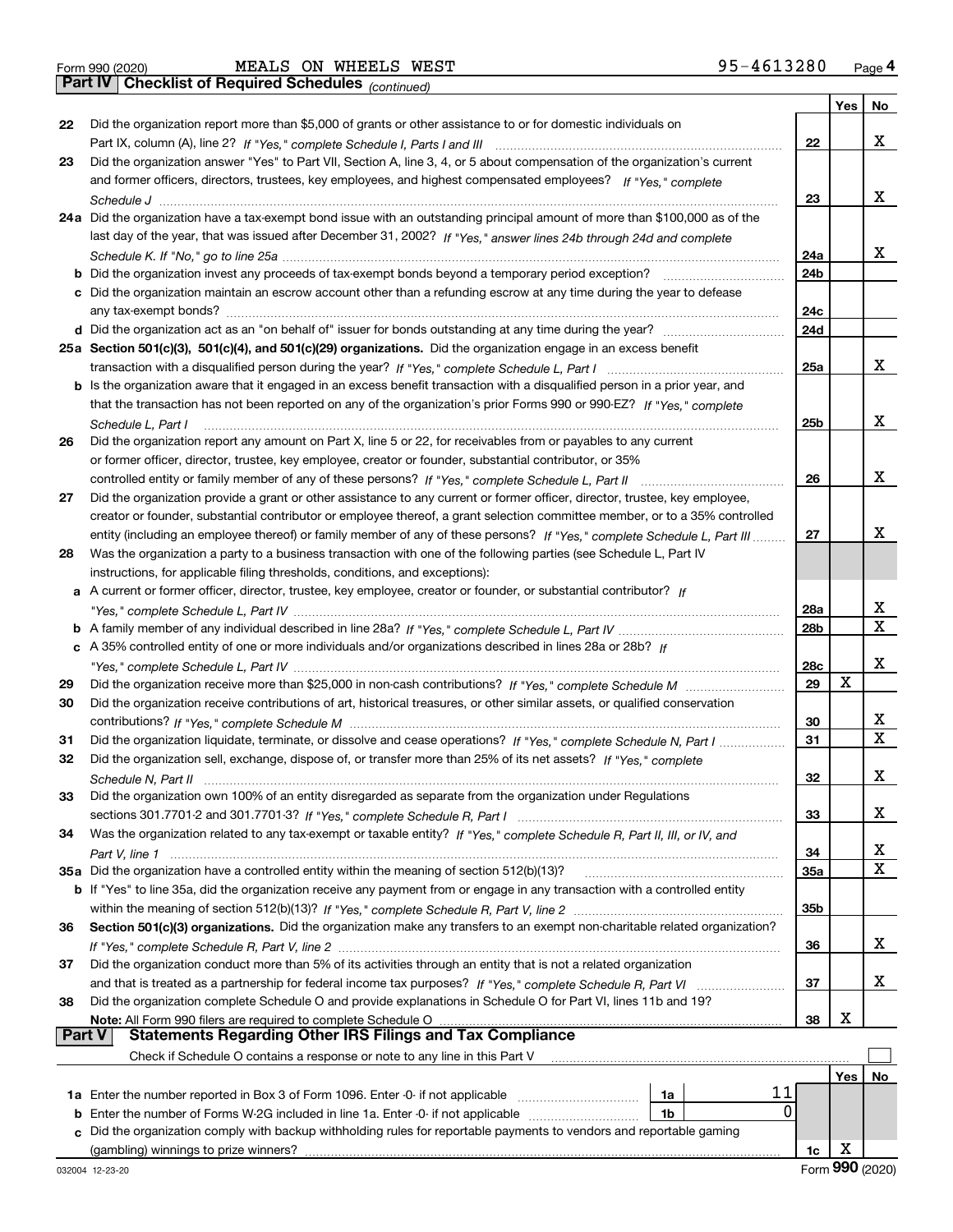Form 990 (2020) MEALS ON WHEELS WEST 95-4613280 Page 4

**Part IV | Checklist of Required Schedules** *(continued)*

| | | | Yes | No |
|---|---|---|---|---|
| 22 | Did the organization report more than $5,000 of grants or other assistance to or for domestic individuals on Part IX, column (A), line 2? *If "Yes," complete Schedule I, Parts I and III* | 22 | | X |
| 23 | Did the organization answer "Yes" to Part VII, Section A, line 3, 4, or 5 about compensation of the organization's current and former officers, directors, trustees, key employees, and highest compensated employees? *If "Yes," complete Schedule J* | 23 | | X |
| 24a | Did the organization have a tax-exempt bond issue with an outstanding principal amount of more than $100,000 as of the last day of the year, that was issued after December 31, 2002? *If "Yes," answer lines 24b through 24d and complete Schedule K. If "No," go to line 25a* | 24a | | X |
| b | Did the organization invest any proceeds of tax-exempt bonds beyond a temporary period exception? | 24b | | |
| c | Did the organization maintain an escrow account other than a refunding escrow at any time during the year to defease any tax-exempt bonds? | 24c | | |
| d | Did the organization act as an "on behalf of" issuer for bonds outstanding at any time during the year? | 24d | | |
| 25a | **Section 501(c)(3), 501(c)(4), and 501(c)(29) organizations.** Did the organization engage in an excess benefit transaction with a disqualified person during the year? *If "Yes," complete Schedule L, Part I* | 25a | | X |
| b | Is the organization aware that it engaged in an excess benefit transaction with a disqualified person in a prior year, and that the transaction has not been reported on any of the organization's prior Forms 990 or 990-EZ? *If "Yes," complete Schedule L, Part I* | 25b | | X |
| 26 | Did the organization report any amount on Part X, line 5 or 22, for receivables from or payables to any current or former officer, director, trustee, key employee, creator or founder, substantial contributor, or 35% controlled entity or family member of any of these persons? *If "Yes," complete Schedule L, Part II* | 26 | | X |
| 27 | Did the organization provide a grant or other assistance to any current or former officer, director, trustee, key employee, creator or founder, substantial contributor or employee thereof, a grant selection committee member, or to a 35% controlled entity (including an employee thereof) or family member of any of these persons? *If "Yes," complete Schedule L, Part III* | 27 | | X |
| 28 | Was the organization a party to a business transaction with one of the following parties (see Schedule L, Part IV instructions, for applicable filing thresholds, conditions, and exceptions): | | | |
| a | A current or former officer, director, trustee, key employee, creator or founder, or substantial contributor? *If "Yes," complete Schedule L, Part IV* | 28a | | X |
| b | A family member of any individual described in line 28a? *If "Yes," complete Schedule L, Part IV* | 28b | | X |
| c | A 35% controlled entity of one or more individuals and/or organizations described in lines 28a or 28b? *If "Yes," complete Schedule L, Part IV* | 28c | | X |
| 29 | Did the organization receive more than $25,000 in non-cash contributions? *If "Yes," complete Schedule M* | 29 | X | |
| 30 | Did the organization receive contributions of art, historical treasures, or other similar assets, or qualified conservation contributions? *If "Yes," complete Schedule M* | 30 | | X |
| 31 | Did the organization liquidate, terminate, or dissolve and cease operations? *If "Yes," complete Schedule N, Part I* | 31 | | X |
| 32 | Did the organization sell, exchange, dispose of, or transfer more than 25% of its net assets? *If "Yes," complete Schedule N, Part II* | 32 | | X |
| 33 | Did the organization own 100% of an entity disregarded as separate from the organization under Regulations sections 301.7701-2 and 301.7701-3? *If "Yes," complete Schedule R, Part I* | 33 | | X |
| 34 | Was the organization related to any tax-exempt or taxable entity? *If "Yes," complete Schedule R, Part II, III, or IV, and Part V, line 1* | 34 | | X |
| 35a | Did the organization have a controlled entity within the meaning of section 512(b)(13)? | 35a | | X |
| b | If "Yes" to line 35a, did the organization receive any payment from or engage in any transaction with a controlled entity within the meaning of section 512(b)(13)? *If "Yes," complete Schedule R, Part V, line 2* | 35b | | |
| 36 | **Section 501(c)(3) organizations.** Did the organization make any transfers to an exempt non-charitable related organization? *If "Yes," complete Schedule R, Part V, line 2* | 36 | | X |
| 37 | Did the organization conduct more than 5% of its activities through an entity that is not a related organization and that is treated as a partnership for federal income tax purposes? *If "Yes," complete Schedule R, Part VI* | 37 | | X |
| 38 | Did the organization complete Schedule O and provide explanations in Schedule O for Part VI, lines 11b and 19? **Note:** All Form 990 filers are required to complete Schedule O | 38 | X | |

**Part V | Statements Regarding Other IRS Filings and Tax Compliance**

Check if Schedule O contains a response or note to any line in this Part V ☐

| | | | | | Yes | No |
|---|---|---|---|---|---|---|
| 1a | Enter the number reported in Box 3 of Form 1096. Enter -0- if not applicable | 1a | 11 | | | |
| b | Enter the number of Forms W-2G included in line 1a. Enter -0- if not applicable | 1b | 0 | | | |
| c | Did the organization comply with backup withholding rules for reportable payments to vendors and reportable gaming (gambling) winnings to prize winners? | | | 1c | X | |

032004 12-23-20 Form **990** (2020)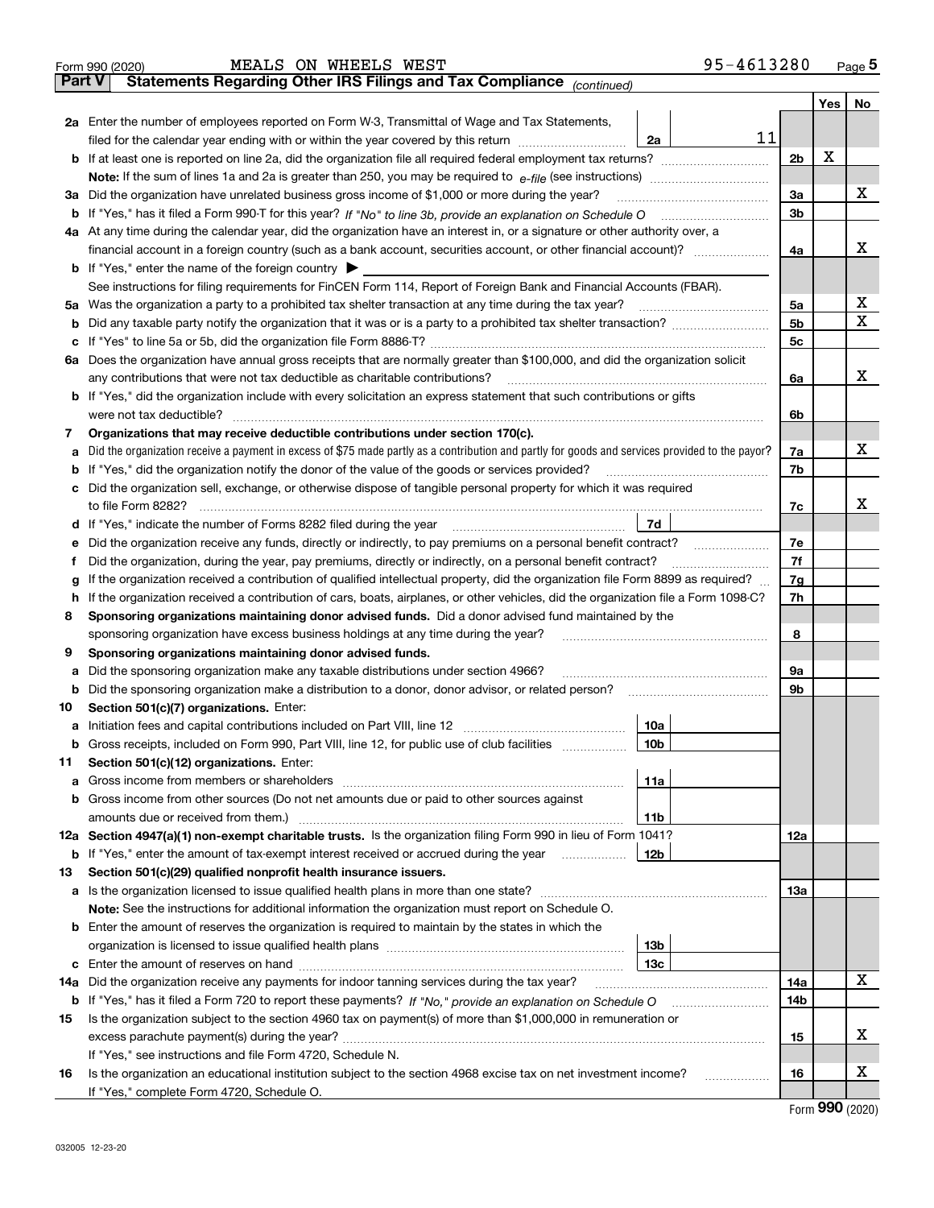Form 990 (2020) MEALS ON WHEELS WEST 95-4613280 Page 5

## Part V Statements Regarding Other IRS Filings and Tax Compliance *(continued)*

| | | | | | Yes | No |
|---|---|---|---|---|---|---|
| **2a** | Enter the number of employees reported on Form W-3, Transmittal of Wage and Tax Statements, filed for the calendar year ending with or within the year covered by this return | 2a | 11 | | | |
| **b** | If at least one is reported on line 2a, did the organization file all required federal employment tax returns? | | | 2b | X | |
| | **Note:** If the sum of lines 1a and 2a is greater than 250, you may be required to *e-file* (see instructions) | | | | | |
| **3a** | Did the organization have unrelated business gross income of $1,000 or more during the year? | | | 3a | | X |
| **b** | If "Yes," has it filed a Form 990-T for this year? *If "No" to line 3b, provide an explanation on Schedule O* | | | 3b | | |
| **4a** | At any time during the calendar year, did the organization have an interest in, or a signature or other authority over, a financial account in a foreign country (such as a bank account, securities account, or other financial account)? | | | 4a | | X |
| **b** | If "Yes," enter the name of the foreign country ▶ | | | | | |
| | See instructions for filing requirements for FinCEN Form 114, Report of Foreign Bank and Financial Accounts (FBAR). | | | | | |
| **5a** | Was the organization a party to a prohibited tax shelter transaction at any time during the tax year? | | | 5a | | X |
| **b** | Did any taxable party notify the organization that it was or is a party to a prohibited tax shelter transaction? | | | 5b | | X |
| **c** | If "Yes" to line 5a or 5b, did the organization file Form 8886-T? | | | 5c | | |
| **6a** | Does the organization have annual gross receipts that are normally greater than $100,000, and did the organization solicit any contributions that were not tax deductible as charitable contributions? | | | 6a | | X |
| **b** | If "Yes," did the organization include with every solicitation an express statement that such contributions or gifts were not tax deductible? | | | 6b | | |
| **7** | **Organizations that may receive deductible contributions under section 170(c).** | | | | | |
| **a** | Did the organization receive a payment in excess of $75 made partly as a contribution and partly for goods and services provided to the payor? | | | 7a | | X |
| **b** | If "Yes," did the organization notify the donor of the value of the goods or services provided? | | | 7b | | |
| **c** | Did the organization sell, exchange, or otherwise dispose of tangible personal property for which it was required to file Form 8282? | | | 7c | | X |
| **d** | If "Yes," indicate the number of Forms 8282 filed during the year | 7d | | | | |
| **e** | Did the organization receive any funds, directly or indirectly, to pay premiums on a personal benefit contract? | | | 7e | | |
| **f** | Did the organization, during the year, pay premiums, directly or indirectly, on a personal benefit contract? | | | 7f | | |
| **g** | If the organization received a contribution of qualified intellectual property, did the organization file Form 8899 as required? | | | 7g | | |
| **h** | If the organization received a contribution of cars, boats, airplanes, or other vehicles, did the organization file a Form 1098-C? | | | 7h | | |
| **8** | **Sponsoring organizations maintaining donor advised funds.** Did a donor advised fund maintained by the sponsoring organization have excess business holdings at any time during the year? | | | 8 | | |
| **9** | **Sponsoring organizations maintaining donor advised funds.** | | | | | |
| **a** | Did the sponsoring organization make any taxable distributions under section 4966? | | | 9a | | |
| **b** | Did the sponsoring organization make a distribution to a donor, donor advisor, or related person? | | | 9b | | |
| **10** | **Section 501(c)(7) organizations.** Enter: | | | | | |
| **a** | Initiation fees and capital contributions included on Part VIII, line 12 | 10a | | | | |
| **b** | Gross receipts, included on Form 990, Part VIII, line 12, for public use of club facilities | 10b | | | | |
| **11** | **Section 501(c)(12) organizations.** Enter: | | | | | |
| **a** | Gross income from members or shareholders | 11a | | | | |
| **b** | Gross income from other sources (Do not net amounts due or paid to other sources against amounts due or received from them.) | 11b | | | | |
| **12a** | **Section 4947(a)(1) non-exempt charitable trusts.** Is the organization filing Form 990 in lieu of Form 1041? | | | 12a | | |
| **b** | If "Yes," enter the amount of tax-exempt interest received or accrued during the year | 12b | | | | |
| **13** | **Section 501(c)(29) qualified nonprofit health insurance issuers.** | | | | | |
| **a** | Is the organization licensed to issue qualified health plans in more than one state? | | | 13a | | |
| | **Note:** See the instructions for additional information the organization must report on Schedule O. | | | | | |
| **b** | Enter the amount of reserves the organization is required to maintain by the states in which the organization is licensed to issue qualified health plans | 13b | | | | |
| **c** | Enter the amount of reserves on hand | 13c | | | | |
| **14a** | Did the organization receive any payments for indoor tanning services during the tax year? | | | 14a | | X |
| **b** | If "Yes," has it filed a Form 720 to report these payments? *If "No," provide an explanation on Schedule O* | | | 14b | | |
| **15** | Is the organization subject to the section 4960 tax on payment(s) of more than $1,000,000 in remuneration or excess parachute payment(s) during the year? | | | 15 | | X |
| | If "Yes," see instructions and file Form 4720, Schedule N. | | | | | |
| **16** | Is the organization an educational institution subject to the section 4968 excise tax on net investment income? | | | 16 | | X |
| | If "Yes," complete Form 4720, Schedule O. | | | | | |

Form **990** (2020)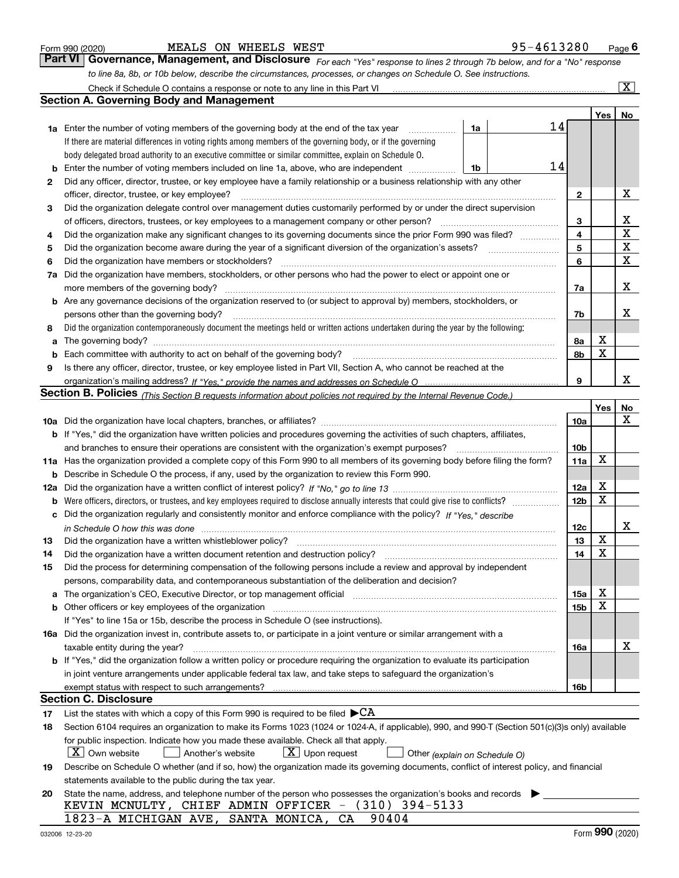Form 990 (2020) MEALS ON WHEELS WEST 95-4613280

## Part VI Governance, Management, and Disclosure

*For each "Yes" response to lines 2 through 7b below, and for a "No" response to line 8a, 8b, or 10b below, describe the circumstances, processes, or changes on Schedule O. See instructions.*

Check if Schedule O contains a response or note to any line in this Part VI [X]

### Section A. Governing Body and Management

| | | | | Yes | No |
|---|---|---|---|---|---|
| **1a** | Enter the number of voting members of the governing body at the end of the tax year. If there are material differences in voting rights among members of the governing body, or if the governing body delegated broad authority to an executive committee or similar committee, explain on Schedule O. | 1a 14 | | | |
| **b** | Enter the number of voting members included on line 1a, above, who are independent | 1b 14 | | | |
| **2** | Did any officer, director, trustee, or key employee have a family relationship or a business relationship with any other officer, director, trustee, or key employee? | | 2 | | X |
| **3** | Did the organization delegate control over management duties customarily performed by or under the direct supervision of officers, directors, trustees, or key employees to a management company or other person? | | 3 | | X |
| **4** | Did the organization make any significant changes to its governing documents since the prior Form 990 was filed? | | 4 | | X |
| **5** | Did the organization become aware during the year of a significant diversion of the organization's assets? | | 5 | | X |
| **6** | Did the organization have members or stockholders? | | 6 | | X |
| **7a** | Did the organization have members, stockholders, or other persons who had the power to elect or appoint one or more members of the governing body? | | 7a | | X |
| **b** | Are any governance decisions of the organization reserved to (or subject to approval by) members, stockholders, or persons other than the governing body? | | 7b | | X |
| **8** | Did the organization contemporaneously document the meetings held or written actions undertaken during the year by the following: | | | | |
| **a** | The governing body? | | 8a | X | |
| **b** | Each committee with authority to act on behalf of the governing body? | | 8b | X | |
| **9** | Is there any officer, director, trustee, or key employee listed in Part VII, Section A, who cannot be reached at the organization's mailing address? *If "Yes," provide the names and addresses on Schedule O* | | 9 | | X |

### Section B. Policies *(This Section B requests information about policies not required by the Internal Revenue Code.)*

| | | | Yes | No |
|---|---|---|---|---|
| **10a** | Did the organization have local chapters, branches, or affiliates? | 10a | | X |
| **b** | If "Yes," did the organization have written policies and procedures governing the activities of such chapters, affiliates, and branches to ensure their operations are consistent with the organization's exempt purposes? | 10b | | |
| **11a** | Has the organization provided a complete copy of this Form 990 to all members of its governing body before filing the form? | 11a | X | |
| **b** | Describe in Schedule O the process, if any, used by the organization to review this Form 990. | | | |
| **12a** | Did the organization have a written conflict of interest policy? *If "No," go to line 13* | 12a | X | |
| **b** | Were officers, directors, or trustees, and key employees required to disclose annually interests that could give rise to conflicts? | 12b | X | |
| **c** | Did the organization regularly and consistently monitor and enforce compliance with the policy? *If "Yes," describe in Schedule O how this was done* | 12c | | X |
| **13** | Did the organization have a written whistleblower policy? | 13 | X | |
| **14** | Did the organization have a written document retention and destruction policy? | 14 | X | |
| **15** | Did the process for determining compensation of the following persons include a review and approval by independent persons, comparability data, and contemporaneous substantiation of the deliberation and decision? | | | |
| **a** | The organization's CEO, Executive Director, or top management official | 15a | X | |
| **b** | Other officers or key employees of the organization. If "Yes" to line 15a or 15b, describe the process in Schedule O (see instructions). | 15b | X | |
| **16a** | Did the organization invest in, contribute assets to, or participate in a joint venture or similar arrangement with a taxable entity during the year? | 16a | | X |
| **b** | If "Yes," did the organization follow a written policy or procedure requiring the organization to evaluate its participation in joint venture arrangements under applicable federal tax law, and take steps to safeguard the organization's exempt status with respect to such arrangements? | 16b | | |

### Section C. Disclosure

**17** List the states with which a copy of this Form 990 is required to be filed ▶CA

**18** Section 6104 requires an organization to make its Forms 1023 (1024 or 1024-A, if applicable), 990, and 990-T (Section 501(c)(3)s only) available for public inspection. Indicate how you made these available. Check all that apply.

[X] Own website  [ ] Another's website  [X] Upon request  [ ] Other *(explain on Schedule O)*

**19** Describe on Schedule O whether (and if so, how) the organization made its governing documents, conflict of interest policy, and financial statements available to the public during the tax year.

**20** State the name, address, and telephone number of the person who possesses the organization's books and records ▶

KEVIN MCNULTY, CHIEF ADMIN OFFICER - (310) 394-5133
1823-A MICHIGAN AVE, SANTA MONICA, CA 90404

032006 12-23-20 Form **990** (2020)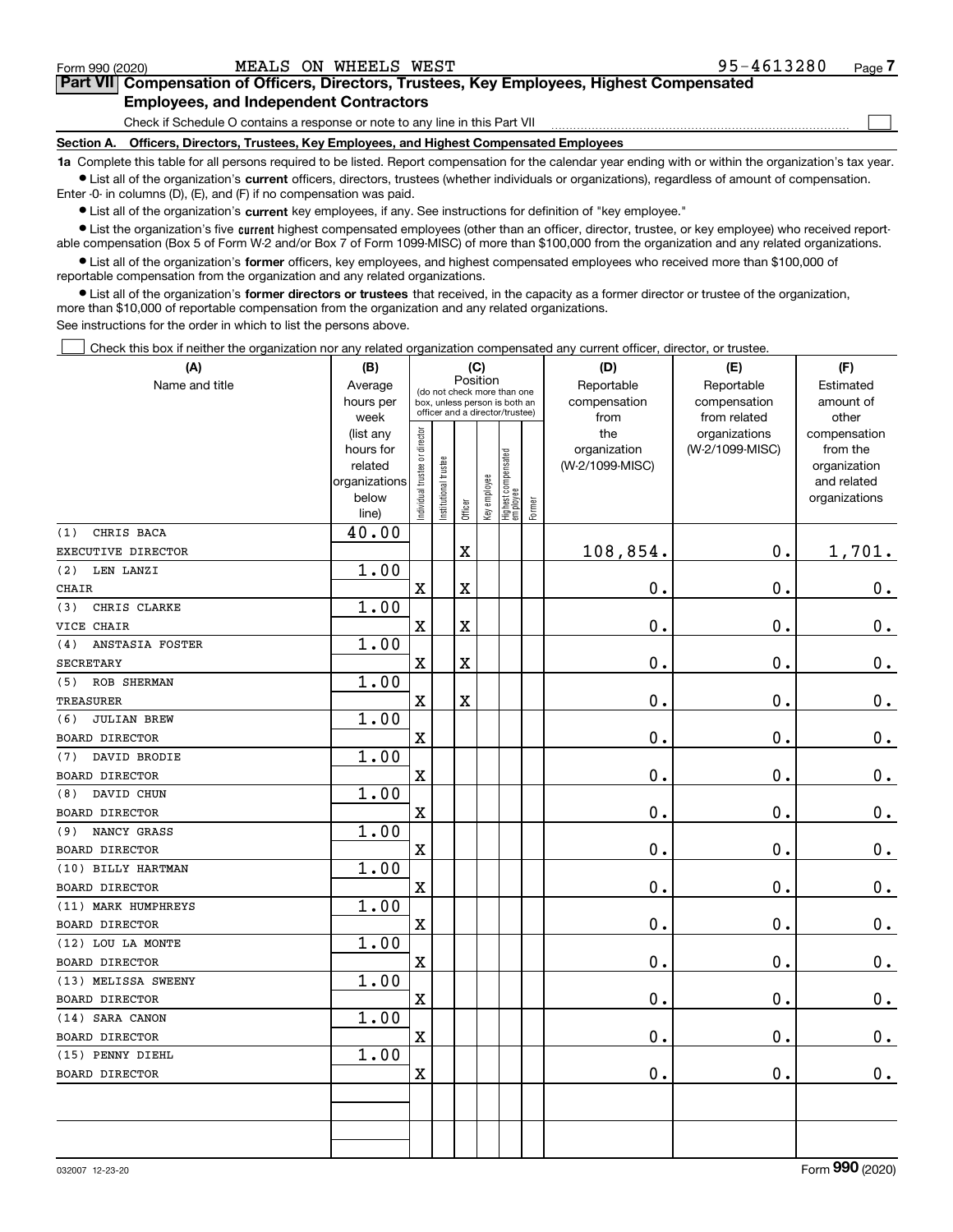Form 990 (2020) MEALS ON WHEELS WEST 95-4613280

## Part VII Compensation of Officers, Directors, Trustees, Key Employees, Highest Compensated Employees, and Independent Contractors

Check if Schedule O contains a response or note to any line in this Part VII ☐

### Section A. Officers, Directors, Trustees, Key Employees, and Highest Compensated Employees

**1a** Complete this table for all persons required to be listed. Report compensation for the calendar year ending with or within the organization's tax year.

- List all of the organization's **current** officers, directors, trustees (whether individuals or organizations), regardless of amount of compensation. Enter -0- in columns (D), (E), and (F) if no compensation was paid.
- List all of the organization's **current** key employees, if any. See instructions for definition of "key employee."
- List the organization's five **current** highest compensated employees (other than an officer, director, trustee, or key employee) who received reportable compensation (Box 5 of Form W-2 and/or Box 7 of Form 1099-MISC) of more than $100,000 from the organization and any related organizations.
- List all of the organization's **former** officers, key employees, and highest compensated employees who received more than $100,000 of reportable compensation from the organization and any related organizations.
- List all of the organization's **former directors or trustees** that received, in the capacity as a former director or trustee of the organization, more than $10,000 of reportable compensation from the organization and any related organizations.

See instructions for the order in which to list the persons above.

☐ Check this box if neither the organization nor any related organization compensated any current officer, director, or trustee.

| (A) Name and title | (B) Average hours per week (list any hours for related organizations below line) | (C) Position: Individual trustee or director | Institutional trustee | Officer | Key employee | Highest compensated employee | Former | (D) Reportable compensation from the organization (W-2/1099-MISC) | (E) Reportable compensation from related organizations (W-2/1099-MISC) | (F) Estimated amount of other compensation from the organization and related organizations |
|---|---|---|---|---|---|---|---|---|---|---|
| (1) CHRIS BACA<br>EXECUTIVE DIRECTOR | 40.00 | | | X | | | | 108,854. | 0. | 1,701. |
| (2) LEN LANZI<br>CHAIR | 1.00 | X | | X | | | | 0. | 0. | 0. |
| (3) CHRIS CLARKE<br>VICE CHAIR | 1.00 | X | | X | | | | 0. | 0. | 0. |
| (4) ANSTASIA FOSTER<br>SECRETARY | 1.00 | X | | X | | | | 0. | 0. | 0. |
| (5) ROB SHERMAN<br>TREASURER | 1.00 | X | | X | | | | 0. | 0. | 0. |
| (6) JULIAN BREW<br>BOARD DIRECTOR | 1.00 | X | | | | | | 0. | 0. | 0. |
| (7) DAVID BRODIE<br>BOARD DIRECTOR | 1.00 | X | | | | | | 0. | 0. | 0. |
| (8) DAVID CHUN<br>BOARD DIRECTOR | 1.00 | X | | | | | | 0. | 0. | 0. |
| (9) NANCY GRASS<br>BOARD DIRECTOR | 1.00 | X | | | | | | 0. | 0. | 0. |
| (10) BILLY HARTMAN<br>BOARD DIRECTOR | 1.00 | X | | | | | | 0. | 0. | 0. |
| (11) MARK HUMPHREYS<br>BOARD DIRECTOR | 1.00 | X | | | | | | 0. | 0. | 0. |
| (12) LOU LA MONTE<br>BOARD DIRECTOR | 1.00 | X | | | | | | 0. | 0. | 0. |
| (13) MELISSA SWEENY<br>BOARD DIRECTOR | 1.00 | X | | | | | | 0. | 0. | 0. |
| (14) SARA CANON<br>BOARD DIRECTOR | 1.00 | X | | | | | | 0. | 0. | 0. |
| (15) PENNY DIEHL<br>BOARD DIRECTOR | 1.00 | X | | | | | | 0. | 0. | 0. |
| | | | | | | | | | | |

032007 12-23-20 Form 990 (2020)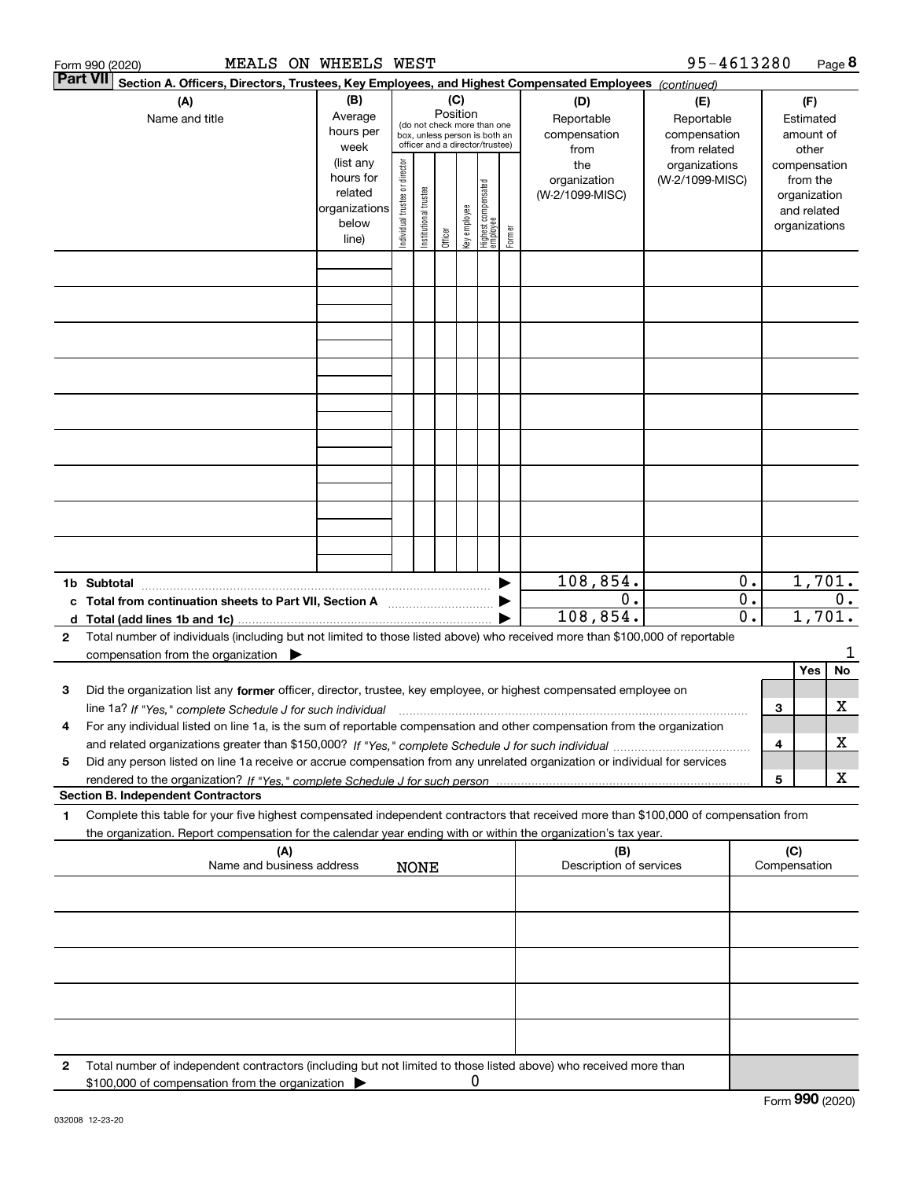Form 990 (2020) MEALS ON WHEELS WEST 95-4613280

**Part VII Section A. Officers, Directors, Trustees, Key Employees, and Highest Compensated Employees** *(continued)*

| (A) Name and title | (B) Average hours per week (list any hours for related organizations below line) | (C) Position: Individual trustee or director | Institutional trustee | Officer | Key employee | Highest compensated employee | Former | (D) Reportable compensation from the organization (W-2/1099-MISC) | (E) Reportable compensation from related organizations (W-2/1099-MISC) | (F) Estimated amount of other compensation from the organization and related organizations |
|---|---|---|---|---|---|---|---|---|---|---|
| | | | | | | | | | | |
| | | | | | | | | | | |
| | | | | | | | | | | |
| | | | | | | | | | | |
| | | | | | | | | | | |
| | | | | | | | | | | |
| | | | | | | | | | | |
| | | | | | | | | | | |
| | | | | | | | | | | |
| **1b Subtotal** | | | | | | | | 108,854. | 0. | 1,701. |
| **c Total from continuation sheets to Part VII, Section A** | | | | | | | | 0. | 0. | 0. |
| **d Total (add lines 1b and 1c)** | | | | | | | | 108,854. | 0. | 1,701. |

**2** Total number of individuals (including but not limited to those listed above) who received more than $100,000 of reportable compensation from the organization ▶ 1

| | | | Yes | No |
|---|---|---|---|---|
| **3** | Did the organization list any **former** officer, director, trustee, key employee, or highest compensated employee on line 1a? *If "Yes," complete Schedule J for such individual* | 3 | | X |
| **4** | For any individual listed on line 1a, is the sum of reportable compensation and other compensation from the organization and related organizations greater than $150,000? *If "Yes," complete Schedule J for such individual* | 4 | | X |
| **5** | Did any person listed on line 1a receive or accrue compensation from any unrelated organization or individual for services rendered to the organization? *If "Yes," complete Schedule J for such person* | 5 | | X |

**Section B. Independent Contractors**

**1** Complete this table for your five highest compensated independent contractors that received more than $100,000 of compensation from the organization. Report compensation for the calendar year ending with or within the organization's tax year.

| (A) Name and business address | (B) Description of services | (C) Compensation |
|---|---|---|
| NONE | | |
| | | |
| | | |
| | | |
| | | |

**2** Total number of independent contractors (including but not limited to those listed above) who received more than $100,000 of compensation from the organization ▶ 0

Form **990** (2020)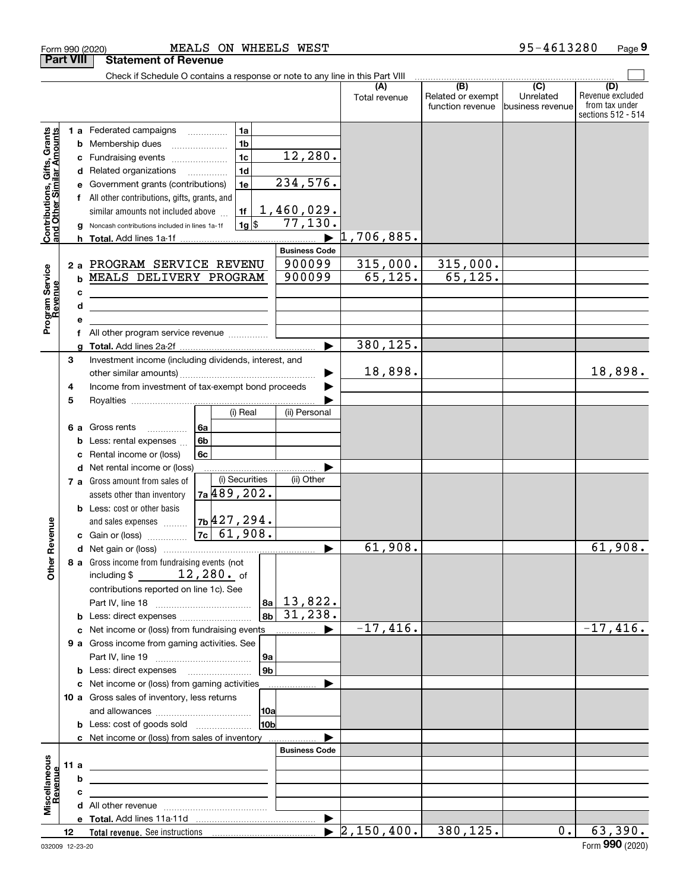Form 990 (2020) MEALS ON WHEELS WEST 95-4613280 Page 9

**Part VIII Statement of Revenue**

Check if Schedule O contains a response or note to any line in this Part VIII

| | | | | (A) Total revenue | (B) Related or exempt function revenue | (C) Unrelated business revenue | (D) Revenue excluded from tax under sections 512 - 514 |
|---|---|---|---|---|---|---|---|
| **Contributions, Gifts, Grants and Other Similar Amounts** | 1 a Federated campaigns | 1a | | | | | |
| | b Membership dues | 1b | | | | | |
| | c Fundraising events | 1c | 12,280. | | | | |
| | d Related organizations | 1d | | | | | |
| | e Government grants (contributions) | 1e | 234,576. | | | | |
| | f All other contributions, gifts, grants, and similar amounts not included above | 1f | 1,460,029. | | | | |
| | g Noncash contributions included in lines 1a-1f | 1g | $ 77,130. | | | | |
| | h **Total.** Add lines 1a-1f | | | 1,706,885. | | | |
| | | | **Business Code** | | | | |
| **Program Service Revenue** | 2 a PROGRAM SERVICE REVENU | | 900099 | 315,000. | 315,000. | | |
| | b MEALS DELIVERY PROGRAM | | 900099 | 65,125. | 65,125. | | |
| | c | | | | | | |
| | d | | | | | | |
| | e | | | | | | |
| | f All other program service revenue | | | | | | |
| | g **Total.** Add lines 2a-2f | | | 380,125. | | | |
| **Other Revenue** | 3 Investment income (including dividends, interest, and other similar amounts) | | | 18,898. | | | 18,898. |
| | 4 Income from investment of tax-exempt bond proceeds | | | | | | |
| | 5 Royalties | | | | | | |
| | | | (i) Real | (ii) Personal | | | |
| | 6 a Gross rents | 6a | | | | | |
| | b Less: rental expenses | 6b | | | | | |
| | c Rental income or (loss) | 6c | | | | | |
| | d Net rental income or (loss) | | | | | | |
| | | | (i) Securities | (ii) Other | | | |
| | 7 a Gross amount from sales of assets other than inventory | 7a | 489,202. | | | | |
| | b Less: cost or other basis and sales expenses | 7b | 427,294. | | | | |
| | c Gain or (loss) | 7c | 61,908. | | | | |
| | d Net gain or (loss) | | | | 61,908. | | | 61,908. |
| | 8 a Gross income from fundraising events (not including $ 12,280. of contributions reported on line 1c). See Part IV, line 18 | 8a | 13,822. | | | | |
| | b Less: direct expenses | 8b | 31,238. | | | | |
| | c Net income or (loss) from fundraising events | | | -17,416. | | | -17,416. |
| | 9 a Gross income from gaming activities. See Part IV, line 19 | 9a | | | | | |
| | b Less: direct expenses | 9b | | | | | |
| | c Net income or (loss) from gaming activities | | | | | | |
| | 10 a Gross sales of inventory, less returns and allowances | 10a | | | | | |
| | b Less: cost of goods sold | 10b | | | | | |
| | c Net income or (loss) from sales of inventory | | | | | | |
| | | | **Business Code** | | | | |
| **Miscellaneous Revenue** | 11 a | | | | | | |
| | b | | | | | | |
| | c | | | | | | |
| | d All other revenue | | | | | | |
| | e **Total.** Add lines 11a-11d | | | | | | |
| | 12 **Total revenue.** See instructions | | | 2,150,400. | 380,125. | 0. | 63,390. |

032009 12-23-20 Form **990** (2020)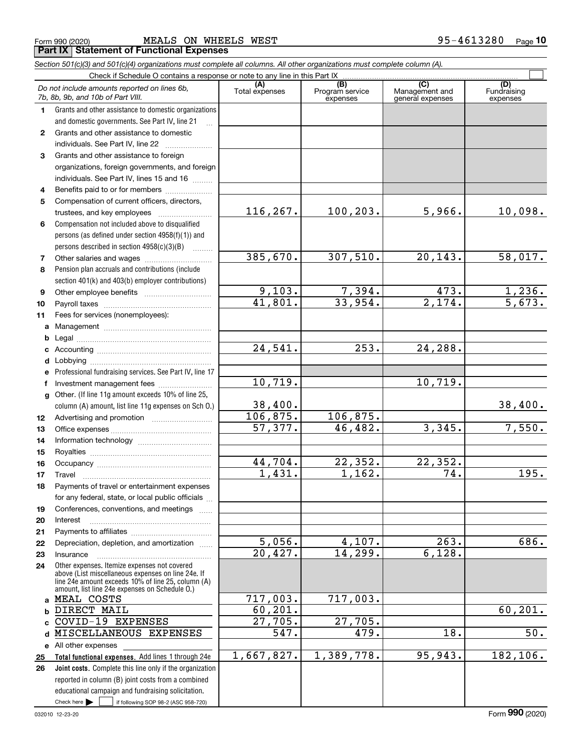Form 990 (2020) MEALS ON WHEELS WEST 95-4613280

## Part IX Statement of Functional Expenses

*Section 501(c)(3) and 501(c)(4) organizations must complete all columns. All other organizations must complete column (A).*

Check if Schedule O contains a response or note to any line in this Part IX

| *Do not include amounts reported on lines 6b, 7b, 8b, 9b, and 10b of Part VIII.* | (A) Total expenses | (B) Program service expenses | (C) Management and general expenses | (D) Fundraising expenses |
|---|---|---|---|---|
| **1** Grants and other assistance to domestic organizations and domestic governments. See Part IV, line 21 | | | | |
| **2** Grants and other assistance to domestic individuals. See Part IV, line 22 | | | | |
| **3** Grants and other assistance to foreign organizations, foreign governments, and foreign individuals. See Part IV, lines 15 and 16 | | | | |
| **4** Benefits paid to or for members | | | | |
| **5** Compensation of current officers, directors, trustees, and key employees | 116,267. | 100,203. | 5,966. | 10,098. |
| **6** Compensation not included above to disqualified persons (as defined under section 4958(f)(1)) and persons described in section 4958(c)(3)(B) | | | | |
| **7** Other salaries and wages | 385,670. | 307,510. | 20,143. | 58,017. |
| **8** Pension plan accruals and contributions (include section 401(k) and 403(b) employer contributions) | | | | |
| **9** Other employee benefits | 9,103. | 7,394. | 473. | 1,236. |
| **10** Payroll taxes | 41,801. | 33,954. | 2,174. | 5,673. |
| **11** Fees for services (nonemployees): | | | | |
| **a** Management | | | | |
| **b** Legal | | | | |
| **c** Accounting | 24,541. | 253. | 24,288. | |
| **d** Lobbying | | | | |
| **e** Professional fundraising services. See Part IV, line 17 | | | | |
| **f** Investment management fees | 10,719. | | 10,719. | |
| **g** Other. (If line 11g amount exceeds 10% of line 25, column (A) amount, list line 11g expenses on Sch O.) | 38,400. | | | 38,400. |
| **12** Advertising and promotion | 106,875. | 106,875. | | |
| **13** Office expenses | 57,377. | 46,482. | 3,345. | 7,550. |
| **14** Information technology | | | | |
| **15** Royalties | | | | |
| **16** Occupancy | 44,704. | 22,352. | 22,352. | |
| **17** Travel | 1,431. | 1,162. | 74. | 195. |
| **18** Payments of travel or entertainment expenses for any federal, state, or local public officials | | | | |
| **19** Conferences, conventions, and meetings | | | | |
| **20** Interest | | | | |
| **21** Payments to affiliates | | | | |
| **22** Depreciation, depletion, and amortization | 5,056. | 4,107. | 263. | 686. |
| **23** Insurance | 20,427. | 14,299. | 6,128. | |
| **24** Other expenses. Itemize expenses not covered above (List miscellaneous expenses on line 24e. If line 24e amount exceeds 10% of line 25, column (A) amount, list line 24e expenses on Schedule O.) | | | | |
| **a** MEAL COSTS | 717,003. | 717,003. | | |
| **b** DIRECT MAIL | 60,201. | | | 60,201. |
| **c** COVID-19 EXPENSES | 27,705. | 27,705. | | |
| **d** MISCELLANEOUS EXPENSES | 547. | 479. | 18. | 50. |
| **e** All other expenses | | | | |
| **25 Total functional expenses.** Add lines 1 through 24e | 1,667,827. | 1,389,778. | 95,943. | 182,106. |
| **26 Joint costs.** Complete this line only if the organization reported in column (B) joint costs from a combined educational campaign and fundraising solicitation. Check here ☐ if following SOP 98-2 (ASC 958-720) | | | | |

032010 12-23-20 Form **990** (2020)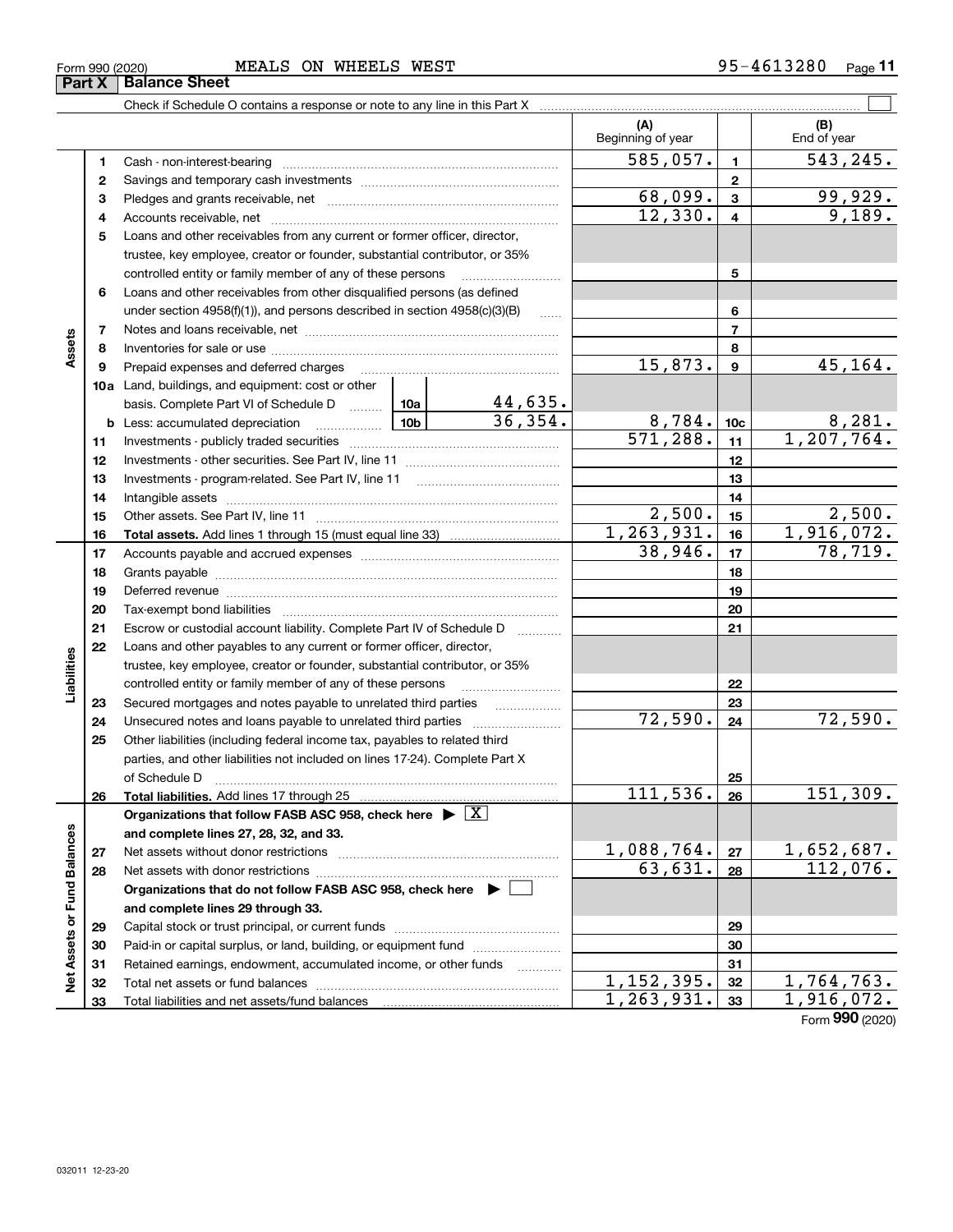Form 990 (2020) MEALS ON WHEELS WEST 95-4613280

## Part X Balance Sheet

Check if Schedule O contains a response or note to any line in this Part X

| Section | Line | Description | | | (A) Beginning of year | | (B) End of year |
|---|---|---|---|---|---|---|---|
| Assets | 1 | Cash - non-interest-bearing | | | 585,057. | 1 | 543,245. |
| | 2 | Savings and temporary cash investments | | | | 2 | |
| | 3 | Pledges and grants receivable, net | | | 68,099. | 3 | 99,929. |
| | 4 | Accounts receivable, net | | | 12,330. | 4 | 9,189. |
| | 5 | Loans and other receivables from any current or former officer, director, trustee, key employee, creator or founder, substantial contributor, or 35% controlled entity or family member of any of these persons | | | | 5 | |
| | 6 | Loans and other receivables from other disqualified persons (as defined under section 4958(f)(1)), and persons described in section 4958(c)(3)(B) | | | | 6 | |
| | 7 | Notes and loans receivable, net | | | | 7 | |
| | 8 | Inventories for sale or use | | | | 8 | |
| | 9 | Prepaid expenses and deferred charges | | | 15,873. | 9 | 45,164. |
| | 10a | Land, buildings, and equipment: cost or other basis. Complete Part VI of Schedule D | 10a | 44,635. | | | |
| | b | Less: accumulated depreciation | 10b | 36,354. | 8,784. | 10c | 8,281. |
| | 11 | Investments - publicly traded securities | | | 571,288. | 11 | 1,207,764. |
| | 12 | Investments - other securities. See Part IV, line 11 | | | | 12 | |
| | 13 | Investments - program-related. See Part IV, line 11 | | | | 13 | |
| | 14 | Intangible assets | | | | 14 | |
| | 15 | Other assets. See Part IV, line 11 | | | 2,500. | 15 | 2,500. |
| | 16 | **Total assets.** Add lines 1 through 15 (must equal line 33) | | | 1,263,931. | 16 | 1,916,072. |
| Liabilities | 17 | Accounts payable and accrued expenses | | | 38,946. | 17 | 78,719. |
| | 18 | Grants payable | | | | 18 | |
| | 19 | Deferred revenue | | | | 19 | |
| | 20 | Tax-exempt bond liabilities | | | | 20 | |
| | 21 | Escrow or custodial account liability. Complete Part IV of Schedule D | | | | 21 | |
| | 22 | Loans and other payables to any current or former officer, director, trustee, key employee, creator or founder, substantial contributor, or 35% controlled entity or family member of any of these persons | | | | 22 | |
| | 23 | Secured mortgages and notes payable to unrelated third parties | | | | 23 | |
| | 24 | Unsecured notes and loans payable to unrelated third parties | | | 72,590. | 24 | 72,590. |
| | 25 | Other liabilities (including federal income tax, payables to related third parties, and other liabilities not included on lines 17-24). Complete Part X of Schedule D | | | | 25 | |
| | 26 | **Total liabilities.** Add lines 17 through 25 | | | 111,536. | 26 | 151,309. |
| Net Assets or Fund Balances | | **Organizations that follow FASB ASC 958, check here** ▶ [X] **and complete lines 27, 28, 32, and 33.** | | | | | |
| | 27 | Net assets without donor restrictions | | | 1,088,764. | 27 | 1,652,687. |
| | 28 | Net assets with donor restrictions | | | 63,631. | 28 | 112,076. |
| | | **Organizations that do not follow FASB ASC 958, check here** ▶ [ ] **and complete lines 29 through 33.** | | | | | |
| | 29 | Capital stock or trust principal, or current funds | | | | 29 | |
| | 30 | Paid-in or capital surplus, or land, building, or equipment fund | | | | 30 | |
| | 31 | Retained earnings, endowment, accumulated income, or other funds | | | | 31 | |
| | 32 | Total net assets or fund balances | | | 1,152,395. | 32 | 1,764,763. |
| | 33 | Total liabilities and net assets/fund balances | | | 1,263,931. | 33 | 1,916,072. |

Form **990** (2020)

032011 12-23-20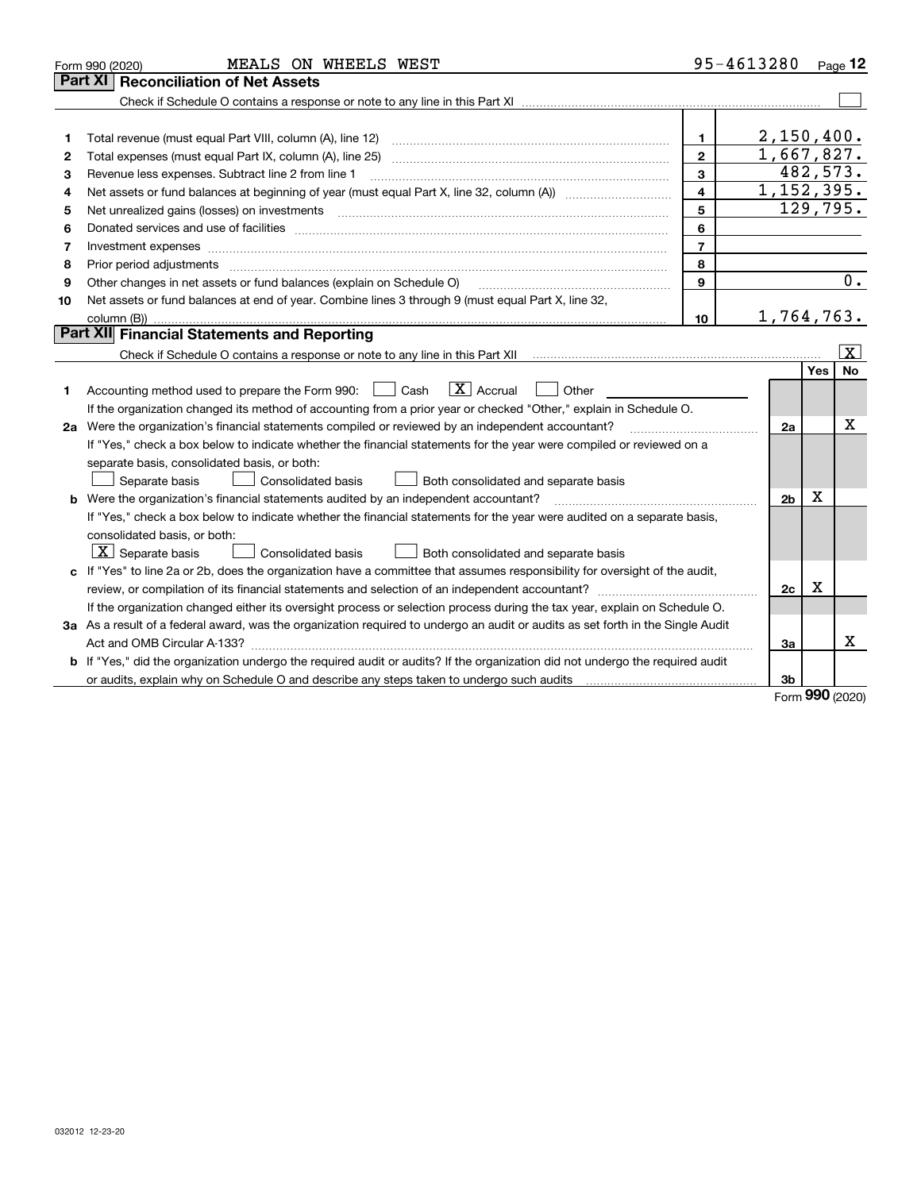Form 990 (2020) MEALS ON WHEELS WEST 95-4613280

## Part XI Reconciliation of Net Assets

Check if Schedule O contains a response or note to any line in this Part XI ☐

| | | | |
|---|---|---|---|
| 1 | Total revenue (must equal Part VIII, column (A), line 12) | 1 | 2,150,400. |
| 2 | Total expenses (must equal Part IX, column (A), line 25) | 2 | 1,667,827. |
| 3 | Revenue less expenses. Subtract line 2 from line 1 | 3 | 482,573. |
| 4 | Net assets or fund balances at beginning of year (must equal Part X, line 32, column (A)) | 4 | 1,152,395. |
| 5 | Net unrealized gains (losses) on investments | 5 | 129,795. |
| 6 | Donated services and use of facilities | 6 | |
| 7 | Investment expenses | 7 | |
| 8 | Prior period adjustments | 8 | |
| 9 | Other changes in net assets or fund balances (explain on Schedule O) | 9 | 0. |
| 10 | Net assets or fund balances at end of year. Combine lines 3 through 9 (must equal Part X, line 32, column (B)) | 10 | 1,764,763. |

## Part XII Financial Statements and Reporting

Check if Schedule O contains a response or note to any line in this Part XII ☒

| | | | Yes | No |
|---|---|---|---|---|
| 1 | Accounting method used to prepare the Form 990: ☐ Cash ☒ Accrual ☐ Other<br>If the organization changed its method of accounting from a prior year or checked "Other," explain in Schedule O. | | | |
| 2a | Were the organization's financial statements compiled or reviewed by an independent accountant?<br>If "Yes," check a box below to indicate whether the financial statements for the year were compiled or reviewed on a separate basis, consolidated basis, or both:<br>☐ Separate basis ☐ Consolidated basis ☐ Both consolidated and separate basis | 2a | | X |
| b | Were the organization's financial statements audited by an independent accountant?<br>If "Yes," check a box below to indicate whether the financial statements for the year were audited on a separate basis, consolidated basis, or both:<br>☒ Separate basis ☐ Consolidated basis ☐ Both consolidated and separate basis | 2b | X | |
| c | If "Yes" to line 2a or 2b, does the organization have a committee that assumes responsibility for oversight of the audit, review, or compilation of its financial statements and selection of an independent accountant?<br>If the organization changed either its oversight process or selection process during the tax year, explain on Schedule O. | 2c | X | |
| 3a | As a result of a federal award, was the organization required to undergo an audit or audits as set forth in the Single Audit Act and OMB Circular A-133? | 3a | | X |
| b | If "Yes," did the organization undergo the required audit or audits? If the organization did not undergo the required audit or audits, explain why on Schedule O and describe any steps taken to undergo such audits | 3b | | |

Form **990** (2020)

032012 12-23-20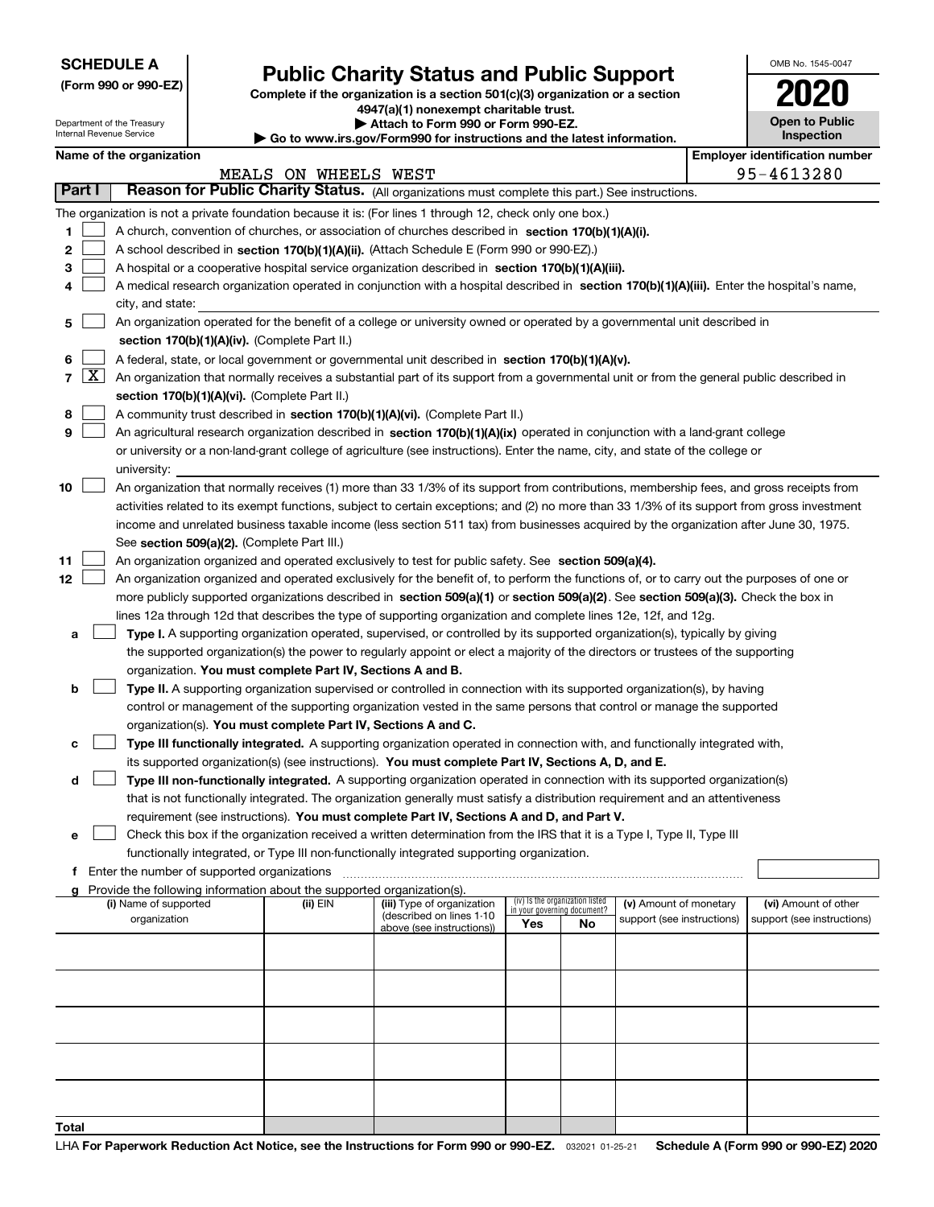**SCHEDULE A**
**(Form 990 or 990-EZ)**

Department of the Treasury
Internal Revenue Service

# Public Charity Status and Public Support

**Complete if the organization is a section 501(c)(3) organization or a section 4947(a)(1) nonexempt charitable trust.**
**▶ Attach to Form 990 or Form 990-EZ.**
**▶ Go to www.irs.gov/Form990 for instructions and the latest information.**

OMB No. 1545-0047

**2020**

**Open to Public Inspection**

**Name of the organization**
MEALS ON WHEELS WEST

**Employer identification number**
95-4613280

## Part I — Reason for Public Charity Status. (All organizations must complete this part.) See instructions.

The organization is not a private foundation because it is: (For lines 1 through 12, check only one box.)

1. ☐ A church, convention of churches, or association of churches described in **section 170(b)(1)(A)(i).**
2. ☐ A school described in **section 170(b)(1)(A)(ii).** (Attach Schedule E (Form 990 or 990-EZ).)
3. ☐ A hospital or a cooperative hospital service organization described in **section 170(b)(1)(A)(iii).**
4. ☐ A medical research organization operated in conjunction with a hospital described in **section 170(b)(1)(A)(iii).** Enter the hospital's name, city, and state:
5. ☐ An organization operated for the benefit of a college or university owned or operated by a governmental unit described in **section 170(b)(1)(A)(iv).** (Complete Part II.)
6. ☐ A federal, state, or local government or governmental unit described in **section 170(b)(1)(A)(v).**
7. ☒ An organization that normally receives a substantial part of its support from a governmental unit or from the general public described in **section 170(b)(1)(A)(vi).** (Complete Part II.)
8. ☐ A community trust described in **section 170(b)(1)(A)(vi).** (Complete Part II.)
9. ☐ An agricultural research organization described in **section 170(b)(1)(A)(ix)** operated in conjunction with a land-grant college or university or a non-land-grant college of agriculture (see instructions). Enter the name, city, and state of the college or university:
10. ☐ An organization that normally receives (1) more than 33 1/3% of its support from contributions, membership fees, and gross receipts from activities related to its exempt functions, subject to certain exceptions; and (2) no more than 33 1/3% of its support from gross investment income and unrelated business taxable income (less section 511 tax) from businesses acquired by the organization after June 30, 1975. See **section 509(a)(2).** (Complete Part III.)
11. ☐ An organization organized and operated exclusively to test for public safety. See **section 509(a)(4).**
12. ☐ An organization organized and operated exclusively for the benefit of, to perform the functions of, or to carry out the purposes of one or more publicly supported organizations described in **section 509(a)(1)** or **section 509(a)(2)**. See **section 509(a)(3).** Check the box in lines 12a through 12d that describes the type of supporting organization and complete lines 12e, 12f, and 12g.
   - **a** ☐ **Type I.** A supporting organization operated, supervised, or controlled by its supported organization(s), typically by giving the supported organization(s) the power to regularly appoint or elect a majority of the directors or trustees of the supporting organization. **You must complete Part IV, Sections A and B.**
   - **b** ☐ **Type II.** A supporting organization supervised or controlled in connection with its supported organization(s), by having control or management of the supporting organization vested in the same persons that control or manage the supported organization(s). **You must complete Part IV, Sections A and C.**
   - **c** ☐ **Type III functionally integrated.** A supporting organization operated in connection with, and functionally integrated with, its supported organization(s) (see instructions). **You must complete Part IV, Sections A, D, and E.**
   - **d** ☐ **Type III non-functionally integrated.** A supporting organization operated in connection with its supported organization(s) that is not functionally integrated. The organization generally must satisfy a distribution requirement and an attentiveness requirement (see instructions). **You must complete Part IV, Sections A and D, and Part V.**
   - **e** ☐ Check this box if the organization received a written determination from the IRS that it is a Type I, Type II, Type III functionally integrated, or Type III non-functionally integrated supporting organization.
   - **f** Enter the number of supported organizations
   - **g** Provide the following information about the supported organization(s).

| (i) Name of supported organization | (ii) EIN | (iii) Type of organization (described on lines 1-10 above (see instructions)) | (iv) Is the organization listed in your governing document? Yes | No | (v) Amount of monetary support (see instructions) | (vi) Amount of other support (see instructions) |
|---|---|---|---|---|---|---|
| | | | | | | |
| | | | | | | |
| | | | | | | |
| | | | | | | |
| | | | | | | |
| **Total** | | | | | | |

LHA **For Paperwork Reduction Act Notice, see the Instructions for Form 990 or 990-EZ.** 032021 01-25-21 **Schedule A (Form 990 or 990-EZ) 2020**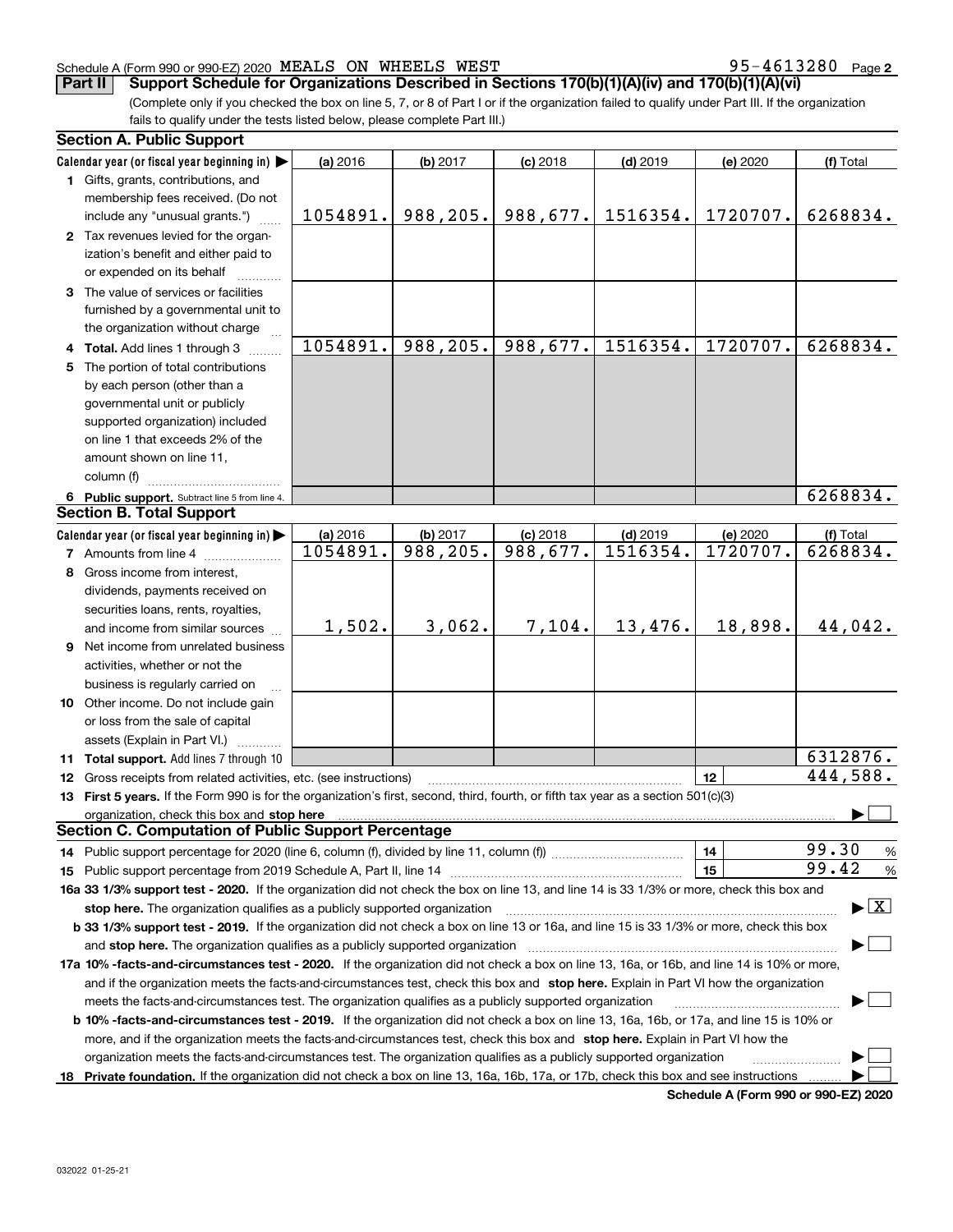Schedule A (Form 990 or 990-EZ) 2020 MEALS ON WHEELS WEST 95-4613280 Page 2

**Part II Support Schedule for Organizations Described in Sections 170(b)(1)(A)(iv) and 170(b)(1)(A)(vi)**

(Complete only if you checked the box on line 5, 7, or 8 of Part I or if the organization failed to qualify under Part III. If the organization fails to qualify under the tests listed below, please complete Part III.)

### Section A. Public Support

| Calendar year (or fiscal year beginning in) ▶ | (a) 2016 | (b) 2017 | (c) 2018 | (d) 2019 | (e) 2020 | (f) Total |
|---|---|---|---|---|---|---|
| **1** Gifts, grants, contributions, and membership fees received. (Do not include any "unusual grants.") | 1054891. | 988,205. | 988,677. | 1516354. | 1720707. | 6268834. |
| **2** Tax revenues levied for the organization's benefit and either paid to or expended on its behalf | | | | | | |
| **3** The value of services or facilities furnished by a governmental unit to the organization without charge | | | | | | |
| **4 Total.** Add lines 1 through 3 | 1054891. | 988,205. | 988,677. | 1516354. | 1720707. | 6268834. |
| **5** The portion of total contributions by each person (other than a governmental unit or publicly supported organization) included on line 1 that exceeds 2% of the amount shown on line 11, column (f) | | | | | | |
| **6 Public support.** Subtract line 5 from line 4. | | | | | | 6268834. |

### Section B. Total Support

| Calendar year (or fiscal year beginning in) ▶ | (a) 2016 | (b) 2017 | (c) 2018 | (d) 2019 | (e) 2020 | (f) Total |
|---|---|---|---|---|---|---|
| **7** Amounts from line 4 | 1054891. | 988,205. | 988,677. | 1516354. | 1720707. | 6268834. |
| **8** Gross income from interest, dividends, payments received on securities loans, rents, royalties, and income from similar sources | 1,502. | 3,062. | 7,104. | 13,476. | 18,898. | 44,042. |
| **9** Net income from unrelated business activities, whether or not the business is regularly carried on | | | | | | |
| **10** Other income. Do not include gain or loss from the sale of capital assets (Explain in Part VI.) | | | | | | |
| **11 Total support.** Add lines 7 through 10 | | | | | | 6312876. |

**12** Gross receipts from related activities, etc. (see instructions) | **12** | 444,588.

**13 First 5 years.** If the Form 990 is for the organization's first, second, third, fourth, or fifth tax year as a section 501(c)(3) organization, check this box and **stop here** ▶ ☐

### Section C. Computation of Public Support Percentage

**14** Public support percentage for 2020 (line 6, column (f), divided by line 11, column (f)) | **14** | 99.30 %

**15** Public support percentage from 2019 Schedule A, Part II, line 14 | **15** | 99.42 %

**16a 33 1/3% support test - 2020.** If the organization did not check the box on line 13, and line 14 is 33 1/3% or more, check this box and **stop here.** The organization qualifies as a publicly supported organization ▶ ☒

**b 33 1/3% support test - 2019.** If the organization did not check a box on line 13 or 16a, and line 15 is 33 1/3% or more, check this box and **stop here.** The organization qualifies as a publicly supported organization ▶ ☐

**17a 10% -facts-and-circumstances test - 2020.** If the organization did not check a box on line 13, 16a, or 16b, and line 14 is 10% or more, and if the organization meets the facts-and-circumstances test, check this box and **stop here.** Explain in Part VI how the organization meets the facts-and-circumstances test. The organization qualifies as a publicly supported organization ▶ ☐

**b 10% -facts-and-circumstances test - 2019.** If the organization did not check a box on line 13, 16a, 16b, or 17a, and line 15 is 10% or more, and if the organization meets the facts-and-circumstances test, check this box and **stop here.** Explain in Part VI how the organization meets the facts-and-circumstances test. The organization qualifies as a publicly supported organization ▶ ☐

**18 Private foundation.** If the organization did not check a box on line 13, 16a, 16b, 17a, or 17b, check this box and see instructions ▶ ☐

**Schedule A (Form 990 or 990-EZ) 2020**

032022 01-25-21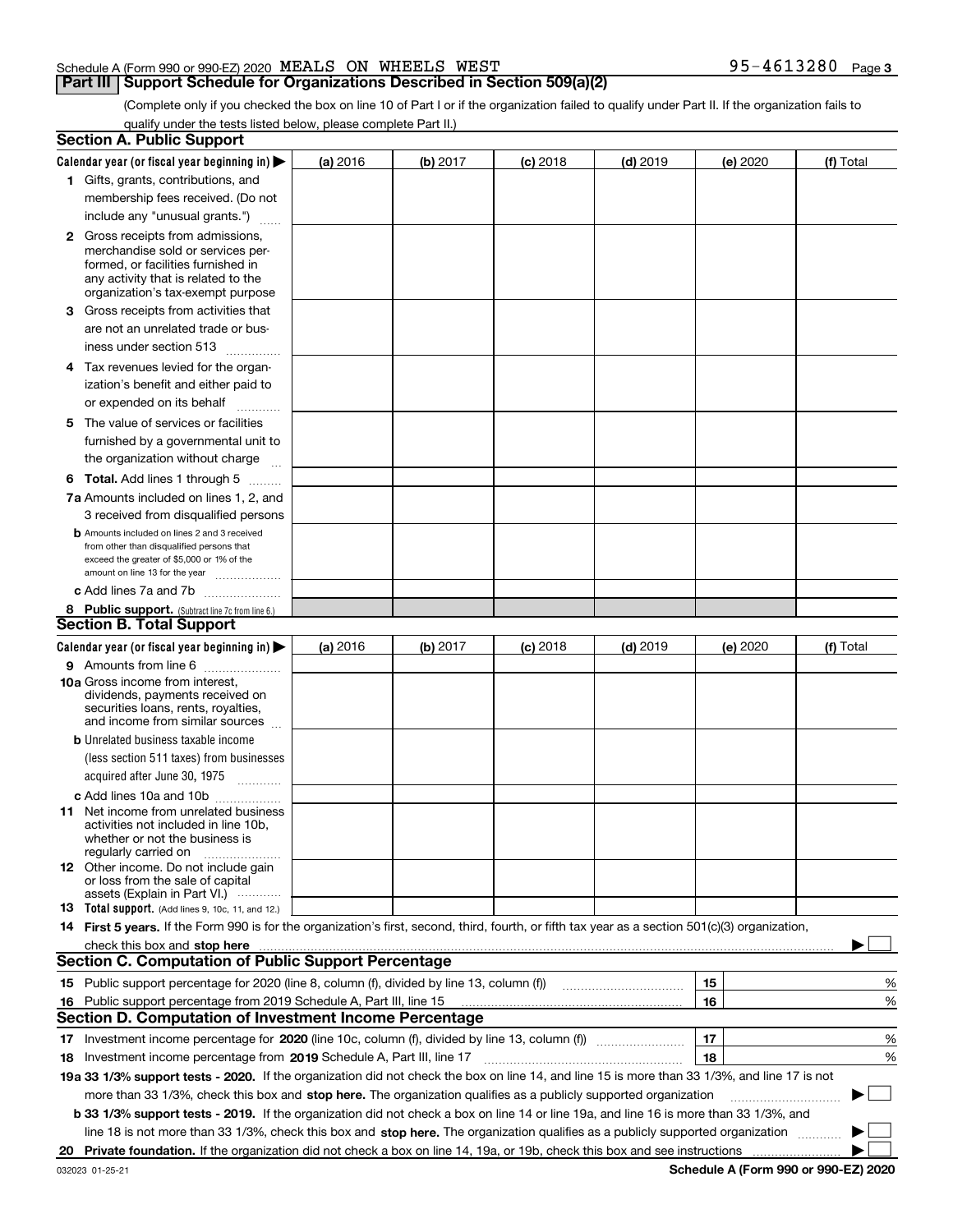Schedule A (Form 990 or 990-EZ) 2020 MEALS ON WHEELS WEST 95-4613280

## Part III Support Schedule for Organizations Described in Section 509(a)(2)

(Complete only if you checked the box on line 10 of Part I or if the organization failed to qualify under Part II. If the organization fails to qualify under the tests listed below, please complete Part II.)

### Section A. Public Support

| Calendar year (or fiscal year beginning in) ▶ | (a) 2016 | (b) 2017 | (c) 2018 | (d) 2019 | (e) 2020 | (f) Total |
|---|---|---|---|---|---|---|
| **1** Gifts, grants, contributions, and membership fees received. (Do not include any "unusual grants.") | | | | | | |
| **2** Gross receipts from admissions, merchandise sold or services performed, or facilities furnished in any activity that is related to the organization's tax-exempt purpose | | | | | | |
| **3** Gross receipts from activities that are not an unrelated trade or business under section 513 | | | | | | |
| **4** Tax revenues levied for the organization's benefit and either paid to or expended on its behalf | | | | | | |
| **5** The value of services or facilities furnished by a governmental unit to the organization without charge | | | | | | |
| **6 Total.** Add lines 1 through 5 | | | | | | |
| **7a** Amounts included on lines 1, 2, and 3 received from disqualified persons | | | | | | |
| **b** Amounts included on lines 2 and 3 received from other than disqualified persons that exceed the greater of $5,000 or 1% of the amount on line 13 for the year | | | | | | |
| **c** Add lines 7a and 7b | | | | | | |
| **8 Public support.** (Subtract line 7c from line 6.) | | | | | | |

### Section B. Total Support

| Calendar year (or fiscal year beginning in) ▶ | (a) 2016 | (b) 2017 | (c) 2018 | (d) 2019 | (e) 2020 | (f) Total |
|---|---|---|---|---|---|---|
| **9** Amounts from line 6 | | | | | | |
| **10a** Gross income from interest, dividends, payments received on securities loans, rents, royalties, and income from similar sources | | | | | | |
| **b** Unrelated business taxable income (less section 511 taxes) from businesses acquired after June 30, 1975 | | | | | | |
| **c** Add lines 10a and 10b | | | | | | |
| **11** Net income from unrelated business activities not included in line 10b, whether or not the business is regularly carried on | | | | | | |
| **12** Other income. Do not include gain or loss from the sale of capital assets (Explain in Part VI.) | | | | | | |
| **13 Total support.** (Add lines 9, 10c, 11, and 12.) | | | | | | |

**14 First 5 years.** If the Form 990 is for the organization's first, second, third, fourth, or fifth tax year as a section 501(c)(3) organization, check this box and **stop here** ▶ ☐

### Section C. Computation of Public Support Percentage

| | | | |
|---|---|---|---|
| **15** | Public support percentage for 2020 (line 8, column (f), divided by line 13, column (f)) | 15 | % |
| **16** | Public support percentage from 2019 Schedule A, Part III, line 15 | 16 | % |

### Section D. Computation of Investment Income Percentage

| | | | |
|---|---|---|---|
| **17** | Investment income percentage for **2020** (line 10c, column (f), divided by line 13, column (f)) | 17 | % |
| **18** | Investment income percentage from **2019** Schedule A, Part III, line 17 | 18 | % |

**19a 33 1/3% support tests - 2020.** If the organization did not check the box on line 14, and line 15 is more than 33 1/3%, and line 17 is not more than 33 1/3%, check this box and **stop here.** The organization qualifies as a publicly supported organization ▶ ☐

**b 33 1/3% support tests - 2019.** If the organization did not check a box on line 14 or line 19a, and line 16 is more than 33 1/3%, and line 18 is not more than 33 1/3%, check this box and **stop here.** The organization qualifies as a publicly supported organization ▶ ☐

**20 Private foundation.** If the organization did not check a box on line 14, 19a, or 19b, check this box and see instructions ▶ ☐

032023 01-25-21 **Schedule A (Form 990 or 990-EZ) 2020**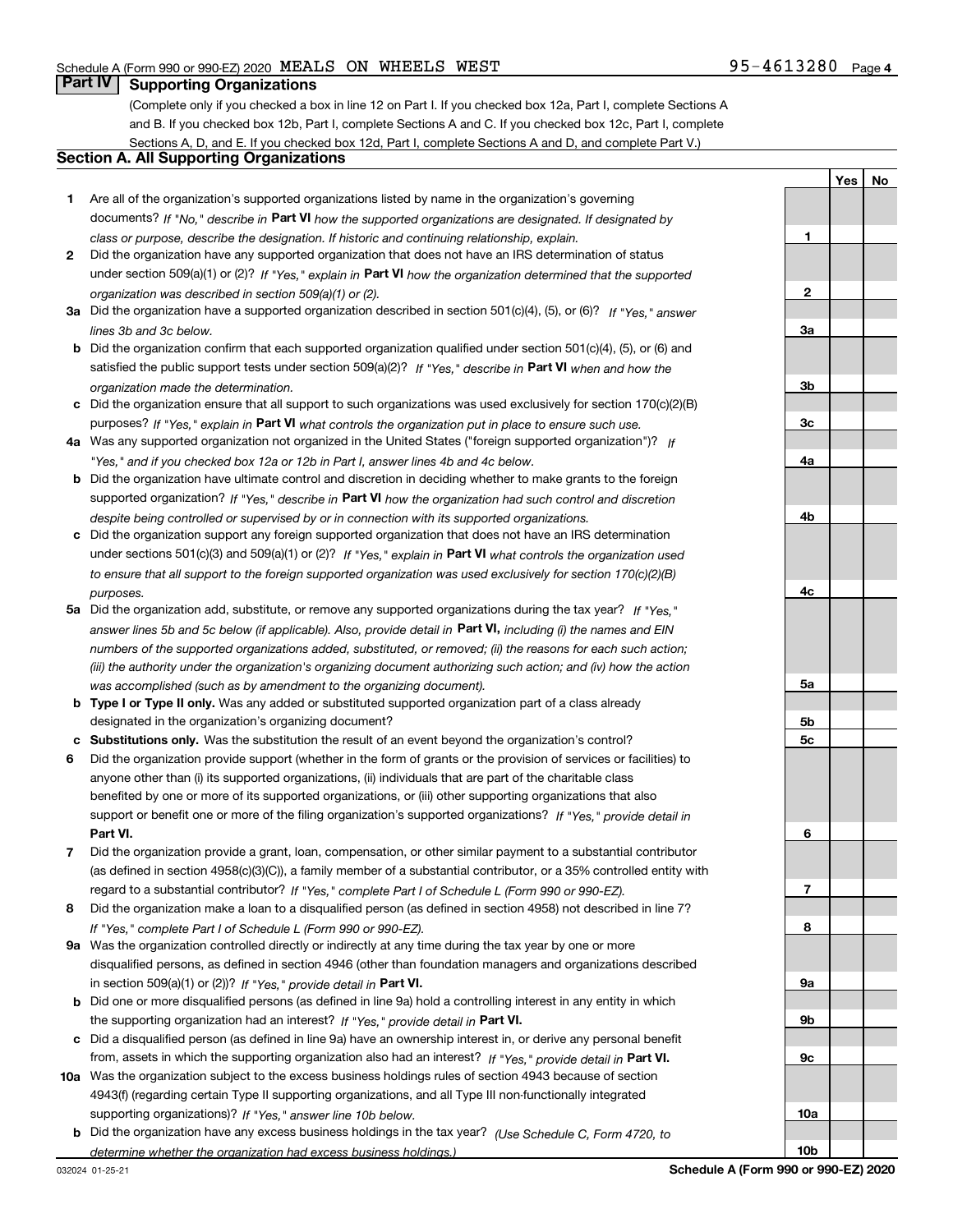Schedule A (Form 990 or 990-EZ) 2020 MEALS ON WHEELS WEST 95-4613280 Page 4

## Part IV Supporting Organizations

(Complete only if you checked a box in line 12 on Part I. If you checked box 12a, Part I, complete Sections A and B. If you checked box 12b, Part I, complete Sections A and C. If you checked box 12c, Part I, complete Sections A, D, and E. If you checked box 12d, Part I, complete Sections A and D, and complete Part V.)

### Section A. All Supporting Organizations

| | | | Yes | No |
|---|---|---|---|---|
| **1** | Are all of the organization's supported organizations listed by name in the organization's governing documents? *If "No," describe in* **Part VI** *how the supported organizations are designated. If designated by class or purpose, describe the designation. If historic and continuing relationship, explain.* | **1** | | |
| **2** | Did the organization have any supported organization that does not have an IRS determination of status under section 509(a)(1) or (2)? *If "Yes," explain in* **Part VI** *how the organization determined that the supported organization was described in section 509(a)(1) or (2).* | **2** | | |
| **3a** | Did the organization have a supported organization described in section 501(c)(4), (5), or (6)? *If "Yes," answer lines 3b and 3c below.* | **3a** | | |
| **b** | Did the organization confirm that each supported organization qualified under section 501(c)(4), (5), or (6) and satisfied the public support tests under section 509(a)(2)? *If "Yes," describe in* **Part VI** *when and how the organization made the determination.* | **3b** | | |
| **c** | Did the organization ensure that all support to such organizations was used exclusively for section 170(c)(2)(B) purposes? *If "Yes," explain in* **Part VI** *what controls the organization put in place to ensure such use.* | **3c** | | |
| **4a** | Was any supported organization not organized in the United States ("foreign supported organization")? *If "Yes," and if you checked box 12a or 12b in Part I, answer lines 4b and 4c below.* | **4a** | | |
| **b** | Did the organization have ultimate control and discretion in deciding whether to make grants to the foreign supported organization? *If "Yes," describe in* **Part VI** *how the organization had such control and discretion despite being controlled or supervised by or in connection with its supported organizations.* | **4b** | | |
| **c** | Did the organization support any foreign supported organization that does not have an IRS determination under sections 501(c)(3) and 509(a)(1) or (2)? *If "Yes," explain in* **Part VI** *what controls the organization used to ensure that all support to the foreign supported organization was used exclusively for section 170(c)(2)(B) purposes.* | **4c** | | |
| **5a** | Did the organization add, substitute, or remove any supported organizations during the tax year? *If "Yes," answer lines 5b and 5c below (if applicable). Also, provide detail in* **Part VI,** *including (i) the names and EIN numbers of the supported organizations added, substituted, or removed; (ii) the reasons for each such action; (iii) the authority under the organization's organizing document authorizing such action; and (iv) how the action was accomplished (such as by amendment to the organizing document).* | **5a** | | |
| **b** | **Type I or Type II only.** Was any added or substituted supported organization part of a class already designated in the organization's organizing document? | **5b** | | |
| **c** | **Substitutions only.** Was the substitution the result of an event beyond the organization's control? | **5c** | | |
| **6** | Did the organization provide support (whether in the form of grants or the provision of services or facilities) to anyone other than (i) its supported organizations, (ii) individuals that are part of the charitable class benefited by one or more of its supported organizations, or (iii) other supporting organizations that also support or benefit one or more of the filing organization's supported organizations? *If "Yes," provide detail in* **Part VI.** | **6** | | |
| **7** | Did the organization provide a grant, loan, compensation, or other similar payment to a substantial contributor (as defined in section 4958(c)(3)(C)), a family member of a substantial contributor, or a 35% controlled entity with regard to a substantial contributor? *If "Yes," complete Part I of Schedule L (Form 990 or 990-EZ).* | **7** | | |
| **8** | Did the organization make a loan to a disqualified person (as defined in section 4958) not described in line 7? *If "Yes," complete Part I of Schedule L (Form 990 or 990-EZ).* | **8** | | |
| **9a** | Was the organization controlled directly or indirectly at any time during the tax year by one or more disqualified persons, as defined in section 4946 (other than foundation managers and organizations described in section 509(a)(1) or (2))? *If "Yes," provide detail in* **Part VI.** | **9a** | | |
| **b** | Did one or more disqualified persons (as defined in line 9a) hold a controlling interest in any entity in which the supporting organization had an interest? *If "Yes," provide detail in* **Part VI.** | **9b** | | |
| **c** | Did a disqualified person (as defined in line 9a) have an ownership interest in, or derive any personal benefit from, assets in which the supporting organization also had an interest? *If "Yes," provide detail in* **Part VI.** | **9c** | | |
| **10a** | Was the organization subject to the excess business holdings rules of section 4943 because of section 4943(f) (regarding certain Type II supporting organizations, and all Type III non-functionally integrated supporting organizations)? *If "Yes," answer line 10b below.* | **10a** | | |
| **b** | Did the organization have any excess business holdings in the tax year? *(Use Schedule C, Form 4720, to determine whether the organization had excess business holdings.)* | **10b** | | |

032024 01-25-21 **Schedule A (Form 990 or 990-EZ) 2020**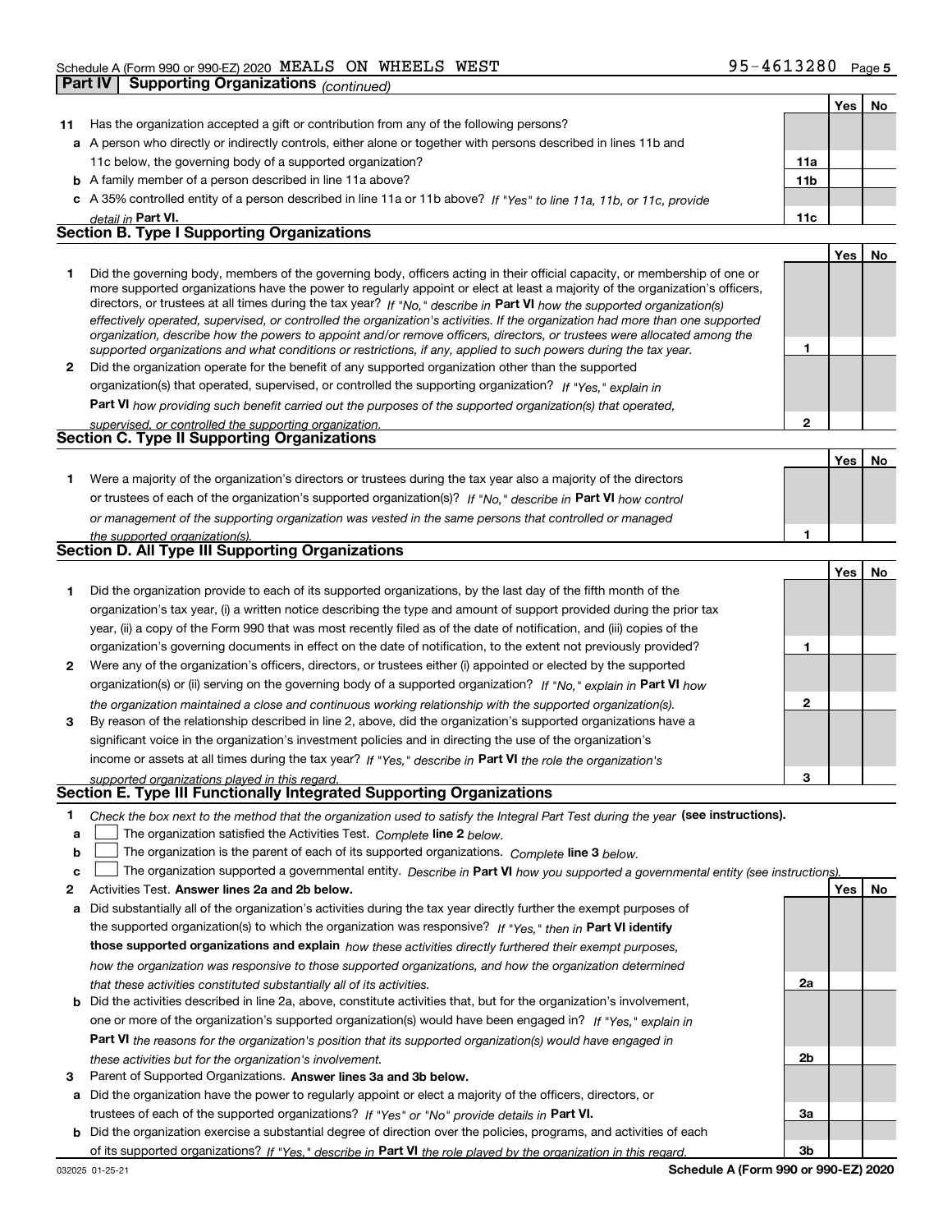Schedule A (Form 990 or 990-EZ) 2020 MEALS ON WHEELS WEST 95-4613280 Page 5

## Part IV Supporting Organizations *(continued)*

| | | | Yes | No |
|---|---|---|---|---|
| **11** | Has the organization accepted a gift or contribution from any of the following persons? | | | |
| **a** | A person who directly or indirectly controls, either alone or together with persons described in lines 11b and 11c below, the governing body of a supported organization? | 11a | | |
| **b** | A family member of a person described in line 11a above? | 11b | | |
| **c** | A 35% controlled entity of a person described in line 11a or 11b above? *If "Yes" to line 11a, 11b, or 11c, provide detail in* **Part VI.** | 11c | | |

### Section B. Type I Supporting Organizations

| | | | Yes | No |
|---|---|---|---|---|
| **1** | Did the governing body, members of the governing body, officers acting in their official capacity, or membership of one or more supported organizations have the power to regularly appoint or elect at least a majority of the organization's officers, directors, or trustees at all times during the tax year? *If "No," describe in* **Part VI** *how the supported organization(s) effectively operated, supervised, or controlled the organization's activities. If the organization had more than one supported organization, describe how the powers to appoint and/or remove officers, directors, or trustees were allocated among the supported organizations and what conditions or restrictions, if any, applied to such powers during the tax year.* | 1 | | |
| **2** | Did the organization operate for the benefit of any supported organization other than the supported organization(s) that operated, supervised, or controlled the supporting organization? *If "Yes," explain in* **Part VI** *how providing such benefit carried out the purposes of the supported organization(s) that operated, supervised, or controlled the supporting organization.* | 2 | | |

### Section C. Type II Supporting Organizations

| | | | Yes | No |
|---|---|---|---|---|
| **1** | Were a majority of the organization's directors or trustees during the tax year also a majority of the directors or trustees of each of the organization's supported organization(s)? *If "No," describe in* **Part VI** *how control or management of the supporting organization was vested in the same persons that controlled or managed the supported organization(s).* | 1 | | |

### Section D. All Type III Supporting Organizations

| | | | Yes | No |
|---|---|---|---|---|
| **1** | Did the organization provide to each of its supported organizations, by the last day of the fifth month of the organization's tax year, (i) a written notice describing the type and amount of support provided during the prior tax year, (ii) a copy of the Form 990 that was most recently filed as of the date of notification, and (iii) copies of the organization's governing documents in effect on the date of notification, to the extent not previously provided? | 1 | | |
| **2** | Were any of the organization's officers, directors, or trustees either (i) appointed or elected by the supported organization(s) or (ii) serving on the governing body of a supported organization? *If "No," explain in* **Part VI** *how the organization maintained a close and continuous working relationship with the supported organization(s).* | 2 | | |
| **3** | By reason of the relationship described in line 2, above, did the organization's supported organizations have a significant voice in the organization's investment policies and in directing the use of the organization's income or assets at all times during the tax year? *If "Yes," describe in* **Part VI** *the role the organization's supported organizations played in this regard.* | 3 | | |

### Section E. Type III Functionally Integrated Supporting Organizations

**1** *Check the box next to the method that the organization used to satisfy the Integral Part Test during the year* **(see instructions).**

- **a** ☐ The organization satisfied the Activities Test. *Complete* **line 2** *below.*
- **b** ☐ The organization is the parent of each of its supported organizations. *Complete* **line 3** *below.*
- **c** ☐ The organization supported a governmental entity. *Describe in* **Part VI** *how you supported a governmental entity (see instructions).*

| | | | Yes | No |
|---|---|---|---|---|
| **2** | Activities Test. **Answer lines 2a and 2b below.** | | | |
| **a** | Did substantially all of the organization's activities during the tax year directly further the exempt purposes of the supported organization(s) to which the organization was responsive? *If "Yes," then in* **Part VI identify those supported organizations and explain** *how these activities directly furthered their exempt purposes, how the organization was responsive to those supported organizations, and how the organization determined that these activities constituted substantially all of its activities.* | 2a | | |
| **b** | Did the activities described in line 2a, above, constitute activities that, but for the organization's involvement, one or more of the organization's supported organization(s) would have been engaged in? *If "Yes," explain in* **Part VI** *the reasons for the organization's position that its supported organization(s) would have engaged in these activities but for the organization's involvement.* | 2b | | |
| **3** | Parent of Supported Organizations. **Answer lines 3a and 3b below.** | | | |
| **a** | Did the organization have the power to regularly appoint or elect a majority of the officers, directors, or trustees of each of the supported organizations? *If "Yes" or "No" provide details in* **Part VI.** | 3a | | |
| **b** | Did the organization exercise a substantial degree of direction over the policies, programs, and activities of each of its supported organizations? *If "Yes," describe in* **Part VI** *the role played by the organization in this regard.* | 3b | | |

032025 01-25-21 **Schedule A (Form 990 or 990-EZ) 2020**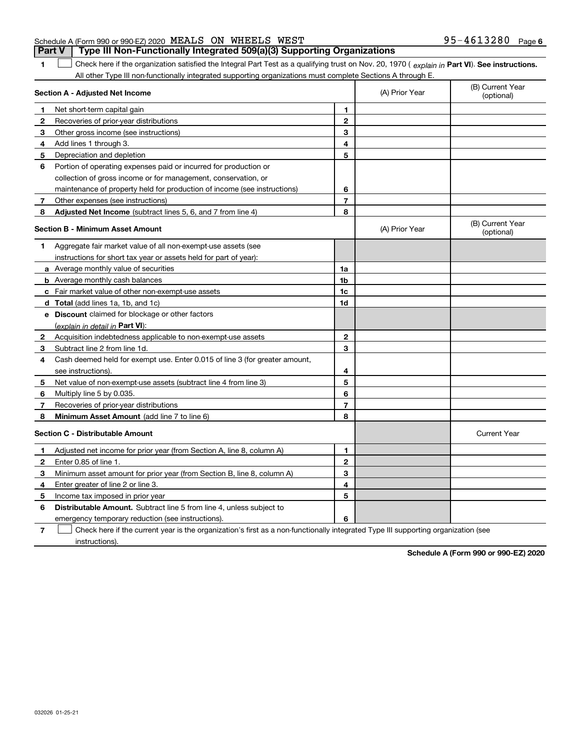Schedule A (Form 990 or 990-EZ) 2020 MEALS ON WHEELS WEST 95-4613280 Page 6

**Part V | Type III Non-Functionally Integrated 509(a)(3) Supporting Organizations**

**1** ☐ Check here if the organization satisfied the Integral Part Test as a qualifying trust on Nov. 20, 1970 ( *explain in* **Part VI**). **See instructions.** All other Type III non-functionally integrated supporting organizations must complete Sections A through E.

| **Section A - Adjusted Net Income** | | | (A) Prior Year | (B) Current Year (optional) |
|---|---|---|---|---|
| **1** | Net short-term capital gain | **1** | | |
| **2** | Recoveries of prior-year distributions | **2** | | |
| **3** | Other gross income (see instructions) | **3** | | |
| **4** | Add lines 1 through 3. | **4** | | |
| **5** | Depreciation and depletion | **5** | | |
| **6** | Portion of operating expenses paid or incurred for production or collection of gross income or for management, conservation, or maintenance of property held for production of income (see instructions) | **6** | | |
| **7** | Other expenses (see instructions) | **7** | | |
| **8** | **Adjusted Net Income** (subtract lines 5, 6, and 7 from line 4) | **8** | | |

| **Section B - Minimum Asset Amount** | | | (A) Prior Year | (B) Current Year (optional) |
|---|---|---|---|---|
| **1** | Aggregate fair market value of all non-exempt-use assets (see instructions for short tax year or assets held for part of year): | | | |
| **a** | Average monthly value of securities | **1a** | | |
| **b** | Average monthly cash balances | **1b** | | |
| **c** | Fair market value of other non-exempt-use assets | **1c** | | |
| **d** | **Total** (add lines 1a, 1b, and 1c) | **1d** | | |
| **e** | **Discount** claimed for blockage or other factors (*explain in detail in* **Part VI**): | | | |
| **2** | Acquisition indebtedness applicable to non-exempt-use assets | **2** | | |
| **3** | Subtract line 2 from line 1d. | **3** | | |
| **4** | Cash deemed held for exempt use. Enter 0.015 of line 3 (for greater amount, see instructions). | **4** | | |
| **5** | Net value of non-exempt-use assets (subtract line 4 from line 3) | **5** | | |
| **6** | Multiply line 5 by 0.035. | **6** | | |
| **7** | Recoveries of prior-year distributions | **7** | | |
| **8** | **Minimum Asset Amount** (add line 7 to line 6) | **8** | | |

| **Section C - Distributable Amount** | | | | Current Year |
|---|---|---|---|---|
| **1** | Adjusted net income for prior year (from Section A, line 8, column A) | **1** | | |
| **2** | Enter 0.85 of line 1. | **2** | | |
| **3** | Minimum asset amount for prior year (from Section B, line 8, column A) | **3** | | |
| **4** | Enter greater of line 2 or line 3. | **4** | | |
| **5** | Income tax imposed in prior year | **5** | | |
| **6** | **Distributable Amount.** Subtract line 5 from line 4, unless subject to emergency temporary reduction (see instructions). | **6** | | |

**7** ☐ Check here if the current year is the organization's first as a non-functionally integrated Type III supporting organization (see instructions).

**Schedule A (Form 990 or 990-EZ) 2020**

032026 01-25-21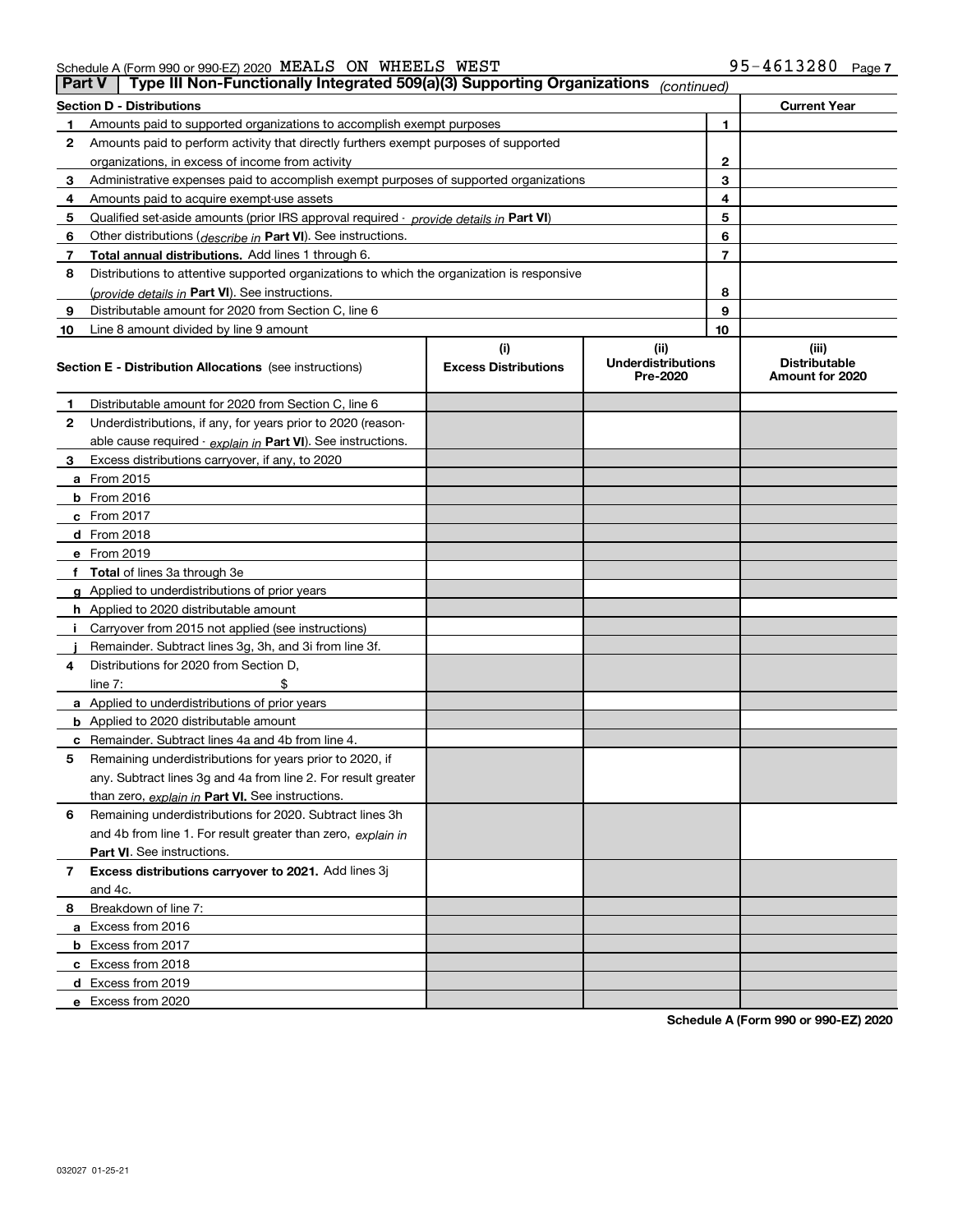Schedule A (Form 990 or 990-EZ) 2020 MEALS ON WHEELS WEST 95-4613280 Page 7

## Part V | Type III Non-Functionally Integrated 509(a)(3) Supporting Organizations *(continued)*

| Section D - Distributions | | | Current Year |
|---|---|---|---|
| 1 | Amounts paid to supported organizations to accomplish exempt purposes | 1 | |
| 2 | Amounts paid to perform activity that directly furthers exempt purposes of supported organizations, in excess of income from activity | 2 | |
| 3 | Administrative expenses paid to accomplish exempt purposes of supported organizations | 3 | |
| 4 | Amounts paid to acquire exempt-use assets | 4 | |
| 5 | Qualified set-aside amounts (prior IRS approval required - *provide details in* **Part VI**) | 5 | |
| 6 | Other distributions (*describe in* **Part VI**). See instructions. | 6 | |
| 7 | **Total annual distributions.** Add lines 1 through 6. | 7 | |
| 8 | Distributions to attentive supported organizations to which the organization is responsive (*provide details in* **Part VI**). See instructions. | 8 | |
| 9 | Distributable amount for 2020 from Section C, line 6 | 9 | |
| 10 | Line 8 amount divided by line 9 amount | 10 | |

| | Section E - Distribution Allocations (see instructions) | (i) Excess Distributions | (ii) Underdistributions Pre-2020 | (iii) Distributable Amount for 2020 |
|---|---|---|---|---|
| 1 | Distributable amount for 2020 from Section C, line 6 | | | |
| 2 | Underdistributions, if any, for years prior to 2020 (reasonable cause required - *explain in* **Part VI**). See instructions. | | | |
| 3 | Excess distributions carryover, if any, to 2020 | | | |
| a | From 2015 | | | |
| b | From 2016 | | | |
| c | From 2017 | | | |
| d | From 2018 | | | |
| e | From 2019 | | | |
| f | **Total** of lines 3a through 3e | | | |
| g | Applied to underdistributions of prior years | | | |
| h | Applied to 2020 distributable amount | | | |
| i | Carryover from 2015 not applied (see instructions) | | | |
| j | Remainder. Subtract lines 3g, 3h, and 3i from line 3f. | | | |
| 4 | Distributions for 2020 from Section D, line 7: $ | | | |
| a | Applied to underdistributions of prior years | | | |
| b | Applied to 2020 distributable amount | | | |
| c | Remainder. Subtract lines 4a and 4b from line 4. | | | |
| 5 | Remaining underdistributions for years prior to 2020, if any. Subtract lines 3g and 4a from line 2. For result greater than zero, *explain in* **Part VI.** See instructions. | | | |
| 6 | Remaining underdistributions for 2020. Subtract lines 3h and 4b from line 1. For result greater than zero, *explain in* **Part VI**. See instructions. | | | |
| 7 | **Excess distributions carryover to 2021.** Add lines 3j and 4c. | | | |
| 8 | Breakdown of line 7: | | | |
| a | Excess from 2016 | | | |
| b | Excess from 2017 | | | |
| c | Excess from 2018 | | | |
| d | Excess from 2019 | | | |
| e | Excess from 2020 | | | |

**Schedule A (Form 990 or 990-EZ) 2020**

032027 01-25-21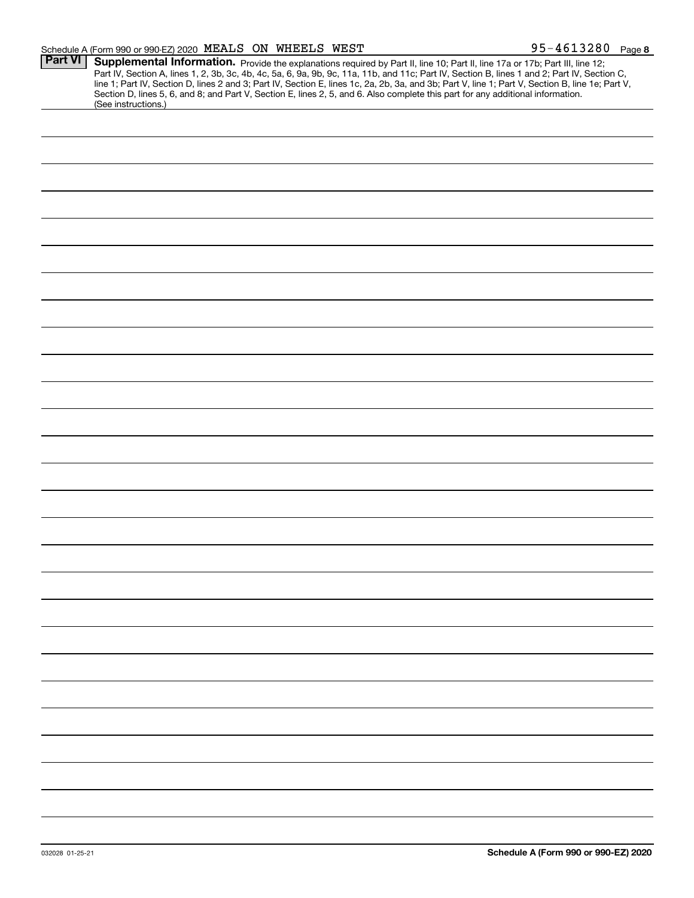Schedule A (Form 990 or 990-EZ) 2020 MEALS ON WHEELS WEST 95-4613280 Page 8

**Part VI** **Supplemental Information.** Provide the explanations required by Part II, line 10; Part II, line 17a or 17b; Part III, line 12; Part IV, Section A, lines 1, 2, 3b, 3c, 4b, 4c, 5a, 6, 9a, 9b, 9c, 11a, 11b, and 11c; Part IV, Section B, lines 1 and 2; Part IV, Section C, line 1; Part IV, Section D, lines 2 and 3; Part IV, Section E, lines 1c, 2a, 2b, 3a, and 3b; Part V, line 1; Part V, Section B, line 1e; Part V, Section D, lines 5, 6, and 8; and Part V, Section E, lines 2, 5, and 6. Also complete this part for any additional information. (See instructions.)

032028 01-25-21

**Schedule A (Form 990 or 990-EZ) 2020**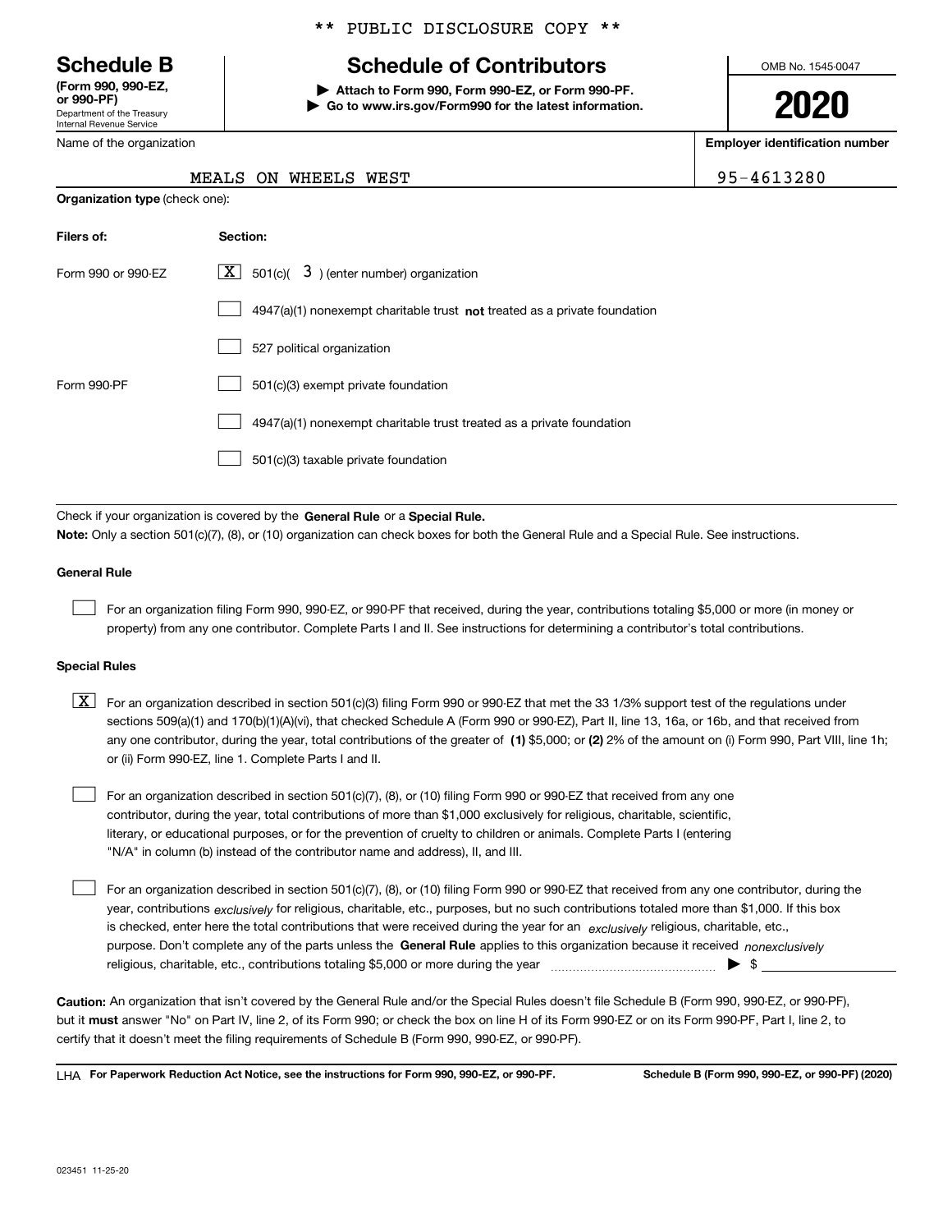** PUBLIC DISCLOSURE COPY **

# Schedule B

**(Form 990, 990-EZ, or 990-PF)**
Department of the Treasury
Internal Revenue Service

## Schedule of Contributors

▶ **Attach to Form 990, Form 990-EZ, or Form 990-PF.**
▶ **Go to www.irs.gov/Form990 for the latest information.**

OMB No. 1545-0047

**2020**

Name of the organization: MEALS ON WHEELS WEST

**Employer identification number:** 95-4613280

**Organization type** (check one):

| Filers of: | Section: |
|---|---|
| Form 990 or 990-EZ | [X] 501(c)( 3 ) (enter number) organization |
| | [ ] 4947(a)(1) nonexempt charitable trust **not** treated as a private foundation |
| | [ ] 527 political organization |
| Form 990-PF | [ ] 501(c)(3) exempt private foundation |
| | [ ] 4947(a)(1) nonexempt charitable trust treated as a private foundation |
| | [ ] 501(c)(3) taxable private foundation |

Check if your organization is covered by the **General Rule** or a **Special Rule.**

**Note:** Only a section 501(c)(7), (8), or (10) organization can check boxes for both the General Rule and a Special Rule. See instructions.

### General Rule

[ ] For an organization filing Form 990, 990-EZ, or 990-PF that received, during the year, contributions totaling $5,000 or more (in money or property) from any one contributor. Complete Parts I and II. See instructions for determining a contributor's total contributions.

### Special Rules

[X] For an organization described in section 501(c)(3) filing Form 990 or 990-EZ that met the 33 1/3% support test of the regulations under sections 509(a)(1) and 170(b)(1)(A)(vi), that checked Schedule A (Form 990 or 990-EZ), Part II, line 13, 16a, or 16b, and that received from any one contributor, during the year, total contributions of the greater of **(1)** $5,000; or **(2)** 2% of the amount on (i) Form 990, Part VIII, line 1h; or (ii) Form 990-EZ, line 1. Complete Parts I and II.

[ ] For an organization described in section 501(c)(7), (8), or (10) filing Form 990 or 990-EZ that received from any one contributor, during the year, total contributions of more than $1,000 exclusively for religious, charitable, scientific, literary, or educational purposes, or for the prevention of cruelty to children or animals. Complete Parts I (entering "N/A" in column (b) instead of the contributor name and address), II, and III.

[ ] For an organization described in section 501(c)(7), (8), or (10) filing Form 990 or 990-EZ that received from any one contributor, during the year, contributions *exclusively* for religious, charitable, etc., purposes, but no such contributions totaled more than $1,000. If this box is checked, enter here the total contributions that were received during the year for an *exclusively* religious, charitable, etc., purpose. Don't complete any of the parts unless the **General Rule** applies to this organization because it received *nonexclusively* religious, charitable, etc., contributions totaling $5,000 or more during the year ▶ $ ______

**Caution:** An organization that isn't covered by the General Rule and/or the Special Rules doesn't file Schedule B (Form 990, 990-EZ, or 990-PF), but it **must** answer "No" on Part IV, line 2, of its Form 990; or check the box on line H of its Form 990-EZ or on its Form 990-PF, Part I, line 2, to certify that it doesn't meet the filing requirements of Schedule B (Form 990, 990-EZ, or 990-PF).

LHA **For Paperwork Reduction Act Notice, see the instructions for Form 990, 990-EZ, or 990-PF.** **Schedule B (Form 990, 990-EZ, or 990-PF) (2020)**

023451 11-25-20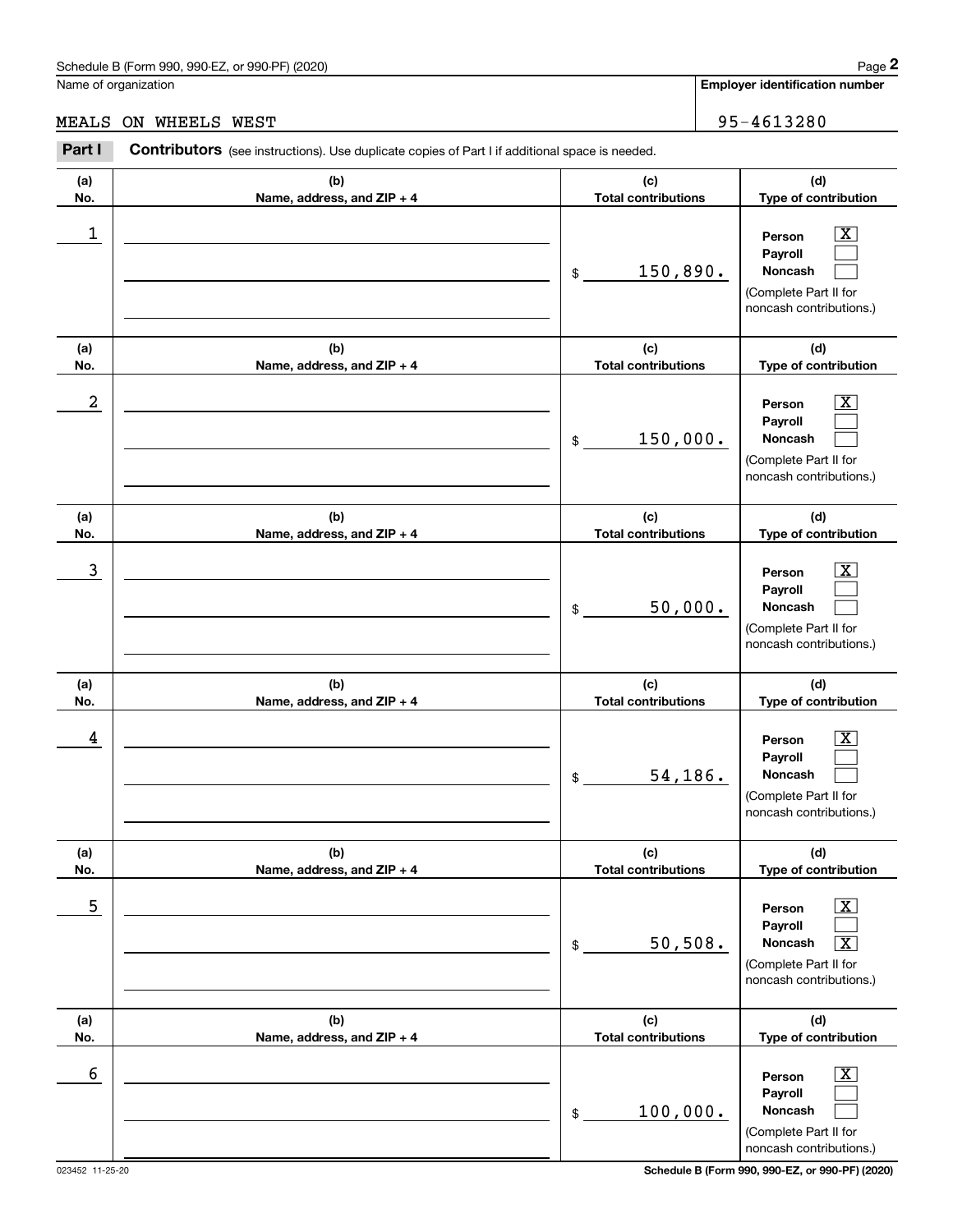Schedule B (Form 990, 990-EZ, or 990-PF) (2020)

Name of organization: MEALS ON WHEELS WEST

Employer identification number: 95-4613280

## Part I Contributors (see instructions). Use duplicate copies of Part I if additional space is needed.

| (a) No. | (b) Name, address, and ZIP + 4 | (c) Total contributions | (d) Type of contribution |
|---|---|---|---|
| 1 | | $ 150,890. | Person [X] Payroll [ ] Noncash [ ] (Complete Part II for noncash contributions.) |
| 2 | | $ 150,000. | Person [X] Payroll [ ] Noncash [ ] (Complete Part II for noncash contributions.) |
| 3 | | $ 50,000. | Person [X] Payroll [ ] Noncash [ ] (Complete Part II for noncash contributions.) |
| 4 | | $ 54,186. | Person [X] Payroll [ ] Noncash [ ] (Complete Part II for noncash contributions.) |
| 5 | | $ 50,508. | Person [X] Payroll [ ] Noncash [X] (Complete Part II for noncash contributions.) |
| 6 | | $ 100,000. | Person [X] Payroll [ ] Noncash [ ] (Complete Part II for noncash contributions.) |

023452 11-25-20

Schedule B (Form 990, 990-EZ, or 990-PF) (2020)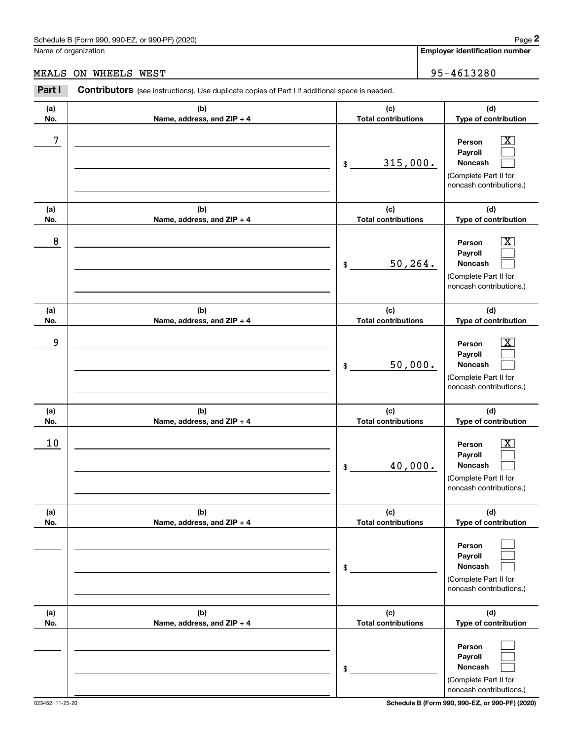Name of organization

MEALS ON WHEELS WEST

**Employer identification number**

95-4613280

**Part I** **Contributors** (see instructions). Use duplicate copies of Part I if additional space is needed.

| (a) No. | (b) Name, address, and ZIP + 4 | (c) Total contributions | (d) Type of contribution |
|---|---|---|---|
| 7 | | $ 315,000. | Person [X] Payroll [ ] Noncash [ ] (Complete Part II for noncash contributions.) |
| 8 | | $ 50,264. | Person [X] Payroll [ ] Noncash [ ] (Complete Part II for noncash contributions.) |
| 9 | | $ 50,000. | Person [X] Payroll [ ] Noncash [ ] (Complete Part II for noncash contributions.) |
| 10 | | $ 40,000. | Person [X] Payroll [ ] Noncash [ ] (Complete Part II for noncash contributions.) |
| | | $ | Person [ ] Payroll [ ] Noncash [ ] (Complete Part II for noncash contributions.) |
| | | $ | Person [ ] Payroll [ ] Noncash [ ] (Complete Part II for noncash contributions.) |

023452 11-25-20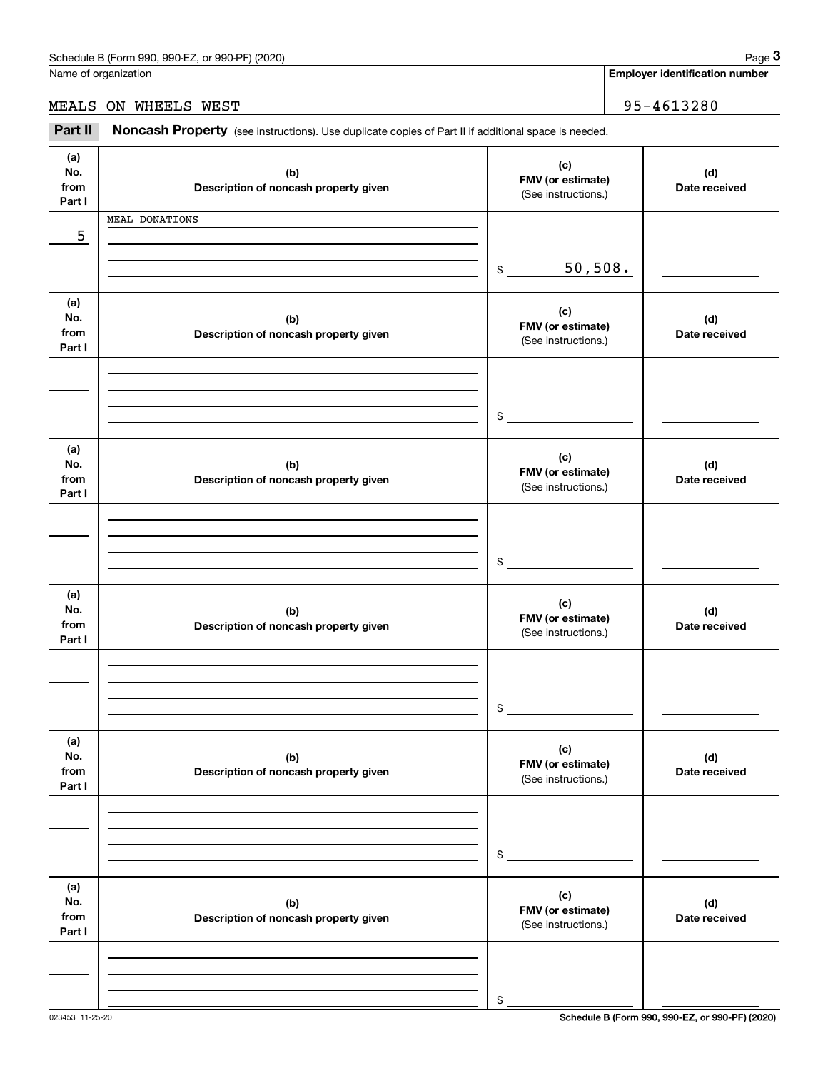Name of organization

MEALS ON WHEELS WEST

**Employer identification number**

95-4613280

**Part II** **Noncash Property** (see instructions). Use duplicate copies of Part II if additional space is needed.

| (a) No. from Part I | (b) Description of noncash property given | (c) FMV (or estimate) (See instructions.) | (d) Date received |
|---|---|---|---|
| 5 | MEAL DONATIONS | $ 50,508. | |
| | | $ | |
| | | $ | |
| | | $ | |
| | | $ | |
| | | $ | |

023453 11-25-20

**Schedule B (Form 990, 990-EZ, or 990-PF) (2020)**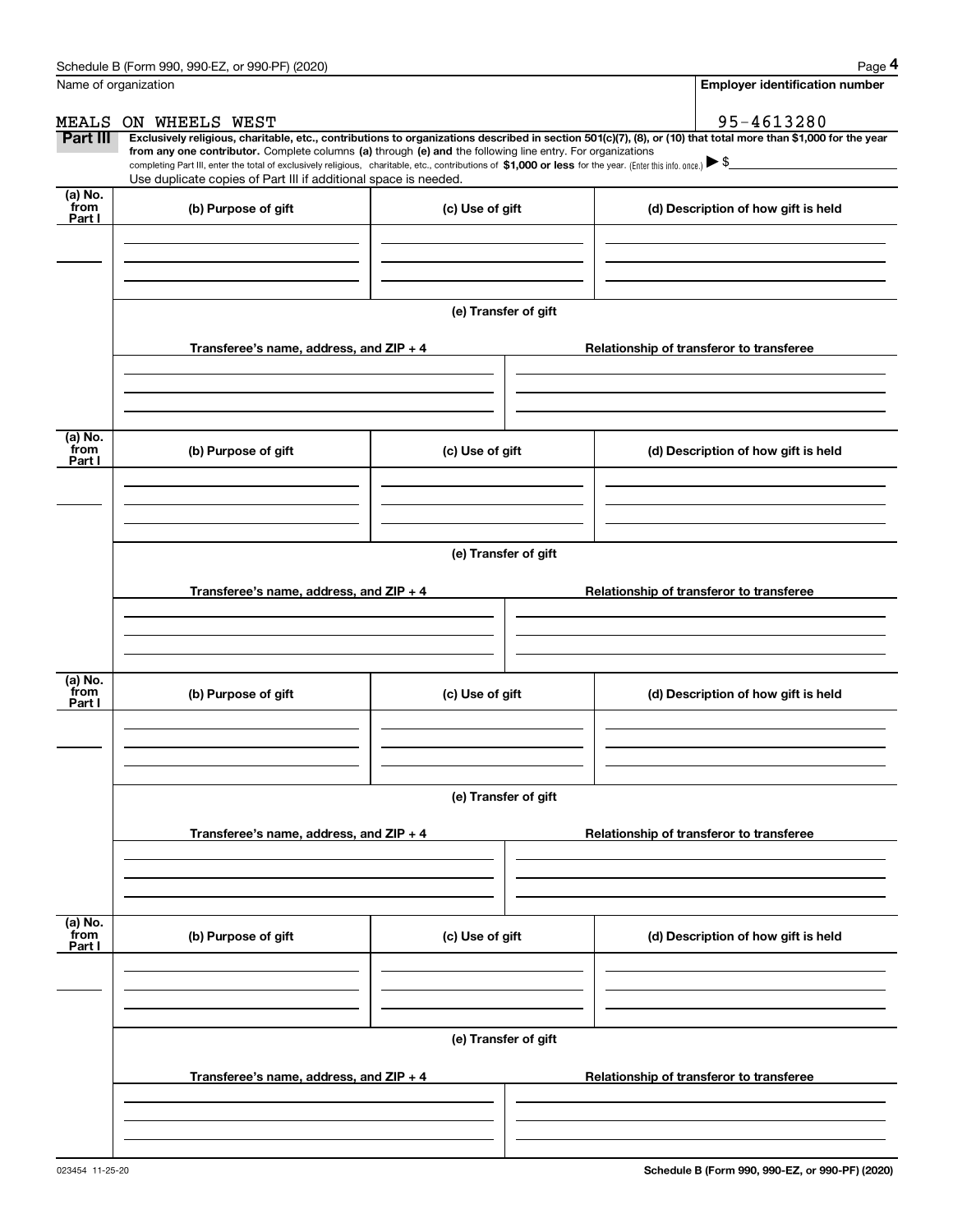Name of organization

MEALS ON WHEELS WEST

**Employer identification number**

95-4613280

**Part III** **Exclusively religious, charitable, etc., contributions to organizations described in section 501(c)(7), (8), or (10) that total more than $1,000 for the year from any one contributor.** Complete columns **(a)** through **(e) and** the following line entry. For organizations completing Part III, enter the total of exclusively religious, charitable, etc., contributions of **$1,000 or less** for the year. (Enter this info. once.) ▶ $

Use duplicate copies of Part III if additional space is needed.

| (a) No. from Part I | (b) Purpose of gift | (c) Use of gift | (d) Description of how gift is held |
|---|---|---|---|
| | | | |

(e) Transfer of gift

| Transferee's name, address, and ZIP + 4 | Relationship of transferor to transferee |
|---|---|
| | |

| (a) No. from Part I | (b) Purpose of gift | (c) Use of gift | (d) Description of how gift is held |
|---|---|---|---|
| | | | |

(e) Transfer of gift

| Transferee's name, address, and ZIP + 4 | Relationship of transferor to transferee |
|---|---|
| | |

| (a) No. from Part I | (b) Purpose of gift | (c) Use of gift | (d) Description of how gift is held |
|---|---|---|---|
| | | | |

(e) Transfer of gift

| Transferee's name, address, and ZIP + 4 | Relationship of transferor to transferee |
|---|---|
| | |

| (a) No. from Part I | (b) Purpose of gift | (c) Use of gift | (d) Description of how gift is held |
|---|---|---|---|
| | | | |

(e) Transfer of gift

| Transferee's name, address, and ZIP + 4 | Relationship of transferor to transferee |
|---|---|
| | |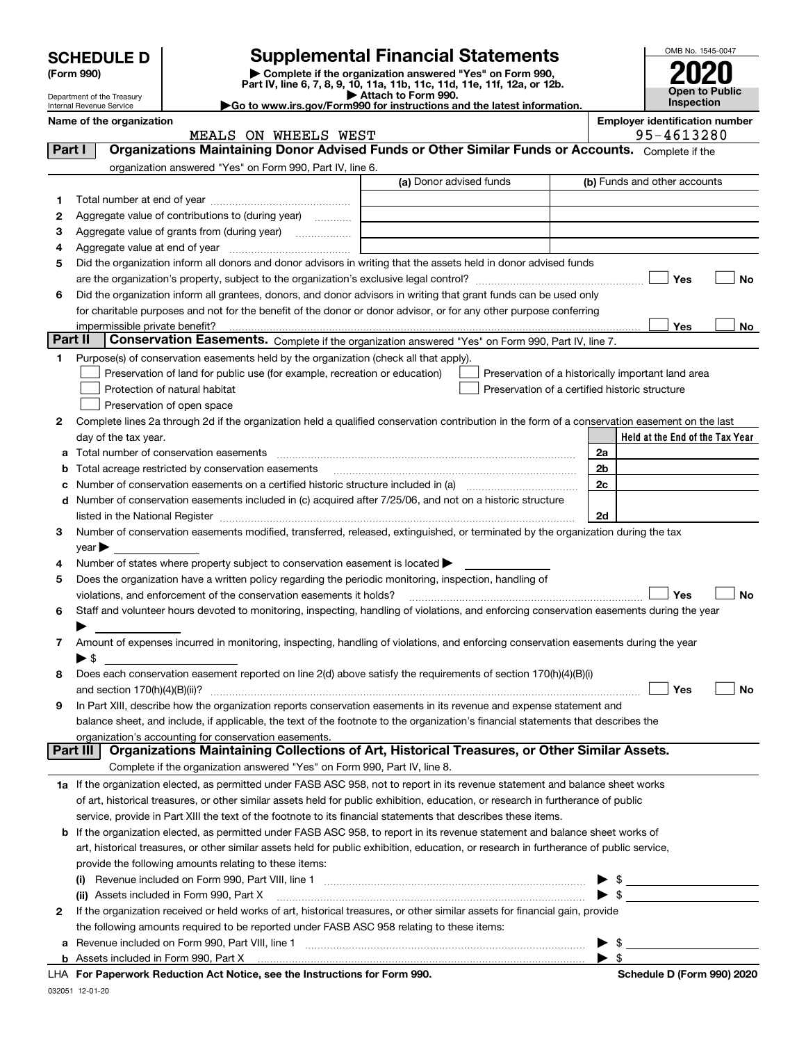# SCHEDULE D (Form 990)

Department of the Treasury
Internal Revenue Service

## Supplemental Financial Statements

▶ Complete if the organization answered "Yes" on Form 990, Part IV, line 6, 7, 8, 9, 10, 11a, 11b, 11c, 11d, 11e, 11f, 12a, or 12b.
▶ Attach to Form 990.
▶Go to www.irs.gov/Form990 for instructions and the latest information.

OMB No. 1545-0047
**2020**
**Open to Public Inspection**

**Name of the organization**
MEALS ON WHEELS WEST

**Employer identification number**
95-4613280

**Part I — Organizations Maintaining Donor Advised Funds or Other Similar Funds or Accounts.** Complete if the organization answered "Yes" on Form 990, Part IV, line 6.

| | | (a) Donor advised funds | (b) Funds and other accounts |
|---|---|---|---|
| 1 | Total number at end of year | | |
| 2 | Aggregate value of contributions to (during year) | | |
| 3 | Aggregate value of grants from (during year) | | |
| 4 | Aggregate value at end of year | | |

5 Did the organization inform all donors and donor advisors in writing that the assets held in donor advised funds are the organization's property, subject to the organization's exclusive legal control? ☐ Yes ☐ No

6 Did the organization inform all grantees, donors, and donor advisors in writing that grant funds can be used only for charitable purposes and not for the benefit of the donor or donor advisor, or for any other purpose conferring impermissible private benefit? ☐ Yes ☐ No

**Part II — Conservation Easements.** Complete if the organization answered "Yes" on Form 990, Part IV, line 7.

1 Purpose(s) of conservation easements held by the organization (check all that apply).
- ☐ Preservation of land for public use (for example, recreation or education)
- ☐ Protection of natural habitat
- ☐ Preservation of open space
- ☐ Preservation of a historically important land area
- ☐ Preservation of a certified historic structure

2 Complete lines 2a through 2d if the organization held a qualified conservation contribution in the form of a conservation easement on the last day of the tax year.

| | | | Held at the End of the Tax Year |
|---|---|---|---|
| a | Total number of conservation easements | 2a | |
| b | Total acreage restricted by conservation easements | 2b | |
| c | Number of conservation easements on a certified historic structure included in (a) | 2c | |
| d | Number of conservation easements included in (c) acquired after 7/25/06, and not on a historic structure listed in the National Register | 2d | |

3 Number of conservation easements modified, transferred, released, extinguished, or terminated by the organization during the tax year ▶

4 Number of states where property subject to conservation easement is located ▶

5 Does the organization have a written policy regarding the periodic monitoring, inspection, handling of violations, and enforcement of the conservation easements it holds? ☐ Yes ☐ No

6 Staff and volunteer hours devoted to monitoring, inspecting, handling of violations, and enforcing conservation easements during the year ▶

7 Amount of expenses incurred in monitoring, inspecting, handling of violations, and enforcing conservation easements during the year ▶ $

8 Does each conservation easement reported on line 2(d) above satisfy the requirements of section 170(h)(4)(B)(i) and section 170(h)(4)(B)(ii)? ☐ Yes ☐ No

9 In Part XIII, describe how the organization reports conservation easements in its revenue and expense statement and balance sheet, and include, if applicable, the text of the footnote to the organization's financial statements that describes the organization's accounting for conservation easements.

**Part III — Organizations Maintaining Collections of Art, Historical Treasures, or Other Similar Assets.** Complete if the organization answered "Yes" on Form 990, Part IV, line 8.

1a If the organization elected, as permitted under FASB ASC 958, not to report in its revenue statement and balance sheet works of art, historical treasures, or other similar assets held for public exhibition, education, or research in furtherance of public service, provide in Part XIII the text of the footnote to its financial statements that describes these items.

b If the organization elected, as permitted under FASB ASC 958, to report in its revenue statement and balance sheet works of art, historical treasures, or other similar assets held for public exhibition, education, or research in furtherance of public service, provide the following amounts relating to these items:

(i) Revenue included on Form 990, Part VIII, line 1 ▶ $

(ii) Assets included in Form 990, Part X ▶ $

2 If the organization received or held works of art, historical treasures, or other similar assets for financial gain, provide the following amounts required to be reported under FASB ASC 958 relating to these items:

a Revenue included on Form 990, Part VIII, line 1 ▶ $

b Assets included in Form 990, Part X ▶ $

LHA For Paperwork Reduction Act Notice, see the Instructions for Form 990. Schedule D (Form 990) 2020

032051 12-01-20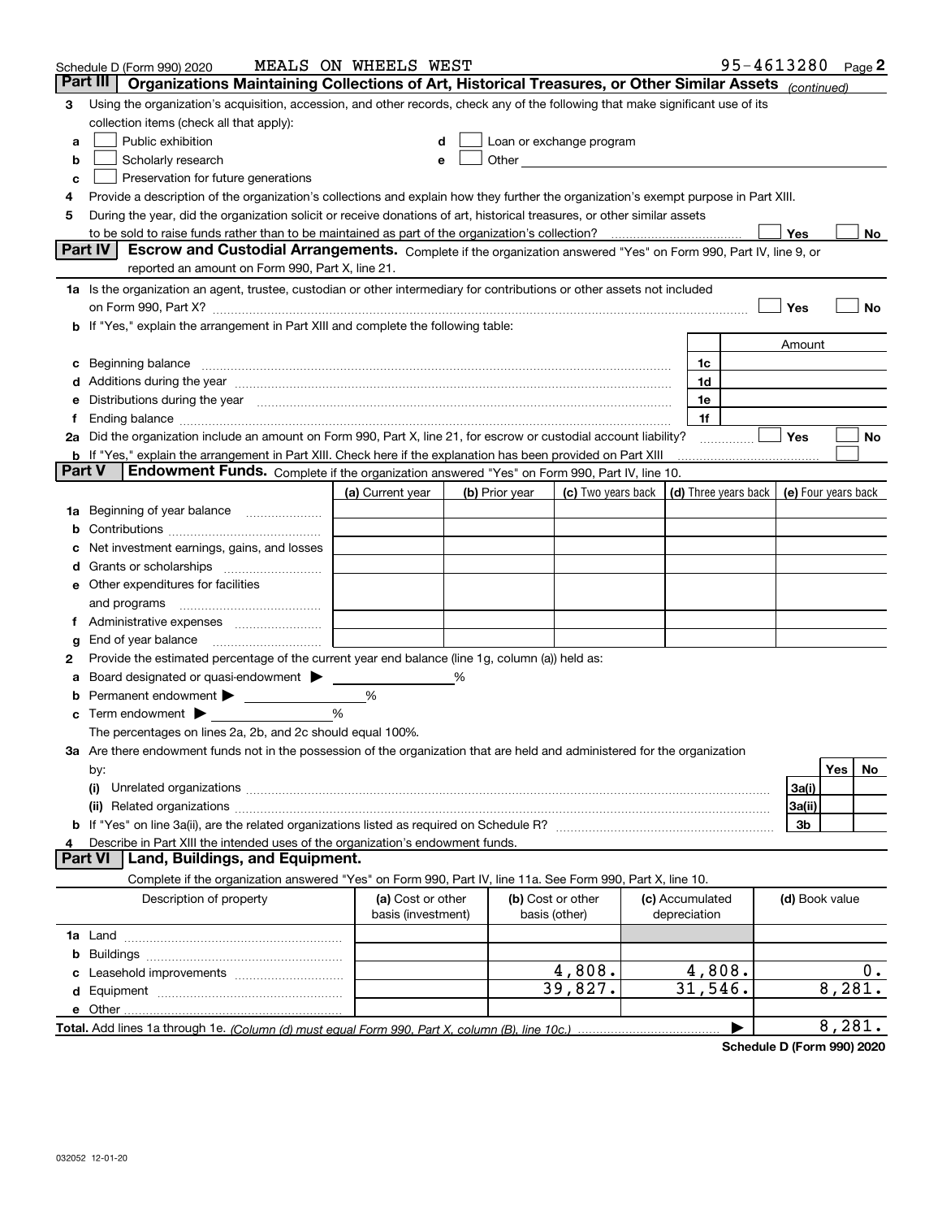Schedule D (Form 990) 2020 MEALS ON WHEELS WEST 95-4613280 Page 2

## Part III Organizations Maintaining Collections of Art, Historical Treasures, or Other Similar Assets *(continued)*

3 Using the organization's acquisition, accession, and other records, check any of the following that make significant use of its collection items (check all that apply):

a ☐ Public exhibition  d ☐ Loan or exchange program
b ☐ Scholarly research  e ☐ Other
c ☐ Preservation for future generations

4 Provide a description of the organization's collections and explain how they further the organization's exempt purpose in Part XIII.

5 During the year, did the organization solicit or receive donations of art, historical treasures, or other similar assets to be sold to raise funds rather than to be maintained as part of the organization's collection? ☐ Yes ☐ No

## Part IV Escrow and Custodial Arrangements.

Complete if the organization answered "Yes" on Form 990, Part IV, line 9, or reported an amount on Form 990, Part X, line 21.

1a Is the organization an agent, trustee, custodian or other intermediary for contributions or other assets not included on Form 990, Part X? ☐ Yes ☐ No

b If "Yes," explain the arrangement in Part XIII and complete the following table:

| | | Amount |
|---|---|---|
| c Beginning balance | 1c | |
| d Additions during the year | 1d | |
| e Distributions during the year | 1e | |
| f Ending balance | 1f | |

2a Did the organization include an amount on Form 990, Part X, line 21, for escrow or custodial account liability? ☐ Yes ☐ No

b If "Yes," explain the arrangement in Part XIII. Check here if the explanation has been provided on Part XIII ☐

## Part V Endowment Funds.

Complete if the organization answered "Yes" on Form 990, Part IV, line 10.

| | (a) Current year | (b) Prior year | (c) Two years back | (d) Three years back | (e) Four years back |
|---|---|---|---|---|---|
| 1a Beginning of year balance | | | | | |
| b Contributions | | | | | |
| c Net investment earnings, gains, and losses | | | | | |
| d Grants or scholarships | | | | | |
| e Other expenditures for facilities and programs | | | | | |
| f Administrative expenses | | | | | |
| g End of year balance | | | | | |

2 Provide the estimated percentage of the current year end balance (line 1g, column (a)) held as:

a Board designated or quasi-endowment ▶ %
b Permanent endowment ▶ %
c Term endowment ▶ %

The percentages on lines 2a, 2b, and 2c should equal 100%.

3a Are there endowment funds not in the possession of the organization that are held and administered for the organization by:

| | | Yes | No |
|---|---|---|---|
| (i) Unrelated organizations | 3a(i) | | |
| (ii) Related organizations | 3a(ii) | | |
| b If "Yes" on line 3a(ii), are the related organizations listed as required on Schedule R? | 3b | | |

4 Describe in Part XIII the intended uses of the organization's endowment funds.

## Part VI Land, Buildings, and Equipment.

Complete if the organization answered "Yes" on Form 990, Part IV, line 11a. See Form 990, Part X, line 10.

| Description of property | (a) Cost or other basis (investment) | (b) Cost or other basis (other) | (c) Accumulated depreciation | (d) Book value |
|---|---|---|---|---|
| 1a Land | | | | |
| b Buildings | | | | |
| c Leasehold improvements | | 4,808. | 4,808. | 0. |
| d Equipment | | 39,827. | 31,546. | 8,281. |
| e Other | | | | |
| **Total.** Add lines 1a through 1e. *(Column (d) must equal Form 990, Part X, column (B), line 10c.)* | | | ▶ | 8,281. |

**Schedule D (Form 990) 2020**

032052 12-01-20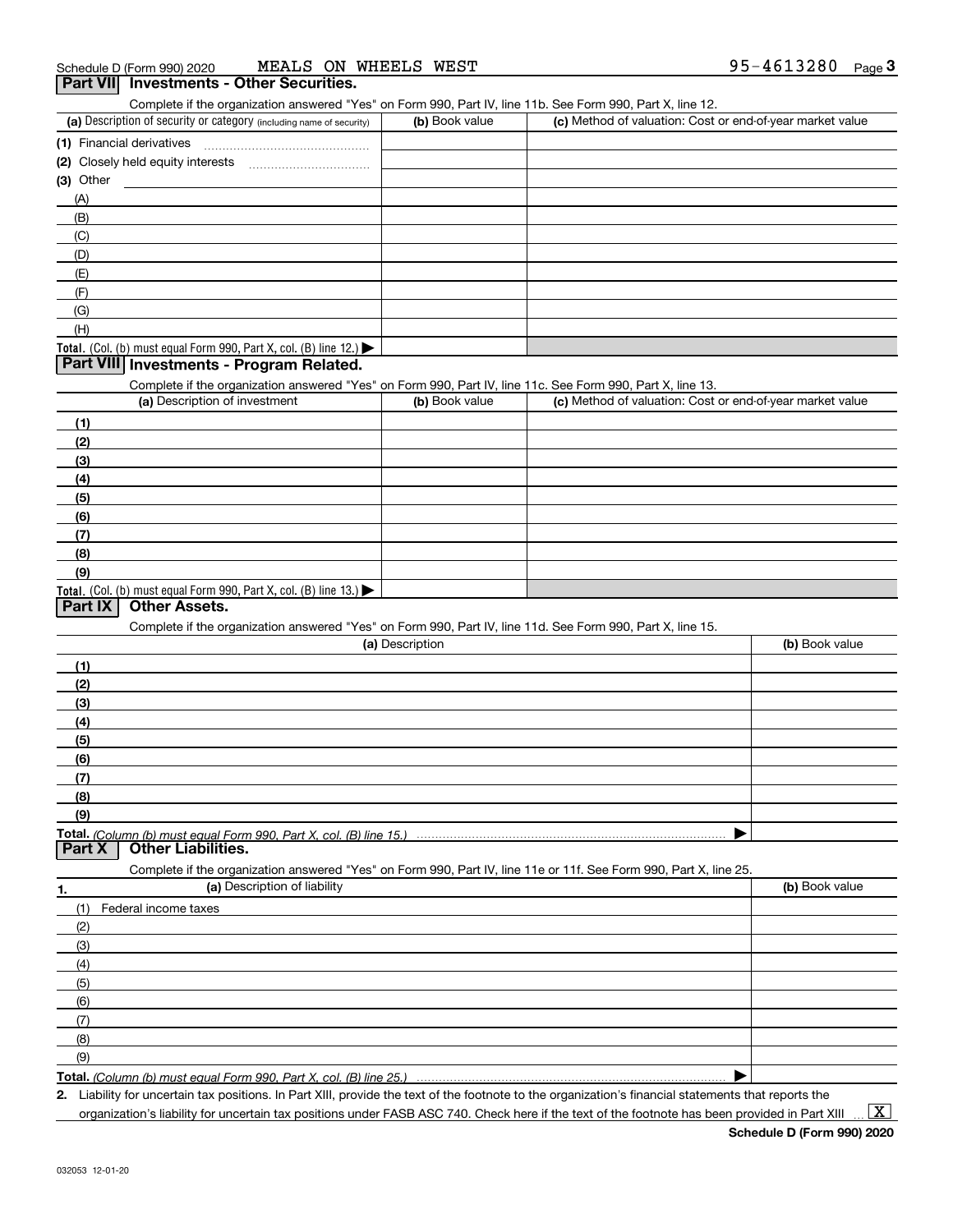Schedule D (Form 990) 2020 MEALS ON WHEELS WEST 95-4613280

## Part VII Investments - Other Securities.

Complete if the organization answered "Yes" on Form 990, Part IV, line 11b. See Form 990, Part X, line 12.

| (a) Description of security or category (including name of security) | (b) Book value | (c) Method of valuation: Cost or end-of-year market value |
|---|---|---|
| (1) Financial derivatives | | |
| (2) Closely held equity interests | | |
| (3) Other | | |
| (A) | | |
| (B) | | |
| (C) | | |
| (D) | | |
| (E) | | |
| (F) | | |
| (G) | | |
| (H) | | |
| **Total.** (Col. (b) must equal Form 990, Part X, col. (B) line 12.) ▶ | | |

## Part VIII Investments - Program Related.

Complete if the organization answered "Yes" on Form 990, Part IV, line 11c. See Form 990, Part X, line 13.

| (a) Description of investment | (b) Book value | (c) Method of valuation: Cost or end-of-year market value |
|---|---|---|
| (1) | | |
| (2) | | |
| (3) | | |
| (4) | | |
| (5) | | |
| (6) | | |
| (7) | | |
| (8) | | |
| (9) | | |
| **Total.** (Col. (b) must equal Form 990, Part X, col. (B) line 13.) ▶ | | |

## Part IX Other Assets.

Complete if the organization answered "Yes" on Form 990, Part IV, line 11d. See Form 990, Part X, line 15.

| (a) Description | (b) Book value |
|---|---|
| (1) | |
| (2) | |
| (3) | |
| (4) | |
| (5) | |
| (6) | |
| (7) | |
| (8) | |
| (9) | |
| **Total.** *(Column (b) must equal Form 990, Part X, col. (B) line 15.)* ▶ | |

## Part X Other Liabilities.

Complete if the organization answered "Yes" on Form 990, Part IV, line 11e or 11f. See Form 990, Part X, line 25.

| 1. (a) Description of liability | (b) Book value |
|---|---|
| (1) Federal income taxes | |
| (2) | |
| (3) | |
| (4) | |
| (5) | |
| (6) | |
| (7) | |
| (8) | |
| (9) | |
| **Total.** *(Column (b) must equal Form 990, Part X, col. (B) line 25.)* ▶ | |

2. Liability for uncertain tax positions. In Part XIII, provide the text of the footnote to the organization's financial statements that reports the organization's liability for uncertain tax positions under FASB ASC 740. Check here if the text of the footnote has been provided in Part XIII ... [X]

Schedule D (Form 990) 2020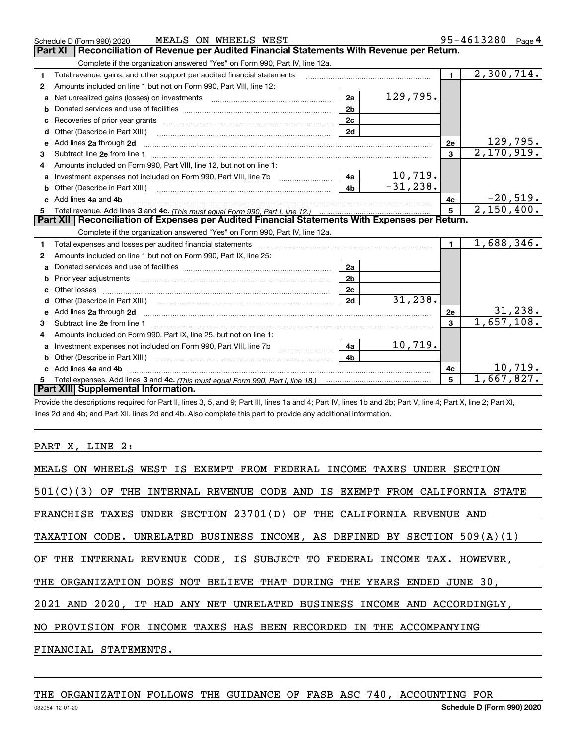Schedule D (Form 990) 2020 MEALS ON WHEELS WEST 95-4613280 Page 4

## Part XI | Reconciliation of Revenue per Audited Financial Statements With Revenue per Return.

Complete if the organization answered "Yes" on Form 990, Part IV, line 12a.

| | | | | | |
|---|---|---|---|---|---|
| 1 | Total revenue, gains, and other support per audited financial statements | | | 1 | 2,300,714. |
| 2 | Amounts included on line 1 but not on Form 990, Part VIII, line 12: | | | | |
| a | Net unrealized gains (losses) on investments | 2a | 129,795. | | |
| b | Donated services and use of facilities | 2b | | | |
| c | Recoveries of prior year grants | 2c | | | |
| d | Other (Describe in Part XIII.) | 2d | | | |
| e | Add lines 2a through 2d | | | 2e | 129,795. |
| 3 | Subtract line 2e from line 1 | | | 3 | 2,170,919. |
| 4 | Amounts included on Form 990, Part VIII, line 12, but not on line 1: | | | | |
| a | Investment expenses not included on Form 990, Part VIII, line 7b | 4a | 10,719. | | |
| b | Other (Describe in Part XIII.) | 4b | -31,238. | | |
| c | Add lines 4a and 4b | | | 4c | -20,519. |
| 5 | Total revenue. Add lines 3 and 4c. *(This must equal Form 990, Part I, line 12.)* | | | 5 | 2,150,400. |

## Part XII | Reconciliation of Expenses per Audited Financial Statements With Expenses per Return.

Complete if the organization answered "Yes" on Form 990, Part IV, line 12a.

| | | | | | |
|---|---|---|---|---|---|
| 1 | Total expenses and losses per audited financial statements | | | 1 | 1,688,346. |
| 2 | Amounts included on line 1 but not on Form 990, Part IX, line 25: | | | | |
| a | Donated services and use of facilities | 2a | | | |
| b | Prior year adjustments | 2b | | | |
| c | Other losses | 2c | | | |
| d | Other (Describe in Part XIII.) | 2d | 31,238. | | |
| e | Add lines 2a through 2d | | | 2e | 31,238. |
| 3 | Subtract line 2e from line 1 | | | 3 | 1,657,108. |
| 4 | Amounts included on Form 990, Part IX, line 25, but not on line 1: | | | | |
| a | Investment expenses not included on Form 990, Part VIII, line 7b | 4a | 10,719. | | |
| b | Other (Describe in Part XIII.) | 4b | | | |
| c | Add lines 4a and 4b | | | 4c | 10,719. |
| 5 | Total expenses. Add lines 3 and 4c. *(This must equal Form 990, Part I, line 18.)* | | | 5 | 1,667,827. |

## Part XIII | Supplemental Information.

Provide the descriptions required for Part II, lines 3, 5, and 9; Part III, lines 1a and 4; Part IV, lines 1b and 2b; Part V, line 4; Part X, line 2; Part XI, lines 2d and 4b; and Part XII, lines 2d and 4b. Also complete this part to provide any additional information.

PART X, LINE 2:

MEALS ON WHEELS WEST IS EXEMPT FROM FEDERAL INCOME TAXES UNDER SECTION 501(C)(3) OF THE INTERNAL REVENUE CODE AND IS EXEMPT FROM CALIFORNIA STATE FRANCHISE TAXES UNDER SECTION 23701(D) OF THE CALIFORNIA REVENUE AND TAXATION CODE. UNRELATED BUSINESS INCOME, AS DEFINED BY SECTION 509(A)(1) OF THE INTERNAL REVENUE CODE, IS SUBJECT TO FEDERAL INCOME TAX. HOWEVER, THE ORGANIZATION DOES NOT BELIEVE THAT DURING THE YEARS ENDED JUNE 30, 2021 AND 2020, IT HAD ANY NET UNRELATED BUSINESS INCOME AND ACCORDINGLY, NO PROVISION FOR INCOME TAXES HAS BEEN RECORDED IN THE ACCOMPANYING FINANCIAL STATEMENTS.

THE ORGANIZATION FOLLOWS THE GUIDANCE OF FASB ASC 740, ACCOUNTING FOR

032054 12-01-20 Schedule D (Form 990) 2020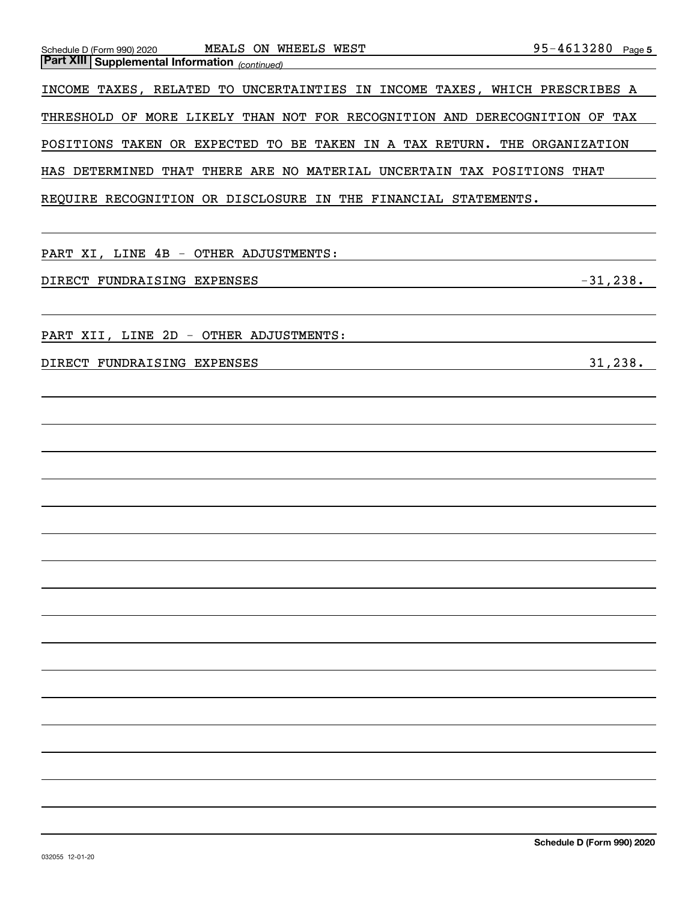## Part XIII Supplemental Information *(continued)*

INCOME TAXES, RELATED TO UNCERTAINTIES IN INCOME TAXES, WHICH PRESCRIBES A THRESHOLD OF MORE LIKELY THAN NOT FOR RECOGNITION AND DERECOGNITION OF TAX POSITIONS TAKEN OR EXPECTED TO BE TAKEN IN A TAX RETURN. THE ORGANIZATION HAS DETERMINED THAT THERE ARE NO MATERIAL UNCERTAIN TAX POSITIONS THAT REQUIRE RECOGNITION OR DISCLOSURE IN THE FINANCIAL STATEMENTS.

PART XI, LINE 4B - OTHER ADJUSTMENTS:

| | |
|---|---|
| DIRECT FUNDRAISING EXPENSES | -31,238. |

PART XII, LINE 2D - OTHER ADJUSTMENTS:

| | |
|---|---|
| DIRECT FUNDRAISING EXPENSES | 31,238. |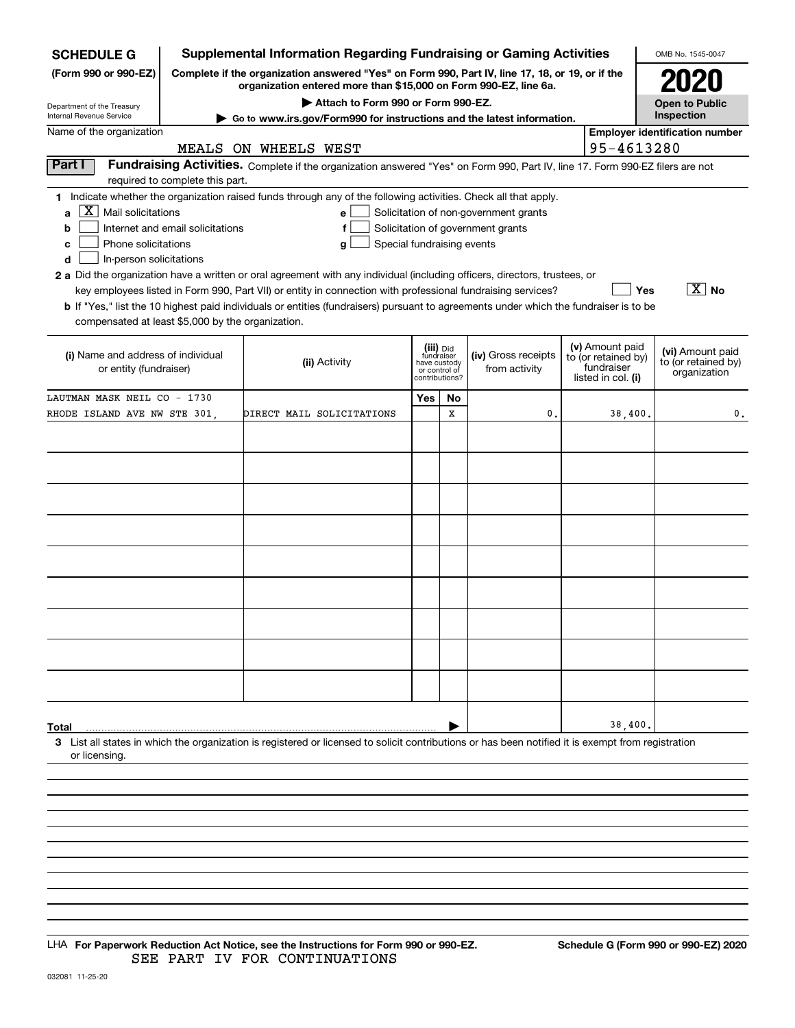**SCHEDULE G (Form 990 or 990-EZ)**

Department of the Treasury
Internal Revenue Service

# Supplemental Information Regarding Fundraising or Gaming Activities

**Complete if the organization answered "Yes" on Form 990, Part IV, line 17, 18, or 19, or if the organization entered more than $15,000 on Form 990-EZ, line 6a.**

**▶ Attach to Form 990 or Form 990-EZ.**

**▶ Go to www.irs.gov/Form990 for instructions and the latest information.**

OMB No. 1545-0047

**2020**

**Open to Public Inspection**

Name of the organization: MEALS ON WHEELS WEST

**Employer identification number:** 95-4613280

## Part I Fundraising Activities.

Complete if the organization answered "Yes" on Form 990, Part IV, line 17. Form 990-EZ filers are not required to complete this part.

**1** Indicate whether the organization raised funds through any of the following activities. Check all that apply.

- **a** [X] Mail solicitations
- **b** [ ] Internet and email solicitations
- **c** [ ] Phone solicitations
- **d** [ ] In-person solicitations
- **e** [ ] Solicitation of non-government grants
- **f** [ ] Solicitation of government grants
- **g** [ ] Special fundraising events

**2 a** Did the organization have a written or oral agreement with any individual (including officers, directors, trustees, or key employees listed in Form 990, Part VII) or entity in connection with professional fundraising services? [ ] Yes [X] No

**b** If "Yes," list the 10 highest paid individuals or entities (fundraisers) pursuant to agreements under which the fundraiser is to be compensated at least $5,000 by the organization.

| (i) Name and address of individual or entity (fundraiser) | (ii) Activity | (iii) Did fundraiser have custody or control of contributions? Yes | No | (iv) Gross receipts from activity | (v) Amount paid to (or retained by) fundraiser listed in col. (i) | (vi) Amount paid to (or retained by) organization |
|---|---|---|---|---|---|---|
| LAUTMAN MASK NEIL CO - 1730 RHODE ISLAND AVE NW STE 301, | DIRECT MAIL SOLICITATIONS | | X | 0. | 38,400. | 0. |
| | | | | | | |
| | | | | | | |
| | | | | | | |
| | | | | | | |
| | | | | | | |
| | | | | | | |
| | | | | | | |
| | | | | | | |
| | | | | | | |
| **Total** | | | | | 38,400. | |

**3** List all states in which the organization is registered or licensed to solicit contributions or has been notified it is exempt from registration or licensing.

LHA **For Paperwork Reduction Act Notice, see the Instructions for Form 990 or 990-EZ.** **Schedule G (Form 990 or 990-EZ) 2020**

SEE PART IV FOR CONTINUATIONS

032081 11-25-20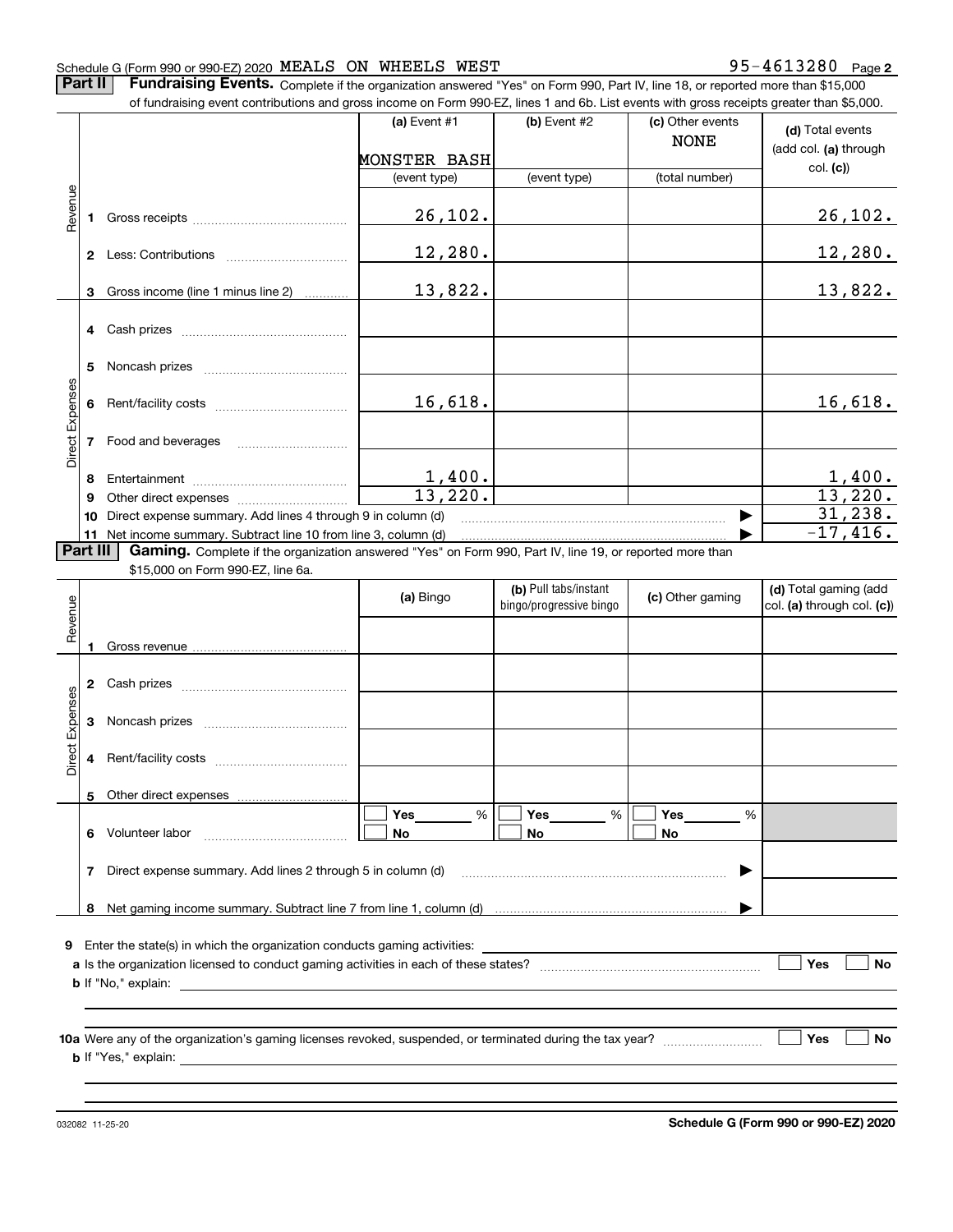Schedule G (Form 990 or 990-EZ) 2020 MEALS ON WHEELS WEST 95-4613280 Page **2**

**Part II** **Fundraising Events.** Complete if the organization answered "Yes" on Form 990, Part IV, line 18, or reported more than $15,000 of fundraising event contributions and gross income on Form 990-EZ, lines 1 and 6b. List events with gross receipts greater than $5,000.

| | | (a) Event #1 | (b) Event #2 | (c) Other events | (d) Total events (add col. (a) through col. (c)) |
|---|---|---|---|---|---|
| | | MONSTER BASH | | NONE | |
| | | (event type) | (event type) | (total number) | |
| Revenue | 1 Gross receipts | 26,102. | | | 26,102. |
| | 2 Less: Contributions | 12,280. | | | 12,280. |
| | 3 Gross income (line 1 minus line 2) | 13,822. | | | 13,822. |
| Direct Expenses | 4 Cash prizes | | | | |
| | 5 Noncash prizes | | | | |
| | 6 Rent/facility costs | 16,618. | | | 16,618. |
| | 7 Food and beverages | | | | |
| | 8 Entertainment | 1,400. | | | 1,400. |
| | 9 Other direct expenses | 13,220. | | | 13,220. |
| | 10 Direct expense summary. Add lines 4 through 9 in column (d) | | | ▶ | 31,238. |
| | 11 Net income summary. Subtract line 10 from line 3, column (d) | | | ▶ | -17,416. |

**Part III** **Gaming.** Complete if the organization answered "Yes" on Form 990, Part IV, line 19, or reported more than $15,000 on Form 990-EZ, line 6a.

| | | (a) Bingo | (b) Pull tabs/instant bingo/progressive bingo | (c) Other gaming | (d) Total gaming (add col. (a) through col. (c)) |
|---|---|---|---|---|---|
| Revenue | 1 Gross revenue | | | | |
| Direct Expenses | 2 Cash prizes | | | | |
| | 3 Noncash prizes | | | | |
| | 4 Rent/facility costs | | | | |
| | 5 Other direct expenses | | | | |
| | 6 Volunteer labor | ☐ Yes ___ % ☐ No | ☐ Yes ___ % ☐ No | ☐ Yes ___ % ☐ No | |
| | 7 Direct expense summary. Add lines 2 through 5 in column (d) | | | ▶ | |
| | 8 Net gaming income summary. Subtract line 7 from line 1, column (d) | | | ▶ | |

**9** Enter the state(s) in which the organization conducts gaming activities: ______

**a** Is the organization licensed to conduct gaming activities in each of these states? ☐ Yes ☐ No

**b** If "No," explain: ______

**10a** Were any of the organization's gaming licenses revoked, suspended, or terminated during the tax year? ☐ Yes ☐ No

**b** If "Yes," explain: ______

032082 11-25-20 **Schedule G (Form 990 or 990-EZ) 2020**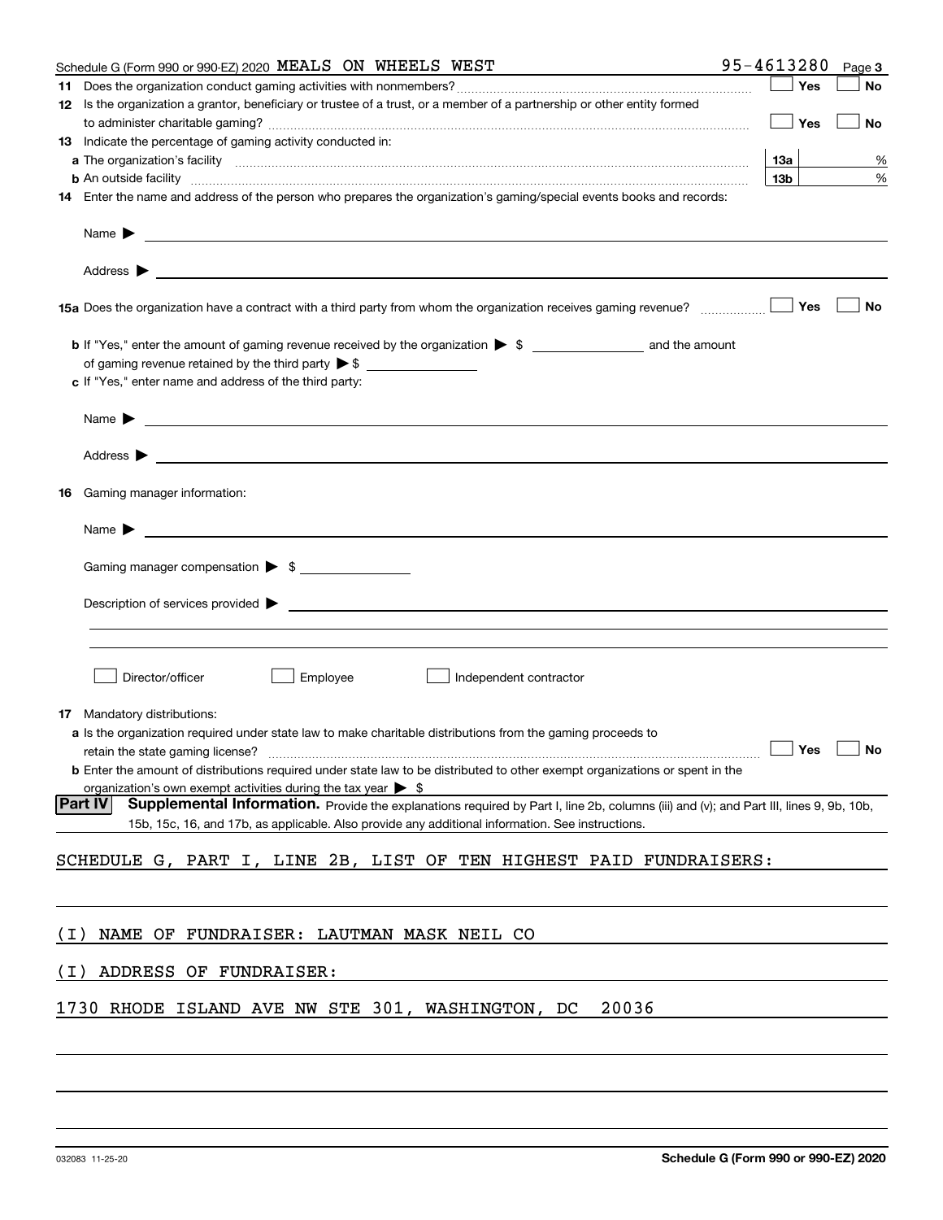Schedule G (Form 990 or 990-EZ) 2020 MEALS ON WHEELS WEST 95-4613280 Page 3

**11** Does the organization conduct gaming activities with nonmembers? ☐ Yes ☐ No

**12** Is the organization a grantor, beneficiary or trustee of a trust, or a member of a partnership or other entity formed to administer charitable gaming? ☐ Yes ☐ No

**13** Indicate the percentage of gaming activity conducted in:

**a** The organization's facility **13a** %

**b** An outside facility **13b** %

**14** Enter the name and address of the person who prepares the organization's gaming/special events books and records:

Name ▶

Address ▶

**15a** Does the organization have a contract with a third party from whom the organization receives gaming revenue? ☐ Yes ☐ No

**b** If "Yes," enter the amount of gaming revenue received by the organization ▶ $ and the amount of gaming revenue retained by the third party ▶ $

**c** If "Yes," enter name and address of the third party:

Name ▶

Address ▶

**16** Gaming manager information:

Name ▶

Gaming manager compensation ▶ $

Description of services provided ▶

☐ Director/officer ☐ Employee ☐ Independent contractor

**17** Mandatory distributions:

**a** Is the organization required under state law to make charitable distributions from the gaming proceeds to retain the state gaming license? ☐ Yes ☐ No

**b** Enter the amount of distributions required under state law to be distributed to other exempt organizations or spent in the organization's own exempt activities during the tax year ▶ $

**Part IV** **Supplemental Information.** Provide the explanations required by Part I, line 2b, columns (iii) and (v); and Part III, lines 9, 9b, 10b, 15b, 15c, 16, and 17b, as applicable. Also provide any additional information. See instructions.

SCHEDULE G, PART I, LINE 2B, LIST OF TEN HIGHEST PAID FUNDRAISERS:

(I) NAME OF FUNDRAISER: LAUTMAN MASK NEIL CO

(I) ADDRESS OF FUNDRAISER:

1730 RHODE ISLAND AVE NW STE 301, WASHINGTON, DC 20036

032083 11-25-20 **Schedule G (Form 990 or 990-EZ) 2020**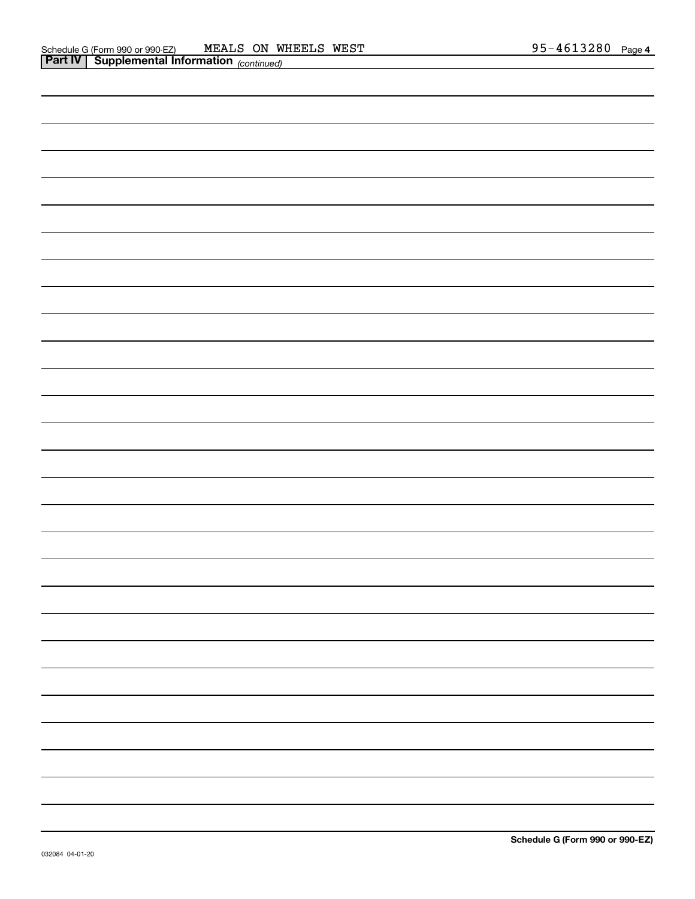Schedule G (Form 990 or 990-EZ) MEALS ON WHEELS WEST 95-4613280 Page **4**

**Part IV | Supplemental Information** *(continued)*

**Schedule G (Form 990 or 990-EZ)**

032084 04-01-20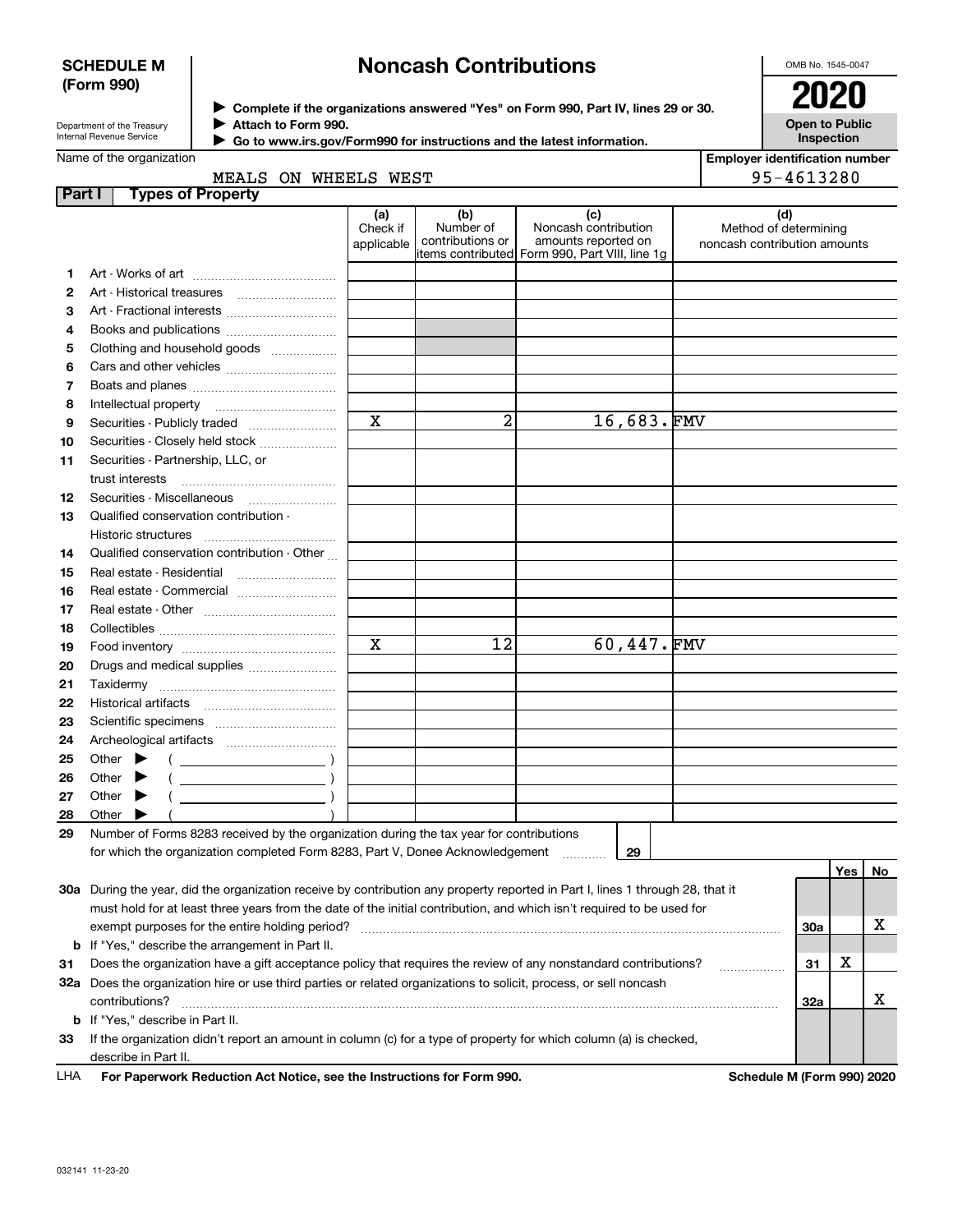**SCHEDULE M (Form 990)**

Department of the Treasury
Internal Revenue Service

# Noncash Contributions

▶ Complete if the organizations answered "Yes" on Form 990, Part IV, lines 29 or 30.
▶ Attach to Form 990.
▶ Go to www.irs.gov/Form990 for instructions and the latest information.

OMB No. 1545-0047

**2020**

**Open to Public Inspection**

Name of the organization: MEALS ON WHEELS WEST

Employer identification number: 95-4613280

## Part I Types of Property

| | | (a) Check if applicable | (b) Number of contributions or items contributed | (c) Noncash contribution amounts reported on Form 990, Part VIII, line 1g | (d) Method of determining noncash contribution amounts |
|---|---|---|---|---|---|
| 1 | Art - Works of art | | | | |
| 2 | Art - Historical treasures | | | | |
| 3 | Art - Fractional interests | | | | |
| 4 | Books and publications | | | | |
| 5 | Clothing and household goods | | | | |
| 6 | Cars and other vehicles | | | | |
| 7 | Boats and planes | | | | |
| 8 | Intellectual property | | | | |
| 9 | Securities - Publicly traded | X | 2 | 16,683. | FMV |
| 10 | Securities - Closely held stock | | | | |
| 11 | Securities - Partnership, LLC, or trust interests | | | | |
| 12 | Securities - Miscellaneous | | | | |
| 13 | Qualified conservation contribution - Historic structures | | | | |
| 14 | Qualified conservation contribution - Other | | | | |
| 15 | Real estate - Residential | | | | |
| 16 | Real estate - Commercial | | | | |
| 17 | Real estate - Other | | | | |
| 18 | Collectibles | | | | |
| 19 | Food inventory | X | 12 | 60,447. | FMV |
| 20 | Drugs and medical supplies | | | | |
| 21 | Taxidermy | | | | |
| 22 | Historical artifacts | | | | |
| 23 | Scientific specimens | | | | |
| 24 | Archeological artifacts | | | | |
| 25 | Other ▶ ( ) | | | | |
| 26 | Other ▶ ( ) | | | | |
| 27 | Other ▶ ( ) | | | | |
| 28 | Other ▶ ( ) | | | | |

**29** Number of Forms 8283 received by the organization during the tax year for contributions for which the organization completed Form 8283, Part V, Donee Acknowledgement ..... **29**

| | | | Yes | No |
|---|---|---|---|---|
| **30a** | During the year, did the organization receive by contribution any property reported in Part I, lines 1 through 28, that it must hold for at least three years from the date of the initial contribution, and which isn't required to be used for exempt purposes for the entire holding period? | 30a | | X |
| **b** | If "Yes," describe the arrangement in Part II. | | | |
| **31** | Does the organization have a gift acceptance policy that requires the review of any nonstandard contributions? | 31 | X | |
| **32a** | Does the organization hire or use third parties or related organizations to solicit, process, or sell noncash contributions? | 32a | | X |
| **b** | If "Yes," describe in Part II. | | | |
| **33** | If the organization didn't report an amount in column (c) for a type of property for which column (a) is checked, describe in Part II. | | | |

LHA **For Paperwork Reduction Act Notice, see the Instructions for Form 990.** **Schedule M (Form 990) 2020**

032141 11-23-20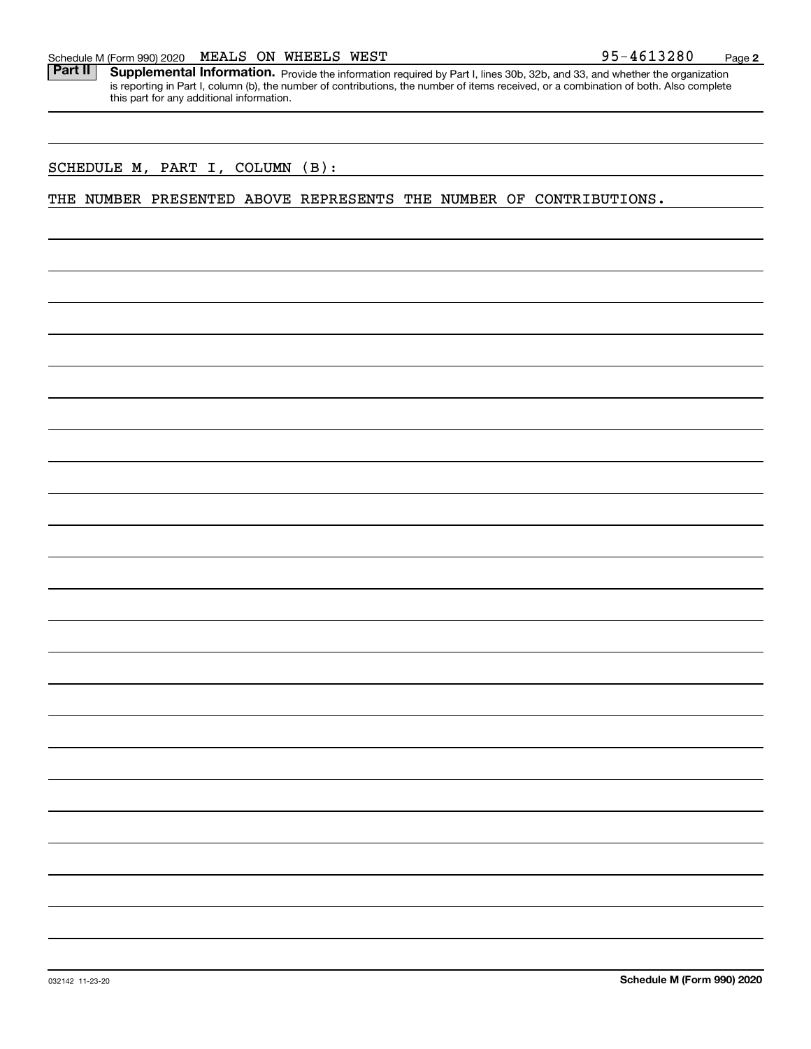Schedule M (Form 990) 2020 MEALS ON WHEELS WEST 95-4613280 Page **2**

**Part II** **Supplemental Information.** Provide the information required by Part I, lines 30b, 32b, and 33, and whether the organization is reporting in Part I, column (b), the number of contributions, the number of items received, or a combination of both. Also complete this part for any additional information.

SCHEDULE M, PART I, COLUMN (B):

THE NUMBER PRESENTED ABOVE REPRESENTS THE NUMBER OF CONTRIBUTIONS.

032142 11-23-20 **Schedule M (Form 990) 2020**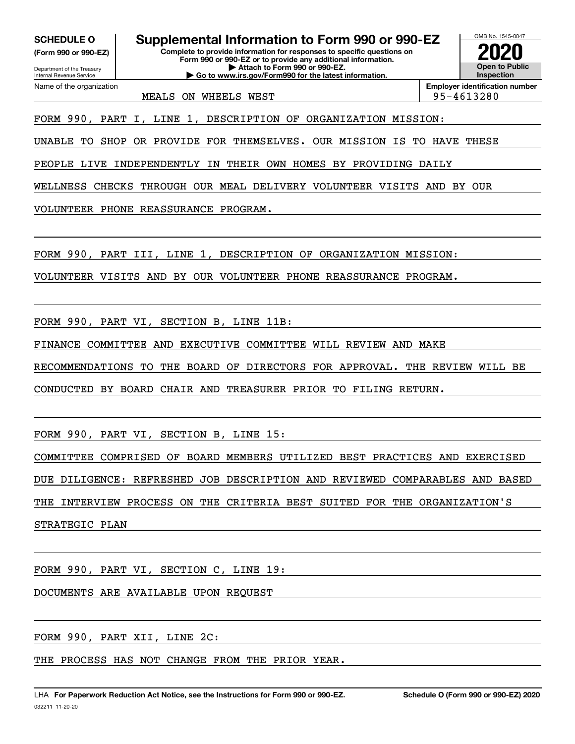**SCHEDULE O**
**(Form 990 or 990-EZ)**

Department of the Treasury
Internal Revenue Service

# Supplemental Information to Form 990 or 990-EZ

**Complete to provide information for responses to specific questions on Form 990 or 990-EZ or to provide any additional information.**
**▶ Attach to Form 990 or 990-EZ.**
**▶ Go to www.irs.gov/Form990 for the latest information.**

OMB No. 1545-0047
**2020**
**Open to Public Inspection**

| Name of the organization | Employer identification number |
|---|---|
| MEALS ON WHEELS WEST | 95-4613280 |

FORM 990, PART I, LINE 1, DESCRIPTION OF ORGANIZATION MISSION:

UNABLE TO SHOP OR PROVIDE FOR THEMSELVES. OUR MISSION IS TO HAVE THESE PEOPLE LIVE INDEPENDENTLY IN THEIR OWN HOMES BY PROVIDING DAILY WELLNESS CHECKS THROUGH OUR MEAL DELIVERY VOLUNTEER VISITS AND BY OUR VOLUNTEER PHONE REASSURANCE PROGRAM.

FORM 990, PART III, LINE 1, DESCRIPTION OF ORGANIZATION MISSION:

VOLUNTEER VISITS AND BY OUR VOLUNTEER PHONE REASSURANCE PROGRAM.

FORM 990, PART VI, SECTION B, LINE 11B:

FINANCE COMMITTEE AND EXECUTIVE COMMITTEE WILL REVIEW AND MAKE RECOMMENDATIONS TO THE BOARD OF DIRECTORS FOR APPROVAL. THE REVIEW WILL BE CONDUCTED BY BOARD CHAIR AND TREASURER PRIOR TO FILING RETURN.

FORM 990, PART VI, SECTION B, LINE 15:

COMMITTEE COMPRISED OF BOARD MEMBERS UTILIZED BEST PRACTICES AND EXERCISED DUE DILIGENCE: REFRESHED JOB DESCRIPTION AND REVIEWED COMPARABLES AND BASED THE INTERVIEW PROCESS ON THE CRITERIA BEST SUITED FOR THE ORGANIZATION'S STRATEGIC PLAN

FORM 990, PART VI, SECTION C, LINE 19:

DOCUMENTS ARE AVAILABLE UPON REQUEST

FORM 990, PART XII, LINE 2C:

THE PROCESS HAS NOT CHANGE FROM THE PRIOR YEAR.

LHA **For Paperwork Reduction Act Notice, see the Instructions for Form 990 or 990-EZ.** **Schedule O (Form 990 or 990-EZ) 2020**
032211 11-20-20